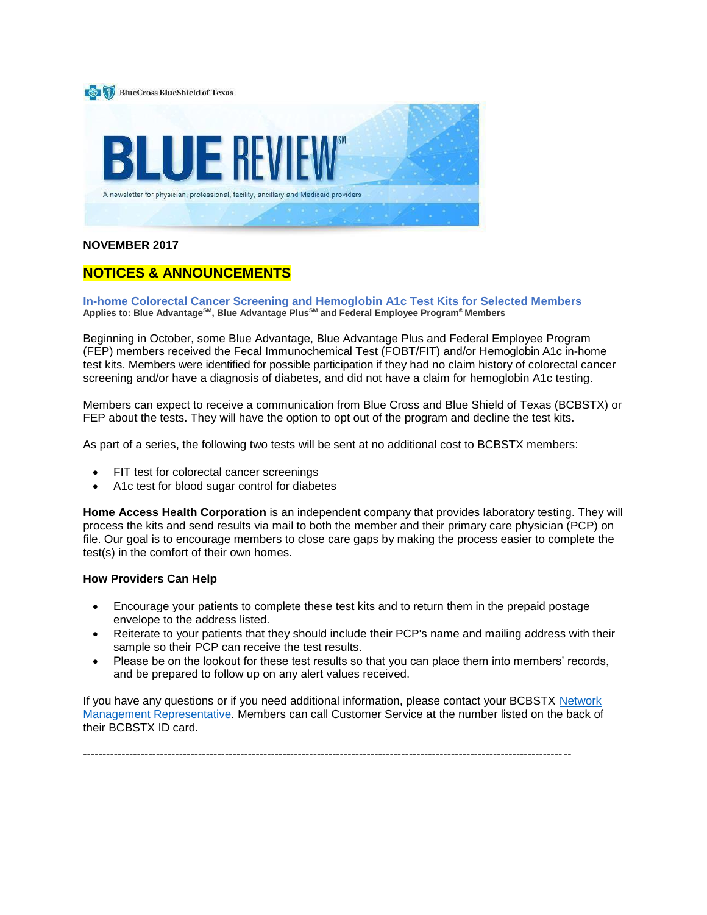BlueCross BlueShield of Texas

# BLUE REVIEW[SM]

A newsletter for physician, professional, facility, ancillary and Medicaid providers

**NOVEMBER 2017**

## NOTICES & ANNOUNCEMENTS

### In-home Colorectal Cancer Screening and Hemoglobin A1c Test Kits for Selected Members

**Applies to: Blue Advantage[SM], Blue Advantage Plus[SM] and Federal Employee Program® Members**

Beginning in October, some Blue Advantage, Blue Advantage Plus and Federal Employee Program (FEP) members received the Fecal Immunochemical Test (FOBT/FIT) and/or Hemoglobin A1c in-home test kits. Members were identified for possible participation if they had no claim history of colorectal cancer screening and/or have a diagnosis of diabetes, and did not have a claim for hemoglobin A1c testing.

Members can expect to receive a communication from Blue Cross and Blue Shield of Texas (BCBSTX) or FEP about the tests. They will have the option to opt out of the program and decline the test kits.

As part of a series, the following two tests will be sent at no additional cost to BCBSTX members:

- FIT test for colorectal cancer screenings
- A1c test for blood sugar control for diabetes

**Home Access Health Corporation** is an independent company that provides laboratory testing. They will process the kits and send results via mail to both the member and their primary care physician (PCP) on file. Our goal is to encourage members to close care gaps by making the process easier to complete the test(s) in the comfort of their own homes.

**How Providers Can Help**

- Encourage your patients to complete these test kits and to return them in the prepaid postage envelope to the address listed.
- Reiterate to your patients that they should include their PCP's name and mailing address with their sample so their PCP can receive the test results.
- Please be on the lookout for these test results so that you can place them into members' records, and be prepared to follow up on any alert values received.

If you have any questions or if you need additional information, please contact your BCBSTX Network Management Representative. Members can call Customer Service at the number listed on the back of their BCBSTX ID card.

---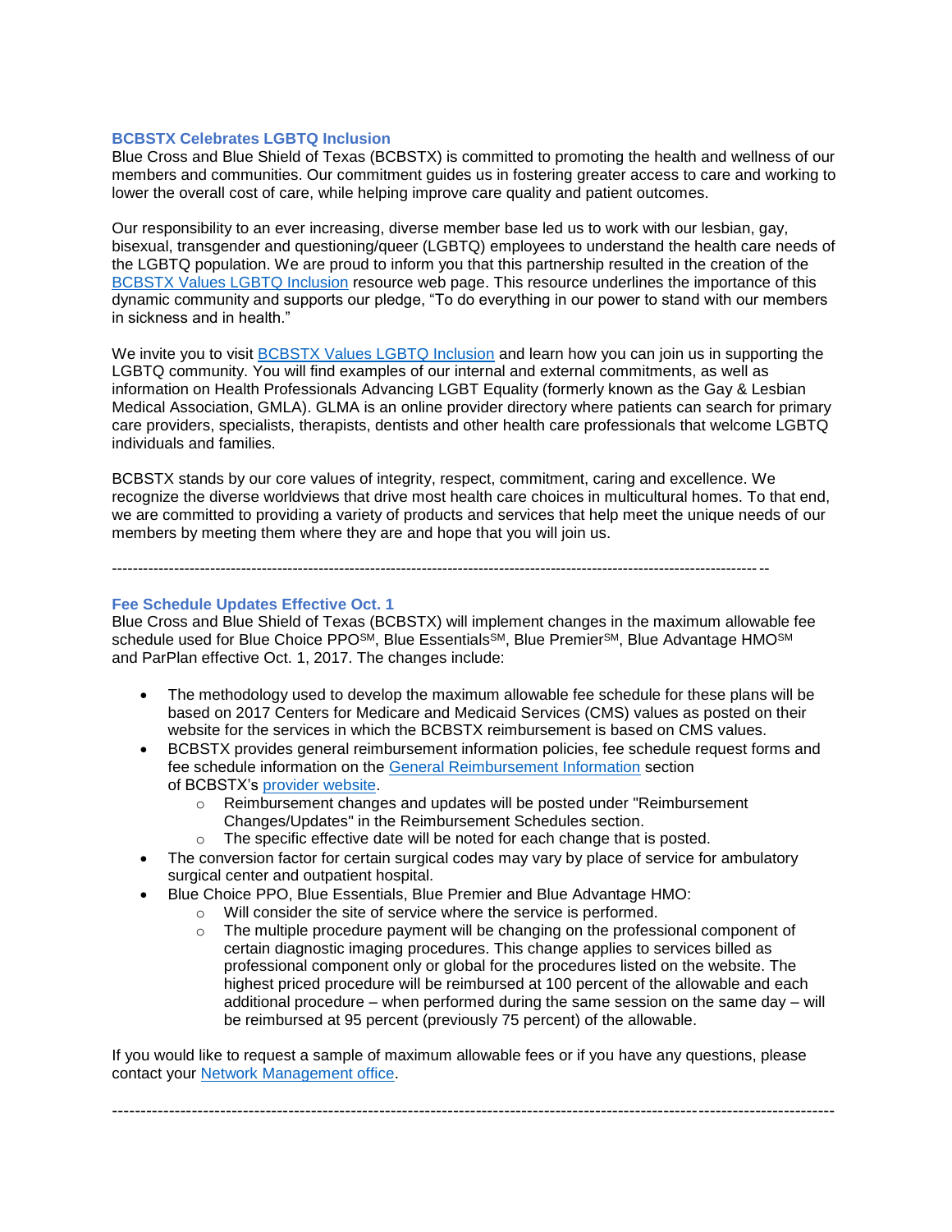### BCBSTX Celebrates LGBTQ Inclusion

Blue Cross and Blue Shield of Texas (BCBSTX) is committed to promoting the health and wellness of our members and communities. Our commitment guides us in fostering greater access to care and working to lower the overall cost of care, while helping improve care quality and patient outcomes.

Our responsibility to an ever increasing, diverse member base led us to work with our lesbian, gay, bisexual, transgender and questioning/queer (LGBTQ) employees to understand the health care needs of the LGBTQ population. We are proud to inform you that this partnership resulted in the creation of the BCBSTX Values LGBTQ Inclusion resource web page. This resource underlines the importance of this dynamic community and supports our pledge, "To do everything in our power to stand with our members in sickness and in health."

We invite you to visit BCBSTX Values LGBTQ Inclusion and learn how you can join us in supporting the LGBTQ community. You will find examples of our internal and external commitments, as well as information on Health Professionals Advancing LGBT Equality (formerly known as the Gay & Lesbian Medical Association, GMLA). GLMA is an online provider directory where patients can search for primary care providers, specialists, therapists, dentists and other health care professionals that welcome LGBTQ individuals and families.

BCBSTX stands by our core values of integrity, respect, commitment, caring and excellence. We recognize the diverse worldviews that drive most health care choices in multicultural homes. To that end, we are committed to providing a variety of products and services that help meet the unique needs of our members by meeting them where they are and hope that you will join us.

---

### Fee Schedule Updates Effective Oct. 1

Blue Cross and Blue Shield of Texas (BCBSTX) will implement changes in the maximum allowable fee schedule used for Blue Choice PPO℠, Blue Essentials℠, Blue Premier℠, Blue Advantage HMO℠ and ParPlan effective Oct. 1, 2017. The changes include:

- The methodology used to develop the maximum allowable fee schedule for these plans will be based on 2017 Centers for Medicare and Medicaid Services (CMS) values as posted on their website for the services in which the BCBSTX reimbursement is based on CMS values.
- BCBSTX provides general reimbursement information policies, fee schedule request forms and fee schedule information on the General Reimbursement Information section of BCBSTX's provider website.
  - Reimbursement changes and updates will be posted under "Reimbursement Changes/Updates" in the Reimbursement Schedules section.
  - The specific effective date will be noted for each change that is posted.
- The conversion factor for certain surgical codes may vary by place of service for ambulatory surgical center and outpatient hospital.
- Blue Choice PPO, Blue Essentials, Blue Premier and Blue Advantage HMO:
  - Will consider the site of service where the service is performed.
  - The multiple procedure payment will be changing on the professional component of certain diagnostic imaging procedures. This change applies to services billed as professional component only or global for the procedures listed on the website. The highest priced procedure will be reimbursed at 100 percent of the allowable and each additional procedure – when performed during the same session on the same day – will be reimbursed at 95 percent (previously 75 percent) of the allowable.

If you would like to request a sample of maximum allowable fees or if you have any questions, please contact your Network Management office.

---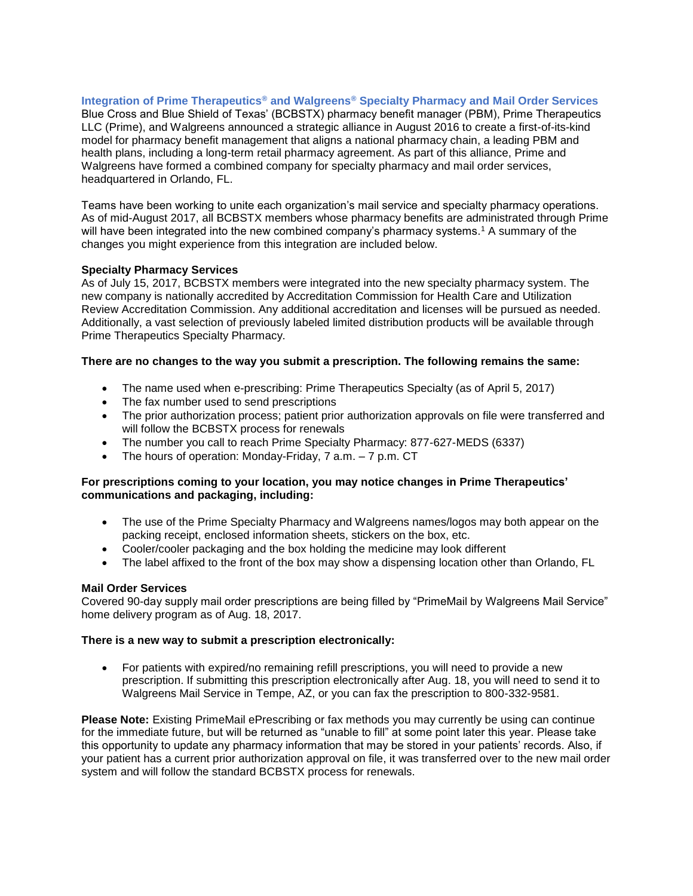## Integration of Prime Therapeutics® and Walgreens® Specialty Pharmacy and Mail Order Services

Blue Cross and Blue Shield of Texas' (BCBSTX) pharmacy benefit manager (PBM), Prime Therapeutics LLC (Prime), and Walgreens announced a strategic alliance in August 2016 to create a first-of-its-kind model for pharmacy benefit management that aligns a national pharmacy chain, a leading PBM and health plans, including a long-term retail pharmacy agreement. As part of this alliance, Prime and Walgreens have formed a combined company for specialty pharmacy and mail order services, headquartered in Orlando, FL.

Teams have been working to unite each organization's mail service and specialty pharmacy operations. As of mid-August 2017, all BCBSTX members whose pharmacy benefits are administrated through Prime will have been integrated into the new combined company's pharmacy systems.[1] A summary of the changes you might experience from this integration are included below.

### Specialty Pharmacy Services

As of July 15, 2017, BCBSTX members were integrated into the new specialty pharmacy system. The new company is nationally accredited by Accreditation Commission for Health Care and Utilization Review Accreditation Commission. Any additional accreditation and licenses will be pursued as needed. Additionally, a vast selection of previously labeled limited distribution products will be available through Prime Therapeutics Specialty Pharmacy.

**There are no changes to the way you submit a prescription. The following remains the same:**

- The name used when e-prescribing: Prime Therapeutics Specialty (as of April 5, 2017)
- The fax number used to send prescriptions
- The prior authorization process; patient prior authorization approvals on file were transferred and will follow the BCBSTX process for renewals
- The number you call to reach Prime Specialty Pharmacy: 877-627-MEDS (6337)
- The hours of operation: Monday-Friday, 7 a.m. – 7 p.m. CT

**For prescriptions coming to your location, you may notice changes in Prime Therapeutics' communications and packaging, including:**

- The use of the Prime Specialty Pharmacy and Walgreens names/logos may both appear on the packing receipt, enclosed information sheets, stickers on the box, etc.
- Cooler/cooler packaging and the box holding the medicine may look different
- The label affixed to the front of the box may show a dispensing location other than Orlando, FL

### Mail Order Services

Covered 90-day supply mail order prescriptions are being filled by "PrimeMail by Walgreens Mail Service" home delivery program as of Aug. 18, 2017.

**There is a new way to submit a prescription electronically:**

- For patients with expired/no remaining refill prescriptions, you will need to provide a new prescription. If submitting this prescription electronically after Aug. 18, you will need to send it to Walgreens Mail Service in Tempe, AZ, or you can fax the prescription to 800-332-9581.

**Please Note:** Existing PrimeMail ePrescribing or fax methods you may currently be using can continue for the immediate future, but will be returned as "unable to fill" at some point later this year. Please take this opportunity to update any pharmacy information that may be stored in your patients' records. Also, if your patient has a current prior authorization approval on file, it was transferred over to the new mail order system and will follow the standard BCBSTX process for renewals.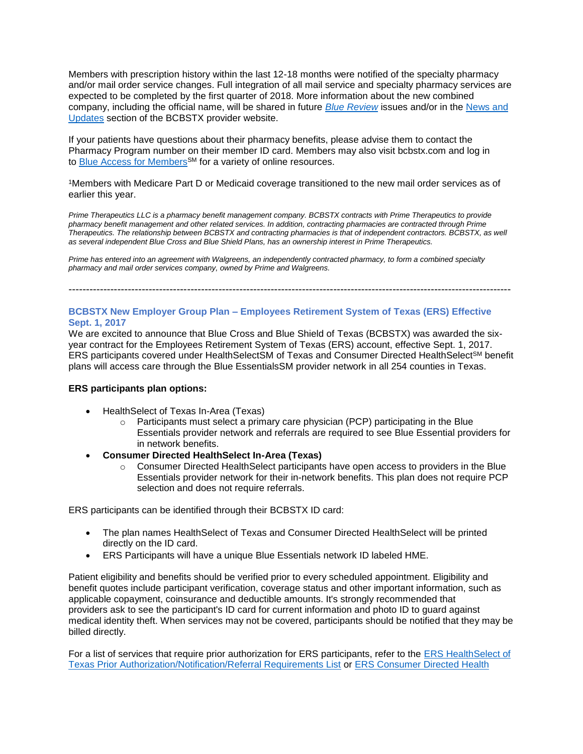Members with prescription history within the last 12-18 months were notified of the specialty pharmacy and/or mail order service changes. Full integration of all mail service and specialty pharmacy services are expected to be completed by the first quarter of 2018. More information about the new combined company, including the official name, will be shared in future *Blue Review* issues and/or in the News and Updates section of the BCBSTX provider website.

If your patients have questions about their pharmacy benefits, please advise them to contact the Pharmacy Program number on their member ID card. Members may also visit bcbstx.com and log in to Blue Access for Members[SM] for a variety of online resources.

[1]Members with Medicare Part D or Medicaid coverage transitioned to the new mail order services as of earlier this year.

*Prime Therapeutics LLC is a pharmacy benefit management company. BCBSTX contracts with Prime Therapeutics to provide pharmacy benefit management and other related services. In addition, contracting pharmacies are contracted through Prime Therapeutics. The relationship between BCBSTX and contracting pharmacies is that of independent contractors. BCBSTX, as well as several independent Blue Cross and Blue Shield Plans, has an ownership interest in Prime Therapeutics.*

*Prime has entered into an agreement with Walgreens, an independently contracted pharmacy, to form a combined specialty pharmacy and mail order services company, owned by Prime and Walgreens.*

---

### BCBSTX New Employer Group Plan – Employees Retirement System of Texas (ERS) Effective Sept. 1, 2017

We are excited to announce that Blue Cross and Blue Shield of Texas (BCBSTX) was awarded the six-year contract for the Employees Retirement System of Texas (ERS) account, effective Sept. 1, 2017. ERS participants covered under HealthSelectSM of Texas and Consumer Directed HealthSelect[SM] benefit plans will access care through the Blue EssentialsSM provider network in all 254 counties in Texas.

**ERS participants plan options:**

- HealthSelect of Texas In-Area (Texas)
  - Participants must select a primary care physician (PCP) participating in the Blue Essentials provider network and referrals are required to see Blue Essential providers for in network benefits.
- **Consumer Directed HealthSelect In-Area (Texas)**
  - Consumer Directed HealthSelect participants have open access to providers in the Blue Essentials provider network for their in-network benefits. This plan does not require PCP selection and does not require referrals.

ERS participants can be identified through their BCBSTX ID card:

- The plan names HealthSelect of Texas and Consumer Directed HealthSelect will be printed directly on the ID card.
- ERS Participants will have a unique Blue Essentials network ID labeled HME.

Patient eligibility and benefits should be verified prior to every scheduled appointment. Eligibility and benefit quotes include participant verification, coverage status and other important information, such as applicable copayment, coinsurance and deductible amounts. It's strongly recommended that providers ask to see the participant's ID card for current information and photo ID to guard against medical identity theft. When services may not be covered, participants should be notified that they may be billed directly.

For a list of services that require prior authorization for ERS participants, refer to the ERS HealthSelect of Texas Prior Authorization/Notification/Referral Requirements List or ERS Consumer Directed Health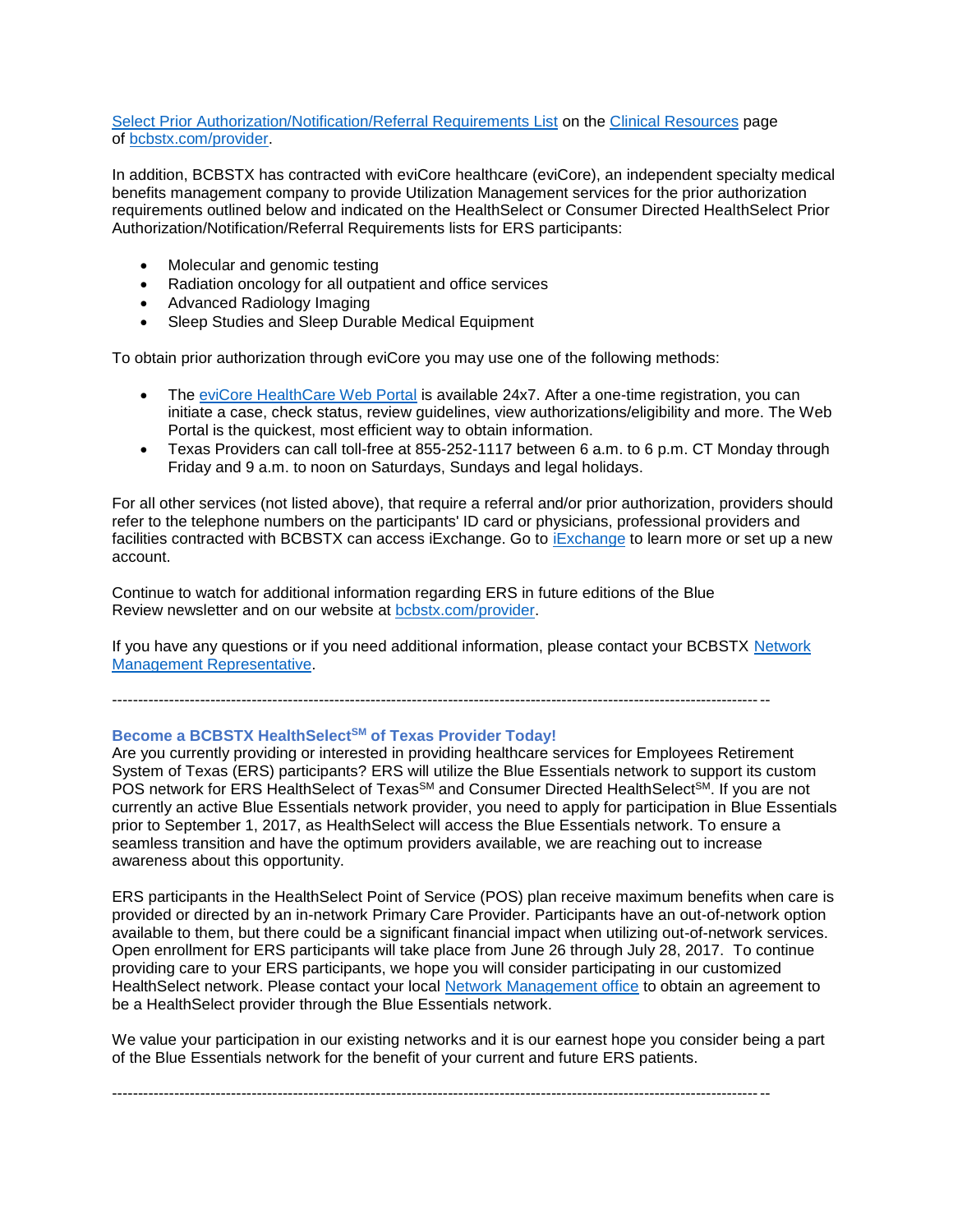Select Prior Authorization/Notification/Referral Requirements List on the Clinical Resources page of bcbstx.com/provider.

In addition, BCBSTX has contracted with eviCore healthcare (eviCore), an independent specialty medical benefits management company to provide Utilization Management services for the prior authorization requirements outlined below and indicated on the HealthSelect or Consumer Directed HealthSelect Prior Authorization/Notification/Referral Requirements lists for ERS participants:

- Molecular and genomic testing
- Radiation oncology for all outpatient and office services
- Advanced Radiology Imaging
- Sleep Studies and Sleep Durable Medical Equipment

To obtain prior authorization through eviCore you may use one of the following methods:

- The eviCore HealthCare Web Portal is available 24x7. After a one-time registration, you can initiate a case, check status, review guidelines, view authorizations/eligibility and more. The Web Portal is the quickest, most efficient way to obtain information.
- Texas Providers can call toll-free at 855-252-1117 between 6 a.m. to 6 p.m. CT Monday through Friday and 9 a.m. to noon on Saturdays, Sundays and legal holidays.

For all other services (not listed above), that require a referral and/or prior authorization, providers should refer to the telephone numbers on the participants' ID card or physicians, professional providers and facilities contracted with BCBSTX can access iExchange. Go to iExchange to learn more or set up a new account.

Continue to watch for additional information regarding ERS in future editions of the Blue Review newsletter and on our website at bcbstx.com/provider.

If you have any questions or if you need additional information, please contact your BCBSTX Network Management Representative.

---

### Become a BCBSTX HealthSelect℠ of Texas Provider Today!

Are you currently providing or interested in providing healthcare services for Employees Retirement System of Texas (ERS) participants? ERS will utilize the Blue Essentials network to support its custom POS network for ERS HealthSelect of Texas℠ and Consumer Directed HealthSelect℠. If you are not currently an active Blue Essentials network provider, you need to apply for participation in Blue Essentials prior to September 1, 2017, as HealthSelect will access the Blue Essentials network. To ensure a seamless transition and have the optimum providers available, we are reaching out to increase awareness about this opportunity.

ERS participants in the HealthSelect Point of Service (POS) plan receive maximum benefits when care is provided or directed by an in-network Primary Care Provider. Participants have an out-of-network option available to them, but there could be a significant financial impact when utilizing out-of-network services. Open enrollment for ERS participants will take place from June 26 through July 28, 2017. To continue providing care to your ERS participants, we hope you will consider participating in our customized HealthSelect network. Please contact your local Network Management office to obtain an agreement to be a HealthSelect provider through the Blue Essentials network.

We value your participation in our existing networks and it is our earnest hope you consider being a part of the Blue Essentials network for the benefit of your current and future ERS patients.

---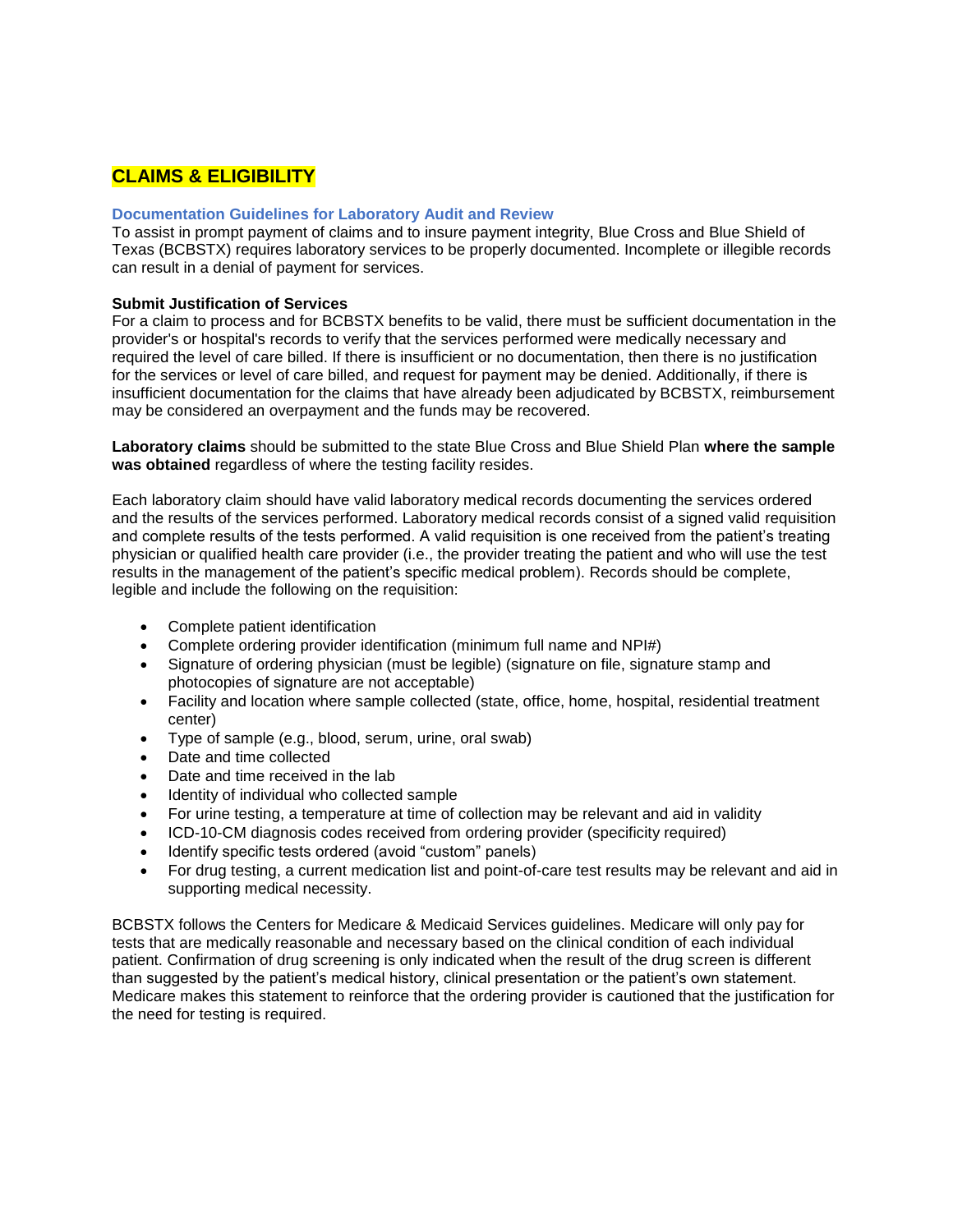## CLAIMS & ELIGIBILITY

### Documentation Guidelines for Laboratory Audit and Review

To assist in prompt payment of claims and to insure payment integrity, Blue Cross and Blue Shield of Texas (BCBSTX) requires laboratory services to be properly documented. Incomplete or illegible records can result in a denial of payment for services.

**Submit Justification of Services**

For a claim to process and for BCBSTX benefits to be valid, there must be sufficient documentation in the provider's or hospital's records to verify that the services performed were medically necessary and required the level of care billed. If there is insufficient or no documentation, then there is no justification for the services or level of care billed, and request for payment may be denied. Additionally, if there is insufficient documentation for the claims that have already been adjudicated by BCBSTX, reimbursement may be considered an overpayment and the funds may be recovered.

**Laboratory claims** should be submitted to the state Blue Cross and Blue Shield Plan **where the sample was obtained** regardless of where the testing facility resides.

Each laboratory claim should have valid laboratory medical records documenting the services ordered and the results of the services performed. Laboratory medical records consist of a signed valid requisition and complete results of the tests performed. A valid requisition is one received from the patient's treating physician or qualified health care provider (i.e., the provider treating the patient and who will use the test results in the management of the patient's specific medical problem). Records should be complete, legible and include the following on the requisition:

- Complete patient identification
- Complete ordering provider identification (minimum full name and NPI#)
- Signature of ordering physician (must be legible) (signature on file, signature stamp and photocopies of signature are not acceptable)
- Facility and location where sample collected (state, office, home, hospital, residential treatment center)
- Type of sample (e.g., blood, serum, urine, oral swab)
- Date and time collected
- Date and time received in the lab
- Identity of individual who collected sample
- For urine testing, a temperature at time of collection may be relevant and aid in validity
- ICD-10-CM diagnosis codes received from ordering provider (specificity required)
- Identify specific tests ordered (avoid "custom" panels)
- For drug testing, a current medication list and point-of-care test results may be relevant and aid in supporting medical necessity.

BCBSTX follows the Centers for Medicare & Medicaid Services guidelines. Medicare will only pay for tests that are medically reasonable and necessary based on the clinical condition of each individual patient. Confirmation of drug screening is only indicated when the result of the drug screen is different than suggested by the patient's medical history, clinical presentation or the patient's own statement. Medicare makes this statement to reinforce that the ordering provider is cautioned that the justification for the need for testing is required.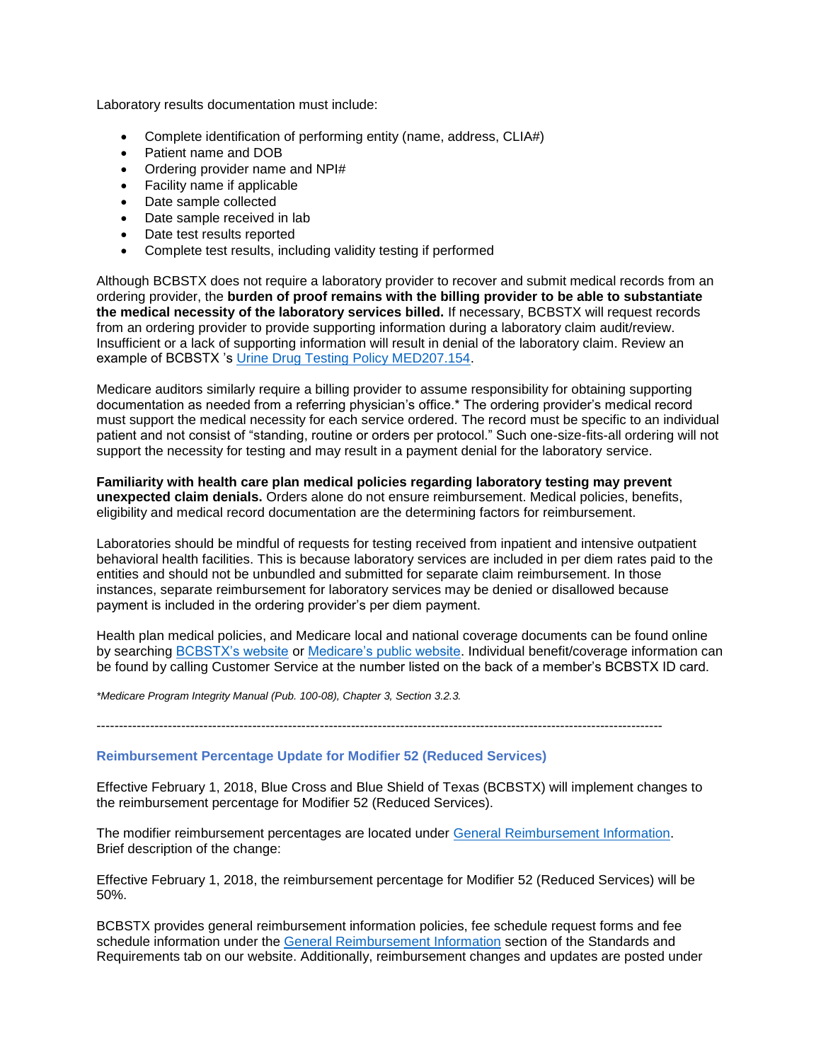Laboratory results documentation must include:

- Complete identification of performing entity (name, address, CLIA#)
- Patient name and DOB
- Ordering provider name and NPI#
- Facility name if applicable
- Date sample collected
- Date sample received in lab
- Date test results reported
- Complete test results, including validity testing if performed

Although BCBSTX does not require a laboratory provider to recover and submit medical records from an ordering provider, the **burden of proof remains with the billing provider to be able to substantiate the medical necessity of the laboratory services billed.** If necessary, BCBSTX will request records from an ordering provider to provide supporting information during a laboratory claim audit/review. Insufficient or a lack of supporting information will result in denial of the laboratory claim. Review an example of BCBSTX 's Urine Drug Testing Policy MED207.154.

Medicare auditors similarly require a billing provider to assume responsibility for obtaining supporting documentation as needed from a referring physician's office.* The ordering provider's medical record must support the medical necessity for each service ordered. The record must be specific to an individual patient and not consist of "standing, routine or orders per protocol." Such one-size-fits-all ordering will not support the necessity for testing and may result in a payment denial for the laboratory service.

**Familiarity with health care plan medical policies regarding laboratory testing may prevent unexpected claim denials.** Orders alone do not ensure reimbursement. Medical policies, benefits, eligibility and medical record documentation are the determining factors for reimbursement.

Laboratories should be mindful of requests for testing received from inpatient and intensive outpatient behavioral health facilities. This is because laboratory services are included in per diem rates paid to the entities and should not be unbundled and submitted for separate claim reimbursement. In those instances, separate reimbursement for laboratory services may be denied or disallowed because payment is included in the ordering provider's per diem payment.

Health plan medical policies, and Medicare local and national coverage documents can be found online by searching BCBSTX's website or Medicare's public website. Individual benefit/coverage information can be found by calling Customer Service at the number listed on the back of a member's BCBSTX ID card.

*\*Medicare Program Integrity Manual (Pub. 100-08), Chapter 3, Section 3.2.3.*

---

### Reimbursement Percentage Update for Modifier 52 (Reduced Services)

Effective February 1, 2018, Blue Cross and Blue Shield of Texas (BCBSTX) will implement changes to the reimbursement percentage for Modifier 52 (Reduced Services).

The modifier reimbursement percentages are located under General Reimbursement Information.
Brief description of the change:

Effective February 1, 2018, the reimbursement percentage for Modifier 52 (Reduced Services) will be 50%.

BCBSTX provides general reimbursement information policies, fee schedule request forms and fee schedule information under the General Reimbursement Information section of the Standards and Requirements tab on our website. Additionally, reimbursement changes and updates are posted under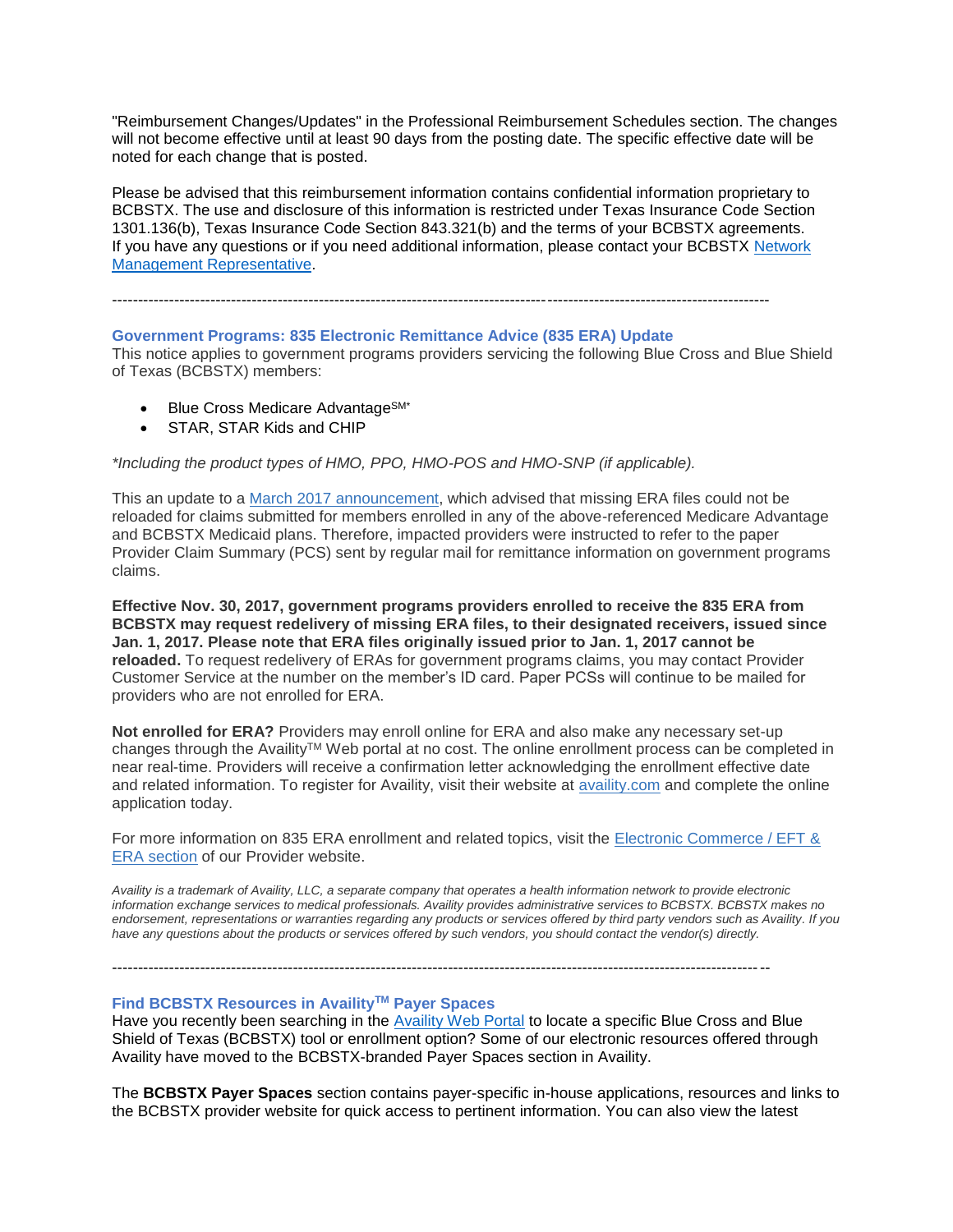"Reimbursement Changes/Updates" in the Professional Reimbursement Schedules section. The changes will not become effective until at least 90 days from the posting date. The specific effective date will be noted for each change that is posted.

Please be advised that this reimbursement information contains confidential information proprietary to BCBSTX. The use and disclosure of this information is restricted under Texas Insurance Code Section 1301.136(b), Texas Insurance Code Section 843.321(b) and the terms of your BCBSTX agreements. If you have any questions or if you need additional information, please contact your BCBSTX [Network Management Representative](#).

---

### Government Programs: 835 Electronic Remittance Advice (835 ERA) Update

This notice applies to government programs providers servicing the following Blue Cross and Blue Shield of Texas (BCBSTX) members:

- Blue Cross Medicare Advantage[SM*]
- STAR, STAR Kids and CHIP

*\*Including the product types of HMO, PPO, HMO-POS and HMO-SNP (if applicable).*

This an update to a [March 2017 announcement](#), which advised that missing ERA files could not be reloaded for claims submitted for members enrolled in any of the above-referenced Medicare Advantage and BCBSTX Medicaid plans. Therefore, impacted providers were instructed to refer to the paper Provider Claim Summary (PCS) sent by regular mail for remittance information on government programs claims.

**Effective Nov. 30, 2017, government programs providers enrolled to receive the 835 ERA from BCBSTX may request redelivery of missing ERA files, to their designated receivers, issued since Jan. 1, 2017. Please note that ERA files originally issued prior to Jan. 1, 2017 cannot be reloaded.** To request redelivery of ERAs for government programs claims, you may contact Provider Customer Service at the number on the member's ID card. Paper PCSs will continue to be mailed for providers who are not enrolled for ERA.

**Not enrolled for ERA?** Providers may enroll online for ERA and also make any necessary set-up changes through the Availity[TM] Web portal at no cost. The online enrollment process can be completed in near real-time. Providers will receive a confirmation letter acknowledging the enrollment effective date and related information. To register for Availity, visit their website at [availity.com](#) and complete the online application today.

For more information on 835 ERA enrollment and related topics, visit the [Electronic Commerce / EFT & ERA section](#) of our Provider website.

*Availity is a trademark of Availity, LLC, a separate company that operates a health information network to provide electronic information exchange services to medical professionals. Availity provides administrative services to BCBSTX. BCBSTX makes no endorsement, representations or warranties regarding any products or services offered by third party vendors such as Availity. If you have any questions about the products or services offered by such vendors, you should contact the vendor(s) directly.*

---

### Find BCBSTX Resources in Availity[TM] Payer Spaces

Have you recently been searching in the [Availity Web Portal](#) to locate a specific Blue Cross and Blue Shield of Texas (BCBSTX) tool or enrollment option? Some of our electronic resources offered through Availity have moved to the BCBSTX-branded Payer Spaces section in Availity.

The **BCBSTX Payer Spaces** section contains payer-specific in-house applications, resources and links to the BCBSTX provider website for quick access to pertinent information. You can also view the latest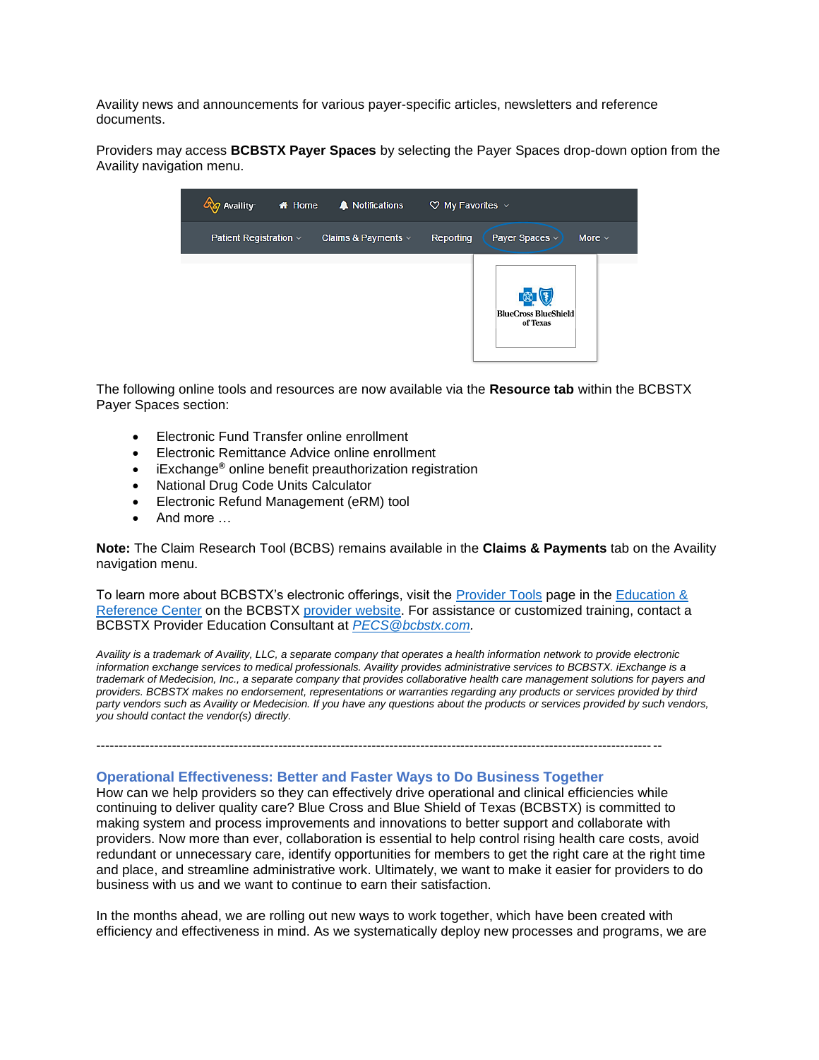Availity news and announcements for various payer-specific articles, newsletters and reference documents.

Providers may access **BCBSTX Payer Spaces** by selecting the Payer Spaces drop-down option from the Availity navigation menu.

The following online tools and resources are now available via the **Resource tab** within the BCBSTX Payer Spaces section:

- Electronic Fund Transfer online enrollment
- Electronic Remittance Advice online enrollment
- iExchange® online benefit preauthorization registration
- National Drug Code Units Calculator
- Electronic Refund Management (eRM) tool
- And more …

**Note:** The Claim Research Tool (BCBS) remains available in the **Claims & Payments** tab on the Availity navigation menu.

To learn more about BCBSTX's electronic offerings, visit the [Provider Tools](#) page in the [Education & Reference Center](#) on the BCBSTX [provider website](#). For assistance or customized training, contact a BCBSTX Provider Education Consultant at *[PECS@bcbstx.com](mailto:PECS@bcbstx.com)*.

*Availity is a trademark of Availity, LLC, a separate company that operates a health information network to provide electronic information exchange services to medical professionals. Availity provides administrative services to BCBSTX. iExchange is a trademark of Medecision, Inc., a separate company that provides collaborative health care management solutions for payers and providers. BCBSTX makes no endorsement, representations or warranties regarding any products or services provided by third party vendors such as Availity or Medecision. If you have any questions about the products or services provided by such vendors, you should contact the vendor(s) directly.*

---

### Operational Effectiveness: Better and Faster Ways to Do Business Together

How can we help providers so they can effectively drive operational and clinical efficiencies while continuing to deliver quality care? Blue Cross and Blue Shield of Texas (BCBSTX) is committed to making system and process improvements and innovations to better support and collaborate with providers. Now more than ever, collaboration is essential to help control rising health care costs, avoid redundant or unnecessary care, identify opportunities for members to get the right care at the right time and place, and streamline administrative work. Ultimately, we want to make it easier for providers to do business with us and we want to continue to earn their satisfaction.

In the months ahead, we are rolling out new ways to work together, which have been created with efficiency and effectiveness in mind. As we systematically deploy new processes and programs, we are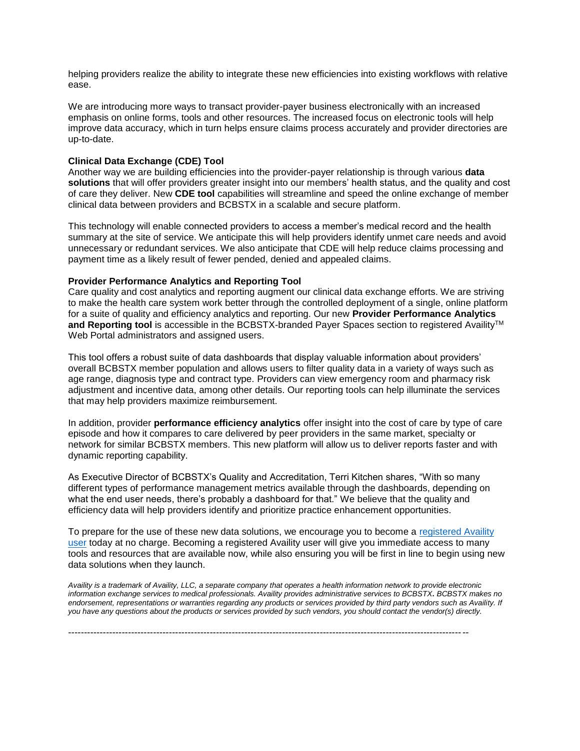helping providers realize the ability to integrate these new efficiencies into existing workflows with relative ease.

We are introducing more ways to transact provider-payer business electronically with an increased emphasis on online forms, tools and other resources. The increased focus on electronic tools will help improve data accuracy, which in turn helps ensure claims process accurately and provider directories are up-to-date.

**Clinical Data Exchange (CDE) Tool**

Another way we are building efficiencies into the provider-payer relationship is through various **data solutions** that will offer providers greater insight into our members' health status, and the quality and cost of care they deliver. New **CDE tool** capabilities will streamline and speed the online exchange of member clinical data between providers and BCBSTX in a scalable and secure platform.

This technology will enable connected providers to access a member's medical record and the health summary at the site of service. We anticipate this will help providers identify unmet care needs and avoid unnecessary or redundant services. We also anticipate that CDE will help reduce claims processing and payment time as a likely result of fewer pended, denied and appealed claims.

**Provider Performance Analytics and Reporting Tool**

Care quality and cost analytics and reporting augment our clinical data exchange efforts. We are striving to make the health care system work better through the controlled deployment of a single, online platform for a suite of quality and efficiency analytics and reporting. Our new **Provider Performance Analytics and Reporting tool** is accessible in the BCBSTX-branded Payer Spaces section to registered Availity™ Web Portal administrators and assigned users.

This tool offers a robust suite of data dashboards that display valuable information about providers' overall BCBSTX member population and allows users to filter quality data in a variety of ways such as age range, diagnosis type and contract type. Providers can view emergency room and pharmacy risk adjustment and incentive data, among other details. Our reporting tools can help illuminate the services that may help providers maximize reimbursement.

In addition, provider **performance efficiency analytics** offer insight into the cost of care by type of care episode and how it compares to care delivered by peer providers in the same market, specialty or network for similar BCBSTX members. This new platform will allow us to deliver reports faster and with dynamic reporting capability.

As Executive Director of BCBSTX's Quality and Accreditation, Terri Kitchen shares, "With so many different types of performance management metrics available through the dashboards, depending on what the end user needs, there's probably a dashboard for that." We believe that the quality and efficiency data will help providers identify and prioritize practice enhancement opportunities.

To prepare for the use of these new data solutions, we encourage you to become a [registered Availity user](#) today at no charge. Becoming a registered Availity user will give you immediate access to many tools and resources that are available now, while also ensuring you will be first in line to begin using new data solutions when they launch.

*Availity is a trademark of Availity, LLC, a separate company that operates a health information network to provide electronic information exchange services to medical professionals. Availity provides administrative services to BCBSTX. BCBSTX makes no endorsement, representations or warranties regarding any products or services provided by third party vendors such as Availity. If you have any questions about the products or services provided by such vendors, you should contact the vendor(s) directly.*

---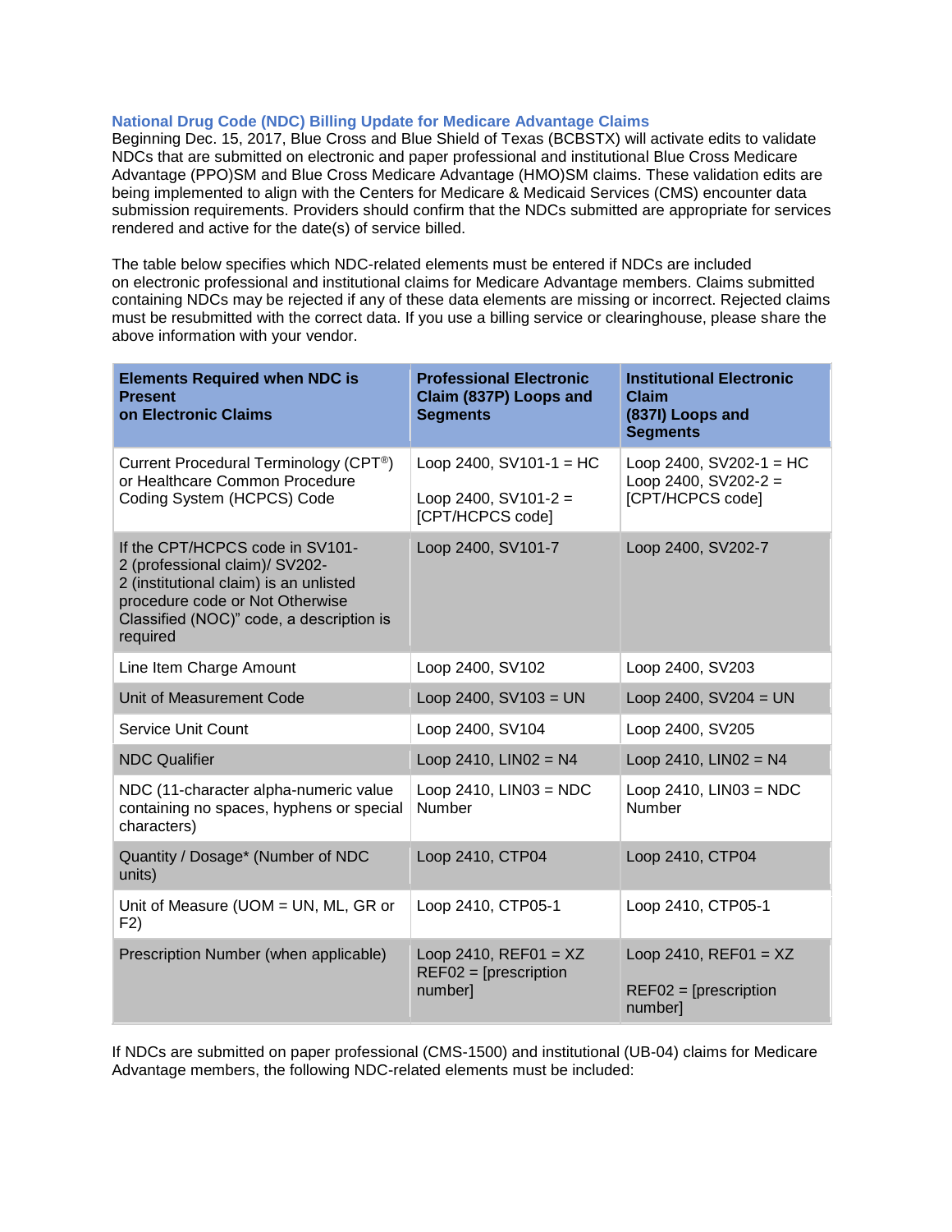### National Drug Code (NDC) Billing Update for Medicare Advantage Claims

Beginning Dec. 15, 2017, Blue Cross and Blue Shield of Texas (BCBSTX) will activate edits to validate NDCs that are submitted on electronic and paper professional and institutional Blue Cross Medicare Advantage (PPO)SM and Blue Cross Medicare Advantage (HMO)SM claims. These validation edits are being implemented to align with the Centers for Medicare & Medicaid Services (CMS) encounter data submission requirements. Providers should confirm that the NDCs submitted are appropriate for services rendered and active for the date(s) of service billed.

The table below specifies which NDC-related elements must be entered if NDCs are included on electronic professional and institutional claims for Medicare Advantage members. Claims submitted containing NDCs may be rejected if any of these data elements are missing or incorrect. Rejected claims must be resubmitted with the correct data. If you use a billing service or clearinghouse, please share the above information with your vendor.

| Elements Required when NDC is Present on Electronic Claims | Professional Electronic Claim (837P) Loops and Segments | Institutional Electronic Claim (837I) Loops and Segments |
|---|---|---|
| Current Procedural Terminology (CPT®) or Healthcare Common Procedure Coding System (HCPCS) Code | Loop 2400, SV101-1 = HC<br><br>Loop 2400, SV101-2 = [CPT/HCPCS code] | Loop 2400, SV202-1 = HC<br>Loop 2400, SV202-2 = [CPT/HCPCS code] |
| If the CPT/HCPCS code in SV101-2 (professional claim)/ SV202-2 (institutional claim) is an unlisted procedure code or Not Otherwise Classified (NOC)" code, a description is required | Loop 2400, SV101-7 | Loop 2400, SV202-7 |
| Line Item Charge Amount | Loop 2400, SV102 | Loop 2400, SV203 |
| Unit of Measurement Code | Loop 2400, SV103 = UN | Loop 2400, SV204 = UN |
| Service Unit Count | Loop 2400, SV104 | Loop 2400, SV205 |
| NDC Qualifier | Loop 2410, LIN02 = N4 | Loop 2410, LIN02 = N4 |
| NDC (11-character alpha-numeric value containing no spaces, hyphens or special characters) | Loop 2410, LIN03 = NDC Number | Loop 2410, LIN03 = NDC Number |
| Quantity / Dosage* (Number of NDC units) | Loop 2410, CTP04 | Loop 2410, CTP04 |
| Unit of Measure (UOM = UN, ML, GR or F2) | Loop 2410, CTP05-1 | Loop 2410, CTP05-1 |
| Prescription Number (when applicable) | Loop 2410, REF01 = XZ<br>REF02 = [prescription number] | Loop 2410, REF01 = XZ<br><br>REF02 = [prescription number] |

If NDCs are submitted on paper professional (CMS-1500) and institutional (UB-04) claims for Medicare Advantage members, the following NDC-related elements must be included: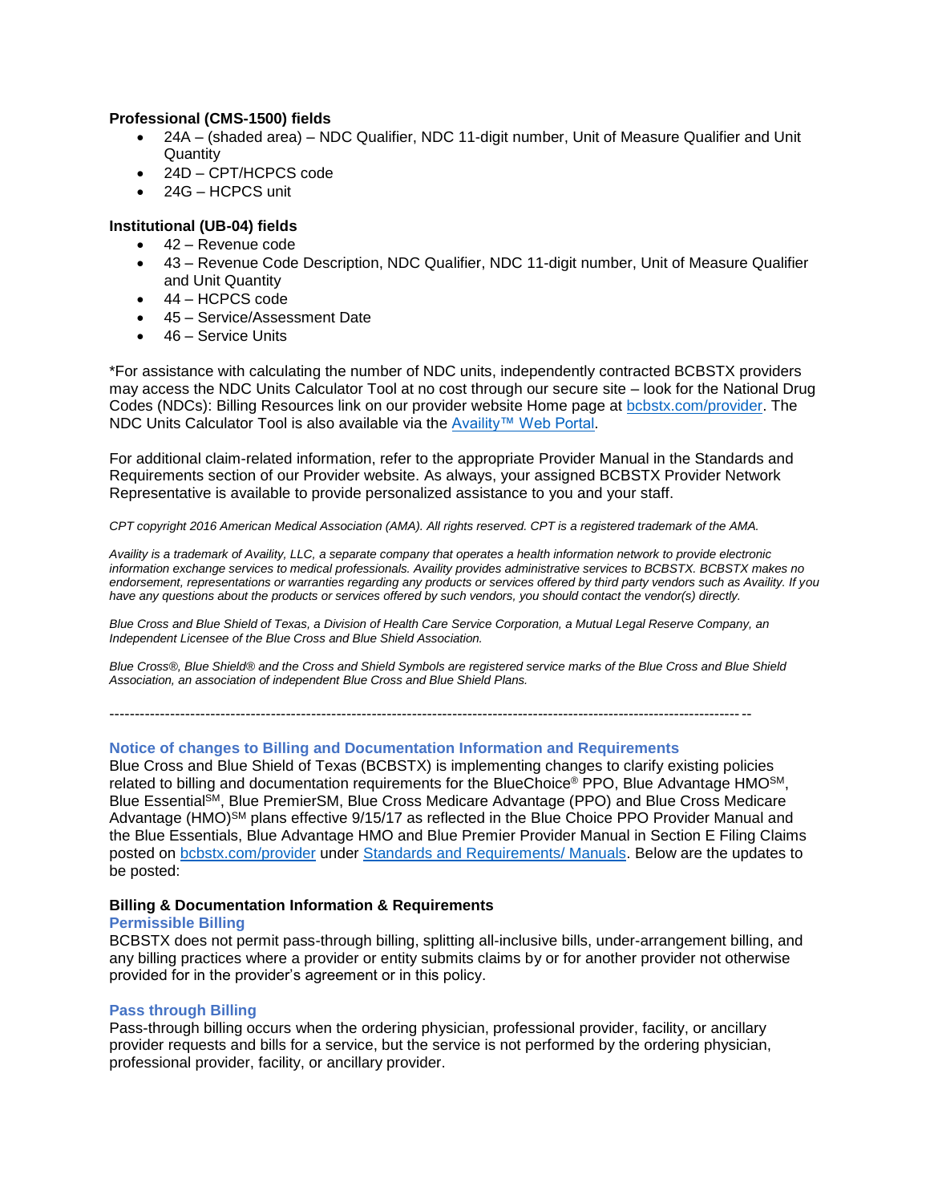**Professional (CMS-1500) fields**

- 24A – (shaded area) – NDC Qualifier, NDC 11-digit number, Unit of Measure Qualifier and Unit Quantity
- 24D – CPT/HCPCS code
- 24G – HCPCS unit

**Institutional (UB-04) fields**

- 42 – Revenue code
- 43 – Revenue Code Description, NDC Qualifier, NDC 11-digit number, Unit of Measure Qualifier and Unit Quantity
- 44 – HCPCS code
- 45 – Service/Assessment Date
- 46 – Service Units

*For assistance with calculating the number of NDC units, independently contracted BCBSTX providers may access the NDC Units Calculator Tool at no cost through our secure site – look for the National Drug Codes (NDCs): Billing Resources link on our provider website Home page at bcbstx.com/provider. The NDC Units Calculator Tool is also available via the Availity™ Web Portal.

For additional claim-related information, refer to the appropriate Provider Manual in the Standards and Requirements section of our Provider website. As always, your assigned BCBSTX Provider Network Representative is available to provide personalized assistance to you and your staff.

*CPT copyright 2016 American Medical Association (AMA). All rights reserved. CPT is a registered trademark of the AMA.*

*Availity is a trademark of Availity, LLC, a separate company that operates a health information network to provide electronic information exchange services to medical professionals. Availity provides administrative services to BCBSTX. BCBSTX makes no endorsement, representations or warranties regarding any products or services offered by third party vendors such as Availity. If you have any questions about the products or services offered by such vendors, you should contact the vendor(s) directly.*

*Blue Cross and Blue Shield of Texas, a Division of Health Care Service Corporation, a Mutual Legal Reserve Company, an Independent Licensee of the Blue Cross and Blue Shield Association.*

*Blue Cross®, Blue Shield® and the Cross and Shield Symbols are registered service marks of the Blue Cross and Blue Shield Association, an association of independent Blue Cross and Blue Shield Plans.*

---

## Notice of changes to Billing and Documentation Information and Requirements

Blue Cross and Blue Shield of Texas (BCBSTX) is implementing changes to clarify existing policies related to billing and documentation requirements for the BlueChoice® PPO, Blue Advantage HMO℠, Blue Essential℠, Blue PremierSM, Blue Cross Medicare Advantage (PPO) and Blue Cross Medicare Advantage (HMO)℠ plans effective 9/15/17 as reflected in the Blue Choice PPO Provider Manual and the Blue Essentials, Blue Advantage HMO and Blue Premier Provider Manual in Section E Filing Claims posted on bcbstx.com/provider under Standards and Requirements/ Manuals. Below are the updates to be posted:

### Billing & Documentation Information & Requirements

#### Permissible Billing

BCBSTX does not permit pass-through billing, splitting all-inclusive bills, under-arrangement billing, and any billing practices where a provider or entity submits claims by or for another provider not otherwise provided for in the provider's agreement or in this policy.

#### Pass through Billing

Pass-through billing occurs when the ordering physician, professional provider, facility, or ancillary provider requests and bills for a service, but the service is not performed by the ordering physician, professional provider, facility, or ancillary provider.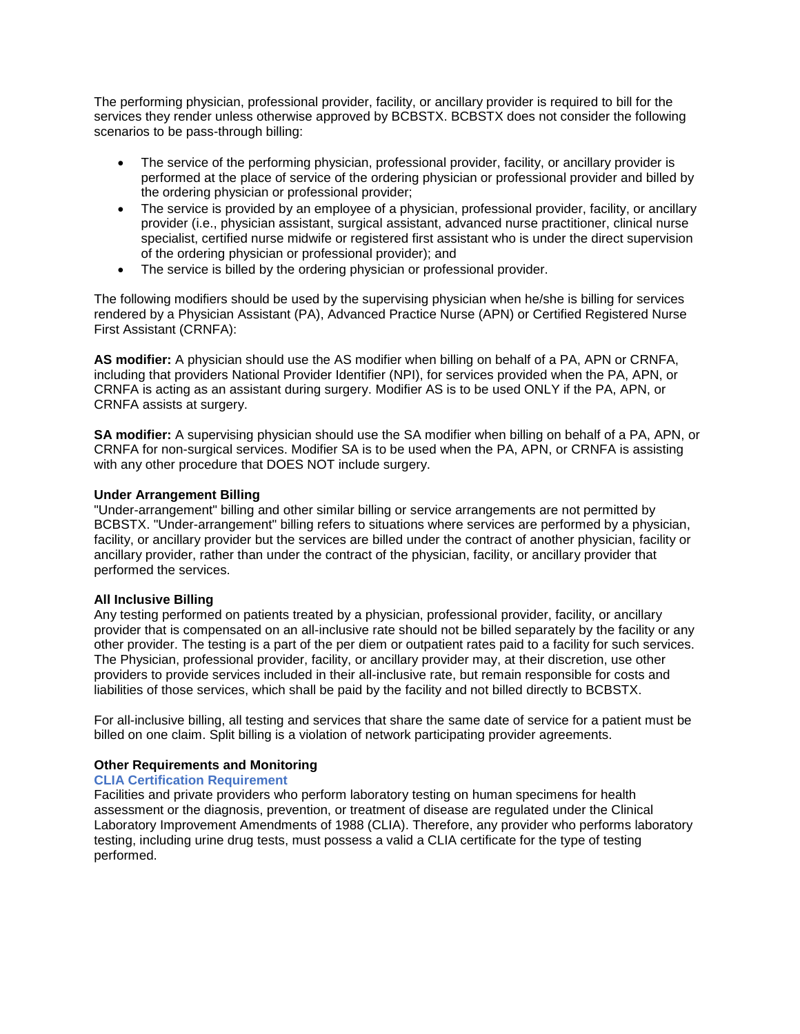The performing physician, professional provider, facility, or ancillary provider is required to bill for the services they render unless otherwise approved by BCBSTX. BCBSTX does not consider the following scenarios to be pass-through billing:

- The service of the performing physician, professional provider, facility, or ancillary provider is performed at the place of service of the ordering physician or professional provider and billed by the ordering physician or professional provider;
- The service is provided by an employee of a physician, professional provider, facility, or ancillary provider (i.e., physician assistant, surgical assistant, advanced nurse practitioner, clinical nurse specialist, certified nurse midwife or registered first assistant who is under the direct supervision of the ordering physician or professional provider); and
- The service is billed by the ordering physician or professional provider.

The following modifiers should be used by the supervising physician when he/she is billing for services rendered by a Physician Assistant (PA), Advanced Practice Nurse (APN) or Certified Registered Nurse First Assistant (CRNFA):

**AS modifier:** A physician should use the AS modifier when billing on behalf of a PA, APN or CRNFA, including that providers National Provider Identifier (NPI), for services provided when the PA, APN, or CRNFA is acting as an assistant during surgery. Modifier AS is to be used ONLY if the PA, APN, or CRNFA assists at surgery.

**SA modifier:** A supervising physician should use the SA modifier when billing on behalf of a PA, APN, or CRNFA for non-surgical services. Modifier SA is to be used when the PA, APN, or CRNFA is assisting with any other procedure that DOES NOT include surgery.

**Under Arrangement Billing**

"Under-arrangement" billing and other similar billing or service arrangements are not permitted by BCBSTX. "Under-arrangement" billing refers to situations where services are performed by a physician, facility, or ancillary provider but the services are billed under the contract of another physician, facility or ancillary provider, rather than under the contract of the physician, facility, or ancillary provider that performed the services.

**All Inclusive Billing**

Any testing performed on patients treated by a physician, professional provider, facility, or ancillary provider that is compensated on an all-inclusive rate should not be billed separately by the facility or any other provider. The testing is a part of the per diem or outpatient rates paid to a facility for such services. The Physician, professional provider, facility, or ancillary provider may, at their discretion, use other providers to provide services included in their all-inclusive rate, but remain responsible for costs and liabilities of those services, which shall be paid by the facility and not billed directly to BCBSTX.

For all-inclusive billing, all testing and services that share the same date of service for a patient must be billed on one claim. Split billing is a violation of network participating provider agreements.

**Other Requirements and Monitoring**

**CLIA Certification Requirement**

Facilities and private providers who perform laboratory testing on human specimens for health assessment or the diagnosis, prevention, or treatment of disease are regulated under the Clinical Laboratory Improvement Amendments of 1988 (CLIA). Therefore, any provider who performs laboratory testing, including urine drug tests, must possess a valid a CLIA certificate for the type of testing performed.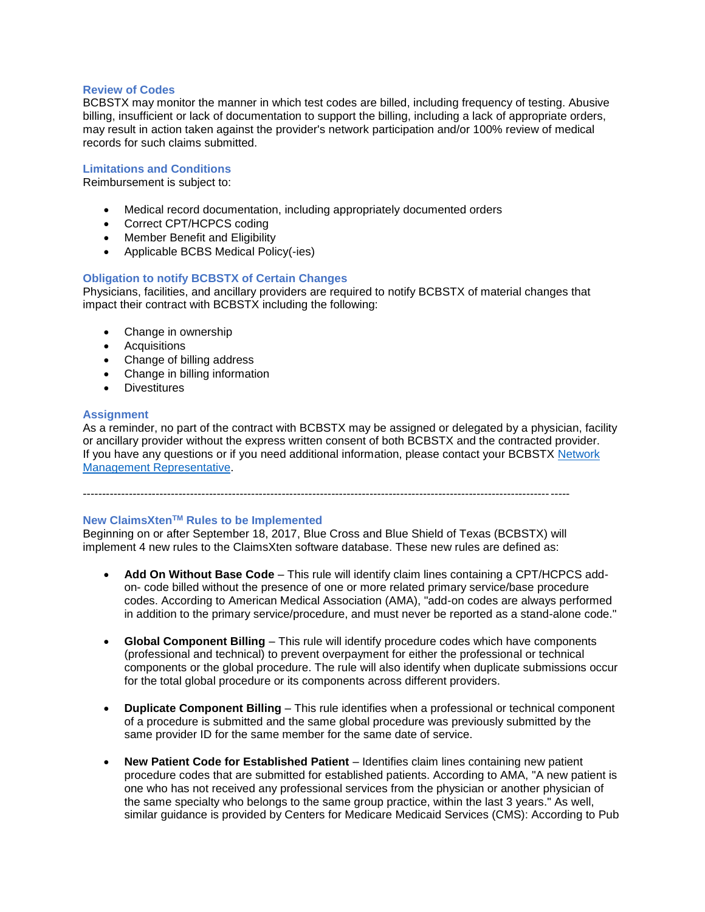### Review of Codes

BCBSTX may monitor the manner in which test codes are billed, including frequency of testing. Abusive billing, insufficient or lack of documentation to support the billing, including a lack of appropriate orders, may result in action taken against the provider's network participation and/or 100% review of medical records for such claims submitted.

### Limitations and Conditions

Reimbursement is subject to:

- Medical record documentation, including appropriately documented orders
- Correct CPT/HCPCS coding
- Member Benefit and Eligibility
- Applicable BCBS Medical Policy(-ies)

### Obligation to notify BCBSTX of Certain Changes

Physicians, facilities, and ancillary providers are required to notify BCBSTX of material changes that impact their contract with BCBSTX including the following:

- Change in ownership
- Acquisitions
- Change of billing address
- Change in billing information
- Divestitures

### Assignment

As a reminder, no part of the contract with BCBSTX may be assigned or delegated by a physician, facility or ancillary provider without the express written consent of both BCBSTX and the contracted provider. If you have any questions or if you need additional information, please contact your BCBSTX Network Management Representative.

-----------------------------------------------------------------------------------------------------------------------------

### New ClaimsXten™ Rules to be Implemented

Beginning on or after September 18, 2017, Blue Cross and Blue Shield of Texas (BCBSTX) will implement 4 new rules to the ClaimsXten software database. These new rules are defined as:

- **Add On Without Base Code** – This rule will identify claim lines containing a CPT/HCPCS add-on- code billed without the presence of one or more related primary service/base procedure codes. According to American Medical Association (AMA), "add-on codes are always performed in addition to the primary service/procedure, and must never be reported as a stand-alone code."

- **Global Component Billing** – This rule will identify procedure codes which have components (professional and technical) to prevent overpayment for either the professional or technical components or the global procedure. The rule will also identify when duplicate submissions occur for the total global procedure or its components across different providers.

- **Duplicate Component Billing** – This rule identifies when a professional or technical component of a procedure is submitted and the same global procedure was previously submitted by the same provider ID for the same member for the same date of service.

- **New Patient Code for Established Patient** – Identifies claim lines containing new patient procedure codes that are submitted for established patients. According to AMA, "A new patient is one who has not received any professional services from the physician or another physician of the same specialty who belongs to the same group practice, within the last 3 years." As well, similar guidance is provided by Centers for Medicare Medicaid Services (CMS): According to Pub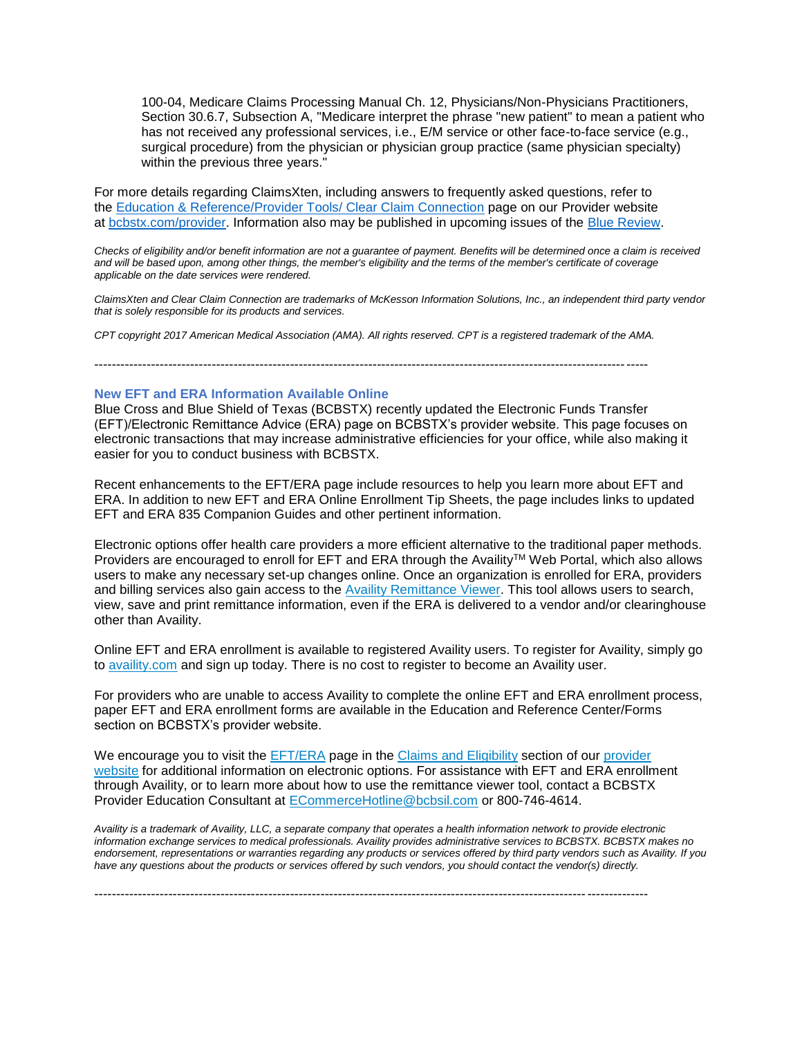100-04, Medicare Claims Processing Manual Ch. 12, Physicians/Non-Physicians Practitioners, Section 30.6.7, Subsection A, "Medicare interpret the phrase "new patient" to mean a patient who has not received any professional services, i.e., E/M service or other face-to-face service (e.g., surgical procedure) from the physician or physician group practice (same physician specialty) within the previous three years."

For more details regarding ClaimsXten, including answers to frequently asked questions, refer to the Education & Reference/Provider Tools/ Clear Claim Connection page on our Provider website at bcbstx.com/provider. Information also may be published in upcoming issues of the Blue Review.

*Checks of eligibility and/or benefit information are not a guarantee of payment. Benefits will be determined once a claim is received and will be based upon, among other things, the member's eligibility and the terms of the member's certificate of coverage applicable on the date services were rendered.*

*ClaimsXten and Clear Claim Connection are trademarks of McKesson Information Solutions, Inc., an independent third party vendor that is solely responsible for its products and services.*

*CPT copyright 2017 American Medical Association (AMA). All rights reserved. CPT is a registered trademark of the AMA.*

---

### New EFT and ERA Information Available Online

Blue Cross and Blue Shield of Texas (BCBSTX) recently updated the Electronic Funds Transfer (EFT)/Electronic Remittance Advice (ERA) page on BCBSTX's provider website. This page focuses on electronic transactions that may increase administrative efficiencies for your office, while also making it easier for you to conduct business with BCBSTX.

Recent enhancements to the EFT/ERA page include resources to help you learn more about EFT and ERA. In addition to new EFT and ERA Online Enrollment Tip Sheets, the page includes links to updated EFT and ERA 835 Companion Guides and other pertinent information.

Electronic options offer health care providers a more efficient alternative to the traditional paper methods. Providers are encouraged to enroll for EFT and ERA through the Availity™ Web Portal, which also allows users to make any necessary set-up changes online. Once an organization is enrolled for ERA, providers and billing services also gain access to the Availity Remittance Viewer. This tool allows users to search, view, save and print remittance information, even if the ERA is delivered to a vendor and/or clearinghouse other than Availity.

Online EFT and ERA enrollment is available to registered Availity users. To register for Availity, simply go to availity.com and sign up today. There is no cost to register to become an Availity user.

For providers who are unable to access Availity to complete the online EFT and ERA enrollment process, paper EFT and ERA enrollment forms are available in the Education and Reference Center/Forms section on BCBSTX's provider website.

We encourage you to visit the EFT/ERA page in the Claims and Eligibility section of our provider website for additional information on electronic options. For assistance with EFT and ERA enrollment through Availity, or to learn more about how to use the remittance viewer tool, contact a BCBSTX Provider Education Consultant at ECommerceHotline@bcbsil.com or 800-746-4614.

*Availity is a trademark of Availity, LLC, a separate company that operates a health information network to provide electronic information exchange services to medical professionals. Availity provides administrative services to BCBSTX. BCBSTX makes no endorsement, representations or warranties regarding any products or services offered by third party vendors such as Availity. If you have any questions about the products or services offered by such vendors, you should contact the vendor(s) directly.*

---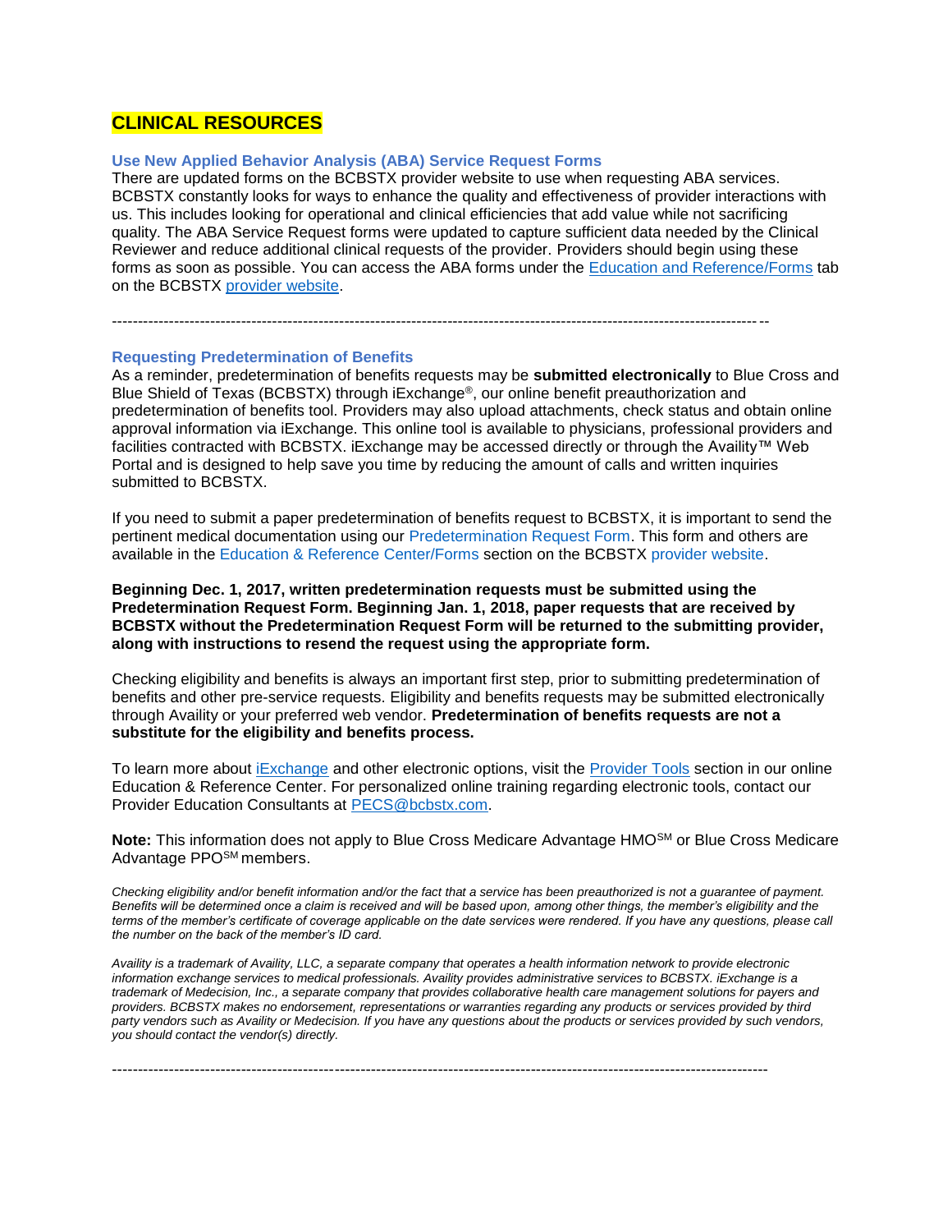# CLINICAL RESOURCES

### Use New Applied Behavior Analysis (ABA) Service Request Forms

There are updated forms on the BCBSTX provider website to use when requesting ABA services. BCBSTX constantly looks for ways to enhance the quality and effectiveness of provider interactions with us. This includes looking for operational and clinical efficiencies that add value while not sacrificing quality. The ABA Service Request forms were updated to capture sufficient data needed by the Clinical Reviewer and reduce additional clinical requests of the provider. Providers should begin using these forms as soon as possible. You can access the ABA forms under the Education and Reference/Forms tab on the BCBSTX provider website.

---

### Requesting Predetermination of Benefits

As a reminder, predetermination of benefits requests may be **submitted electronically** to Blue Cross and Blue Shield of Texas (BCBSTX) through iExchange®, our online benefit preauthorization and predetermination of benefits tool. Providers may also upload attachments, check status and obtain online approval information via iExchange. This online tool is available to physicians, professional providers and facilities contracted with BCBSTX. iExchange may be accessed directly or through the Availity™ Web Portal and is designed to help save you time by reducing the amount of calls and written inquiries submitted to BCBSTX.

If you need to submit a paper predetermination of benefits request to BCBSTX, it is important to send the pertinent medical documentation using our Predetermination Request Form. This form and others are available in the Education & Reference Center/Forms section on the BCBSTX provider website.

**Beginning Dec. 1, 2017, written predetermination requests must be submitted using the Predetermination Request Form. Beginning Jan. 1, 2018, paper requests that are received by BCBSTX without the Predetermination Request Form will be returned to the submitting provider, along with instructions to resend the request using the appropriate form.**

Checking eligibility and benefits is always an important first step, prior to submitting predetermination of benefits and other pre-service requests. Eligibility and benefits requests may be submitted electronically through Availity or your preferred web vendor. **Predetermination of benefits requests are not a substitute for the eligibility and benefits process.**

To learn more about iExchange and other electronic options, visit the Provider Tools section in our online Education & Reference Center. For personalized online training regarding electronic tools, contact our Provider Education Consultants at PECS@bcbstx.com.

**Note:** This information does not apply to Blue Cross Medicare Advantage HMO℠ or Blue Cross Medicare Advantage PPO℠ members.

*Checking eligibility and/or benefit information and/or the fact that a service has been preauthorized is not a guarantee of payment. Benefits will be determined once a claim is received and will be based upon, among other things, the member's eligibility and the terms of the member's certificate of coverage applicable on the date services were rendered. If you have any questions, please call the number on the back of the member's ID card.*

*Availity is a trademark of Availity, LLC, a separate company that operates a health information network to provide electronic information exchange services to medical professionals. Availity provides administrative services to BCBSTX. iExchange is a trademark of Medecision, Inc., a separate company that provides collaborative health care management solutions for payers and providers. BCBSTX makes no endorsement, representations or warranties regarding any products or services provided by third party vendors such as Availity or Medecision. If you have any questions about the products or services provided by such vendors, you should contact the vendor(s) directly.*

---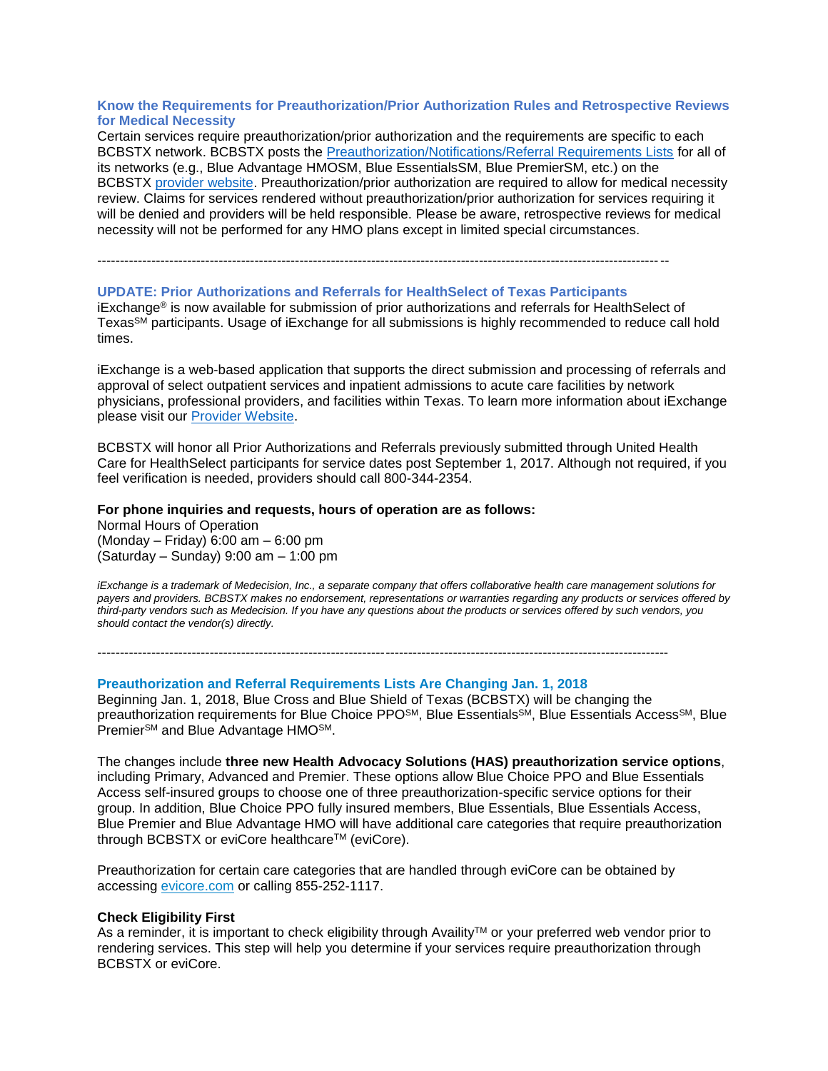### Know the Requirements for Preauthorization/Prior Authorization Rules and Retrospective Reviews for Medical Necessity

Certain services require preauthorization/prior authorization and the requirements are specific to each BCBSTX network. BCBSTX posts the Preauthorization/Notifications/Referral Requirements Lists for all of its networks (e.g., Blue Advantage HMOSM, Blue EssentialsSM, Blue PremierSM, etc.) on the BCBSTX provider website. Preauthorization/prior authorization are required to allow for medical necessity review. Claims for services rendered without preauthorization/prior authorization for services requiring it will be denied and providers will be held responsible. Please be aware, retrospective reviews for medical necessity will not be performed for any HMO plans except in limited special circumstances.

---

### UPDATE: Prior Authorizations and Referrals for HealthSelect of Texas Participants

iExchange® is now available for submission of prior authorizations and referrals for HealthSelect of Texas℠ participants. Usage of iExchange for all submissions is highly recommended to reduce call hold times.

iExchange is a web-based application that supports the direct submission and processing of referrals and approval of select outpatient services and inpatient admissions to acute care facilities by network physicians, professional providers, and facilities within Texas. To learn more information about iExchange please visit our Provider Website.

BCBSTX will honor all Prior Authorizations and Referrals previously submitted through United Health Care for HealthSelect participants for service dates post September 1, 2017. Although not required, if you feel verification is needed, providers should call 800-344-2354.

**For phone inquiries and requests, hours of operation are as follows:**

Normal Hours of Operation
(Monday – Friday) 6:00 am – 6:00 pm
(Saturday – Sunday) 9:00 am – 1:00 pm

*iExchange is a trademark of Medecision, Inc., a separate company that offers collaborative health care management solutions for payers and providers. BCBSTX makes no endorsement, representations or warranties regarding any products or services offered by third-party vendors such as Medecision. If you have any questions about the products or services offered by such vendors, you should contact the vendor(s) directly.*

---

### Preauthorization and Referral Requirements Lists Are Changing Jan. 1, 2018

Beginning Jan. 1, 2018, Blue Cross and Blue Shield of Texas (BCBSTX) will be changing the preauthorization requirements for Blue Choice PPO℠, Blue Essentials℠, Blue Essentials Access℠, Blue Premier℠ and Blue Advantage HMO℠.

The changes include **three new Health Advocacy Solutions (HAS) preauthorization service options**, including Primary, Advanced and Premier. These options allow Blue Choice PPO and Blue Essentials Access self-insured groups to choose one of three preauthorization-specific service options for their group. In addition, Blue Choice PPO fully insured members, Blue Essentials, Blue Essentials Access, Blue Premier and Blue Advantage HMO will have additional care categories that require preauthorization through BCBSTX or eviCore healthcare™ (eviCore).

Preauthorization for certain care categories that are handled through eviCore can be obtained by accessing evicore.com or calling 855-252-1117.

**Check Eligibility First**

As a reminder, it is important to check eligibility through Availity™ or your preferred web vendor prior to rendering services. This step will help you determine if your services require preauthorization through BCBSTX or eviCore.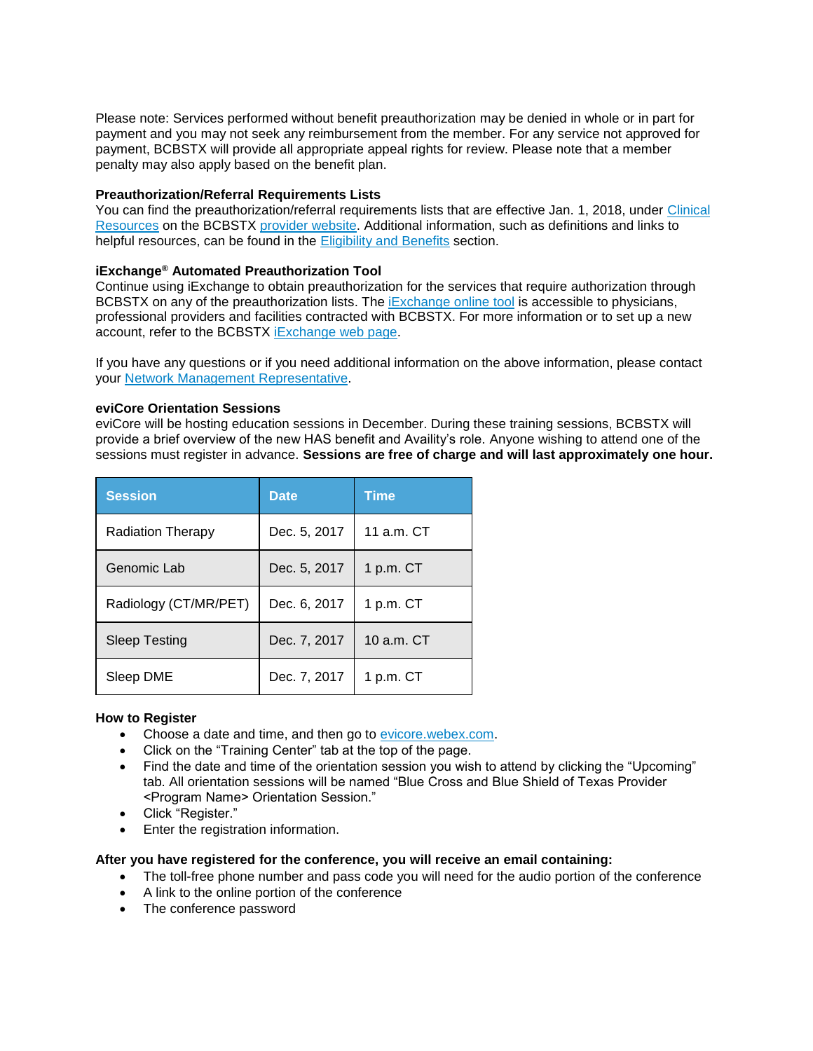Please note: Services performed without benefit preauthorization may be denied in whole or in part for payment and you may not seek any reimbursement from the member. For any service not approved for payment, BCBSTX will provide all appropriate appeal rights for review. Please note that a member penalty may also apply based on the benefit plan.

**Preauthorization/Referral Requirements Lists**

You can find the preauthorization/referral requirements lists that are effective Jan. 1, 2018, under Clinical Resources on the BCBSTX provider website. Additional information, such as definitions and links to helpful resources, can be found in the Eligibility and Benefits section.

**iExchange® Automated Preauthorization Tool**

Continue using iExchange to obtain preauthorization for the services that require authorization through BCBSTX on any of the preauthorization lists. The iExchange online tool is accessible to physicians, professional providers and facilities contracted with BCBSTX. For more information or to set up a new account, refer to the BCBSTX iExchange web page.

If you have any questions or if you need additional information on the above information, please contact your Network Management Representative.

**eviCore Orientation Sessions**

eviCore will be hosting education sessions in December. During these training sessions, BCBSTX will provide a brief overview of the new HAS benefit and Availity's role. Anyone wishing to attend one of the sessions must register in advance. **Sessions are free of charge and will last approximately one hour.**

| Session | Date | Time |
|---|---|---|
| Radiation Therapy | Dec. 5, 2017 | 11 a.m. CT |
| Genomic Lab | Dec. 5, 2017 | 1 p.m. CT |
| Radiology (CT/MR/PET) | Dec. 6, 2017 | 1 p.m. CT |
| Sleep Testing | Dec. 7, 2017 | 10 a.m. CT |
| Sleep DME | Dec. 7, 2017 | 1 p.m. CT |

**How to Register**

- Choose a date and time, and then go to evicore.webex.com.
- Click on the "Training Center" tab at the top of the page.
- Find the date and time of the orientation session you wish to attend by clicking the "Upcoming" tab. All orientation sessions will be named "Blue Cross and Blue Shield of Texas Provider <Program Name> Orientation Session."
- Click "Register."
- Enter the registration information.

**After you have registered for the conference, you will receive an email containing:**

- The toll-free phone number and pass code you will need for the audio portion of the conference
- A link to the online portion of the conference
- The conference password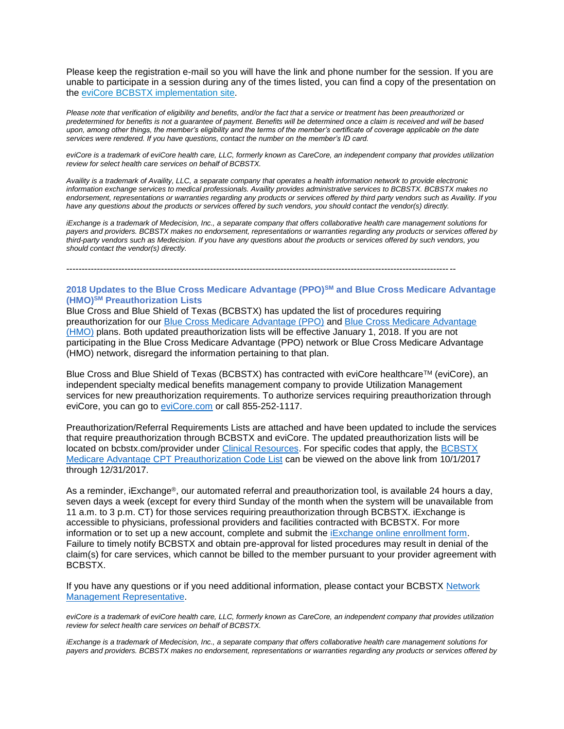Please keep the registration e-mail so you will have the link and phone number for the session. If you are unable to participate in a session during any of the times listed, you can find a copy of the presentation on the eviCore BCBSTX implementation site.

*Please note that verification of eligibility and benefits, and/or the fact that a service or treatment has been preauthorized or predetermined for benefits is not a guarantee of payment. Benefits will be determined once a claim is received and will be based upon, among other things, the member's eligibility and the terms of the member's certificate of coverage applicable on the date services were rendered. If you have questions, contact the number on the member's ID card.*

*eviCore is a trademark of eviCore health care, LLC, formerly known as CareCore, an independent company that provides utilization review for select health care services on behalf of BCBSTX.*

*Availity is a trademark of Availity, LLC, a separate company that operates a health information network to provide electronic information exchange services to medical professionals. Availity provides administrative services to BCBSTX. BCBSTX makes no endorsement, representations or warranties regarding any products or services offered by third party vendors such as Availity. If you have any questions about the products or services offered by such vendors, you should contact the vendor(s) directly.*

*iExchange is a trademark of Medecision, Inc., a separate company that offers collaborative health care management solutions for payers and providers. BCBSTX makes no endorsement, representations or warranties regarding any products or services offered by third-party vendors such as Medecision. If you have any questions about the products or services offered by such vendors, you should contact the vendor(s) directly.*

---

### 2018 Updates to the Blue Cross Medicare Advantage (PPO)SM and Blue Cross Medicare Advantage (HMO)SM Preauthorization Lists

Blue Cross and Blue Shield of Texas (BCBSTX) has updated the list of procedures requiring preauthorization for our Blue Cross Medicare Advantage (PPO) and Blue Cross Medicare Advantage (HMO) plans. Both updated preauthorization lists will be effective January 1, 2018. If you are not participating in the Blue Cross Medicare Advantage (PPO) network or Blue Cross Medicare Advantage (HMO) network, disregard the information pertaining to that plan.

Blue Cross and Blue Shield of Texas (BCBSTX) has contracted with eviCore healthcare™ (eviCore), an independent specialty medical benefits management company to provide Utilization Management services for new preauthorization requirements. To authorize services requiring preauthorization through eviCore, you can go to eviCore.com or call 855-252-1117.

Preauthorization/Referral Requirements Lists are attached and have been updated to include the services that require preauthorization through BCBSTX and eviCore. The updated preauthorization lists will be located on bcbstx.com/provider under Clinical Resources. For specific codes that apply, the BCBSTX Medicare Advantage CPT Preauthorization Code List can be viewed on the above link from 10/1/2017 through 12/31/2017.

As a reminder, iExchange®, our automated referral and preauthorization tool, is available 24 hours a day, seven days a week (except for every third Sunday of the month when the system will be unavailable from 11 a.m. to 3 p.m. CT) for those services requiring preauthorization through BCBSTX. iExchange is accessible to physicians, professional providers and facilities contracted with BCBSTX. For more information or to set up a new account, complete and submit the iExchange online enrollment form. Failure to timely notify BCBSTX and obtain pre-approval for listed procedures may result in denial of the claim(s) for care services, which cannot be billed to the member pursuant to your provider agreement with BCBSTX.

If you have any questions or if you need additional information, please contact your BCBSTX Network Management Representative.

*eviCore is a trademark of eviCore health care, LLC, formerly known as CareCore, an independent company that provides utilization review for select health care services on behalf of BCBSTX.*

*iExchange is a trademark of Medecision, Inc., a separate company that offers collaborative health care management solutions for payers and providers. BCBSTX makes no endorsement, representations or warranties regarding any products or services offered by*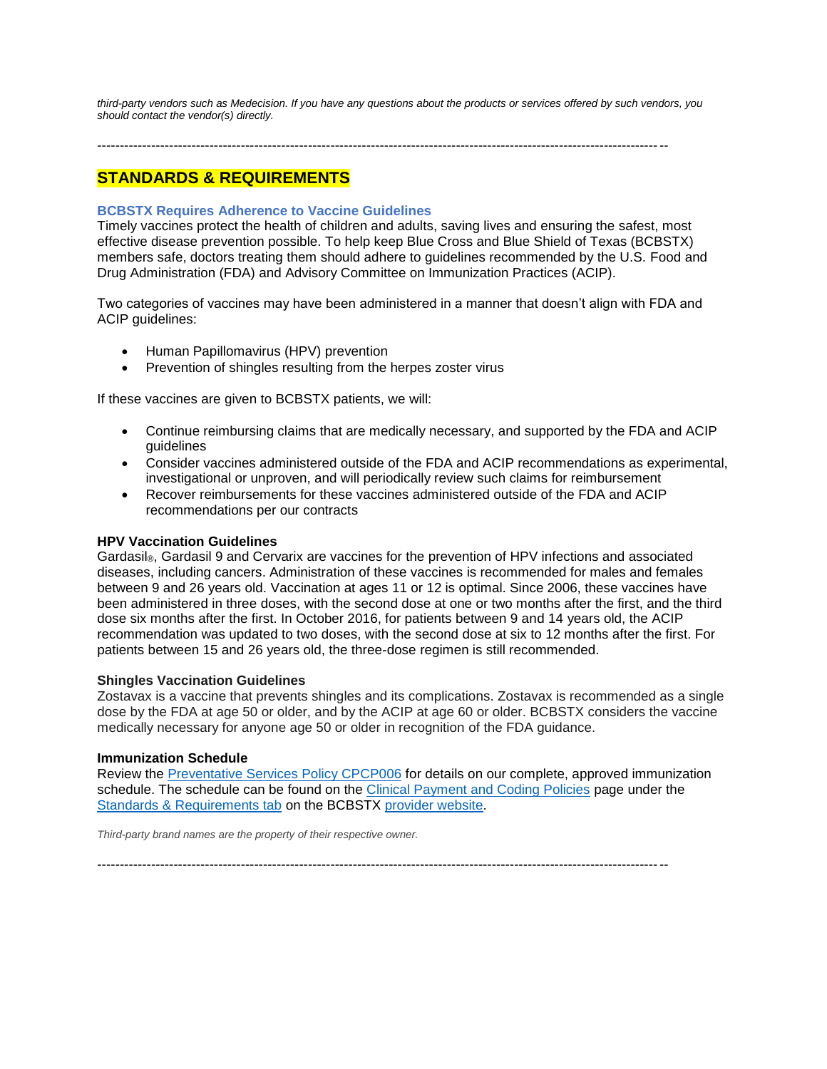*third-party vendors such as Medecision. If you have any questions about the products or services offered by such vendors, you should contact the vendor(s) directly.*

---

## STANDARDS & REQUIREMENTS

### BCBSTX Requires Adherence to Vaccine Guidelines

Timely vaccines protect the health of children and adults, saving lives and ensuring the safest, most effective disease prevention possible. To help keep Blue Cross and Blue Shield of Texas (BCBSTX) members safe, doctors treating them should adhere to guidelines recommended by the U.S. Food and Drug Administration (FDA) and Advisory Committee on Immunization Practices (ACIP).

Two categories of vaccines may have been administered in a manner that doesn't align with FDA and ACIP guidelines:

- Human Papillomavirus (HPV) prevention
- Prevention of shingles resulting from the herpes zoster virus

If these vaccines are given to BCBSTX patients, we will:

- Continue reimbursing claims that are medically necessary, and supported by the FDA and ACIP guidelines
- Consider vaccines administered outside of the FDA and ACIP recommendations as experimental, investigational or unproven, and will periodically review such claims for reimbursement
- Recover reimbursements for these vaccines administered outside of the FDA and ACIP recommendations per our contracts

**HPV Vaccination Guidelines**

Gardasil®, Gardasil 9 and Cervarix are vaccines for the prevention of HPV infections and associated diseases, including cancers. Administration of these vaccines is recommended for males and females between 9 and 26 years old. Vaccination at ages 11 or 12 is optimal. Since 2006, these vaccines have been administered in three doses, with the second dose at one or two months after the first, and the third dose six months after the first. In October 2016, for patients between 9 and 14 years old, the ACIP recommendation was updated to two doses, with the second dose at six to 12 months after the first. For patients between 15 and 26 years old, the three-dose regimen is still recommended.

**Shingles Vaccination Guidelines**

Zostavax is a vaccine that prevents shingles and its complications. Zostavax is recommended as a single dose by the FDA at age 50 or older, and by the ACIP at age 60 or older. BCBSTX considers the vaccine medically necessary for anyone age 50 or older in recognition of the FDA guidance.

**Immunization Schedule**

Review the Preventative Services Policy CPCP006 for details on our complete, approved immunization schedule. The schedule can be found on the Clinical Payment and Coding Policies page under the Standards & Requirements tab on the BCBSTX provider website.

*Third-party brand names are the property of their respective owner.*

---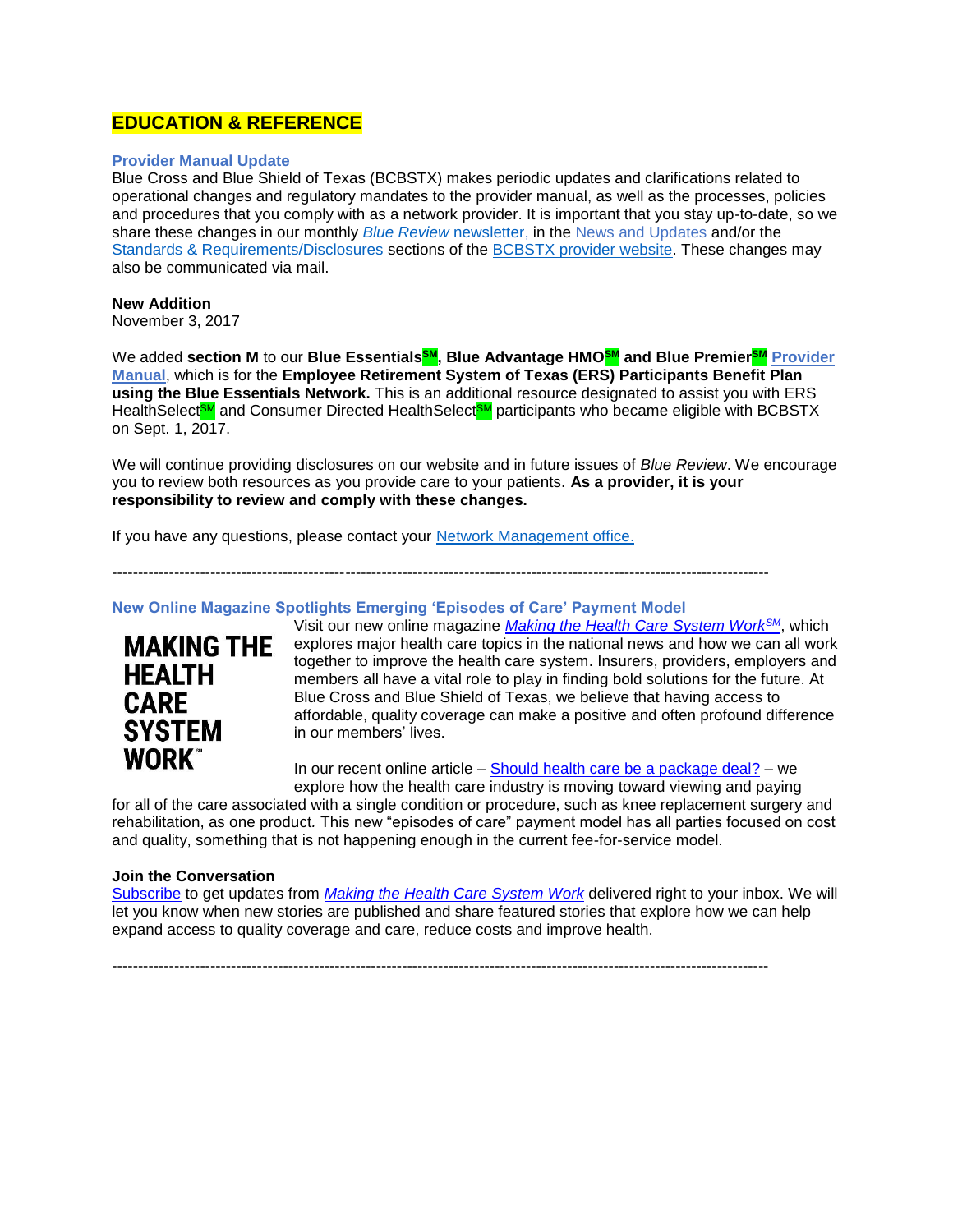# EDUCATION & REFERENCE

### Provider Manual Update

Blue Cross and Blue Shield of Texas (BCBSTX) makes periodic updates and clarifications related to operational changes and regulatory mandates to the provider manual, as well as the processes, policies and procedures that you comply with as a network provider. It is important that you stay up-to-date, so we share these changes in our monthly *Blue Review* newsletter, in the News and Updates and/or the Standards & Requirements/Disclosures sections of the BCBSTX provider website. These changes may also be communicated via mail.

**New Addition**
November 3, 2017

We added **section M** to our **Blue Essentials℠, Blue Advantage HMO℠ and Blue Premier℠** **Provider Manual**, which is for the **Employee Retirement System of Texas (ERS) Participants Benefit Plan using the Blue Essentials Network.** This is an additional resource designated to assist you with ERS HealthSelect℠ and Consumer Directed HealthSelect℠ participants who became eligible with BCBSTX on Sept. 1, 2017.

We will continue providing disclosures on our website and in future issues of *Blue Review*. We encourage you to review both resources as you provide care to your patients. **As a provider, it is your responsibility to review and comply with these changes.**

If you have any questions, please contact your Network Management office.

---

### New Online Magazine Spotlights Emerging 'Episodes of Care' Payment Model

MAKING THE HEALTH CARE SYSTEM WORK℠

Visit our new online magazine *Making the Health Care System Work℠*, which explores major health care topics in the national news and how we can all work together to improve the health care system. Insurers, providers, employers and members all have a vital role to play in finding bold solutions for the future. At Blue Cross and Blue Shield of Texas, we believe that having access to affordable, quality coverage can make a positive and often profound difference in our members' lives.

In our recent online article – Should health care be a package deal? – we explore how the health care industry is moving toward viewing and paying for all of the care associated with a single condition or procedure, such as knee replacement surgery and rehabilitation, as one product. This new "episodes of care" payment model has all parties focused on cost and quality, something that is not happening enough in the current fee-for-service model.

**Join the Conversation**
Subscribe to get updates from *Making the Health Care System Work* delivered right to your inbox. We will let you know when new stories are published and share featured stories that explore how we can help expand access to quality coverage and care, reduce costs and improve health.

---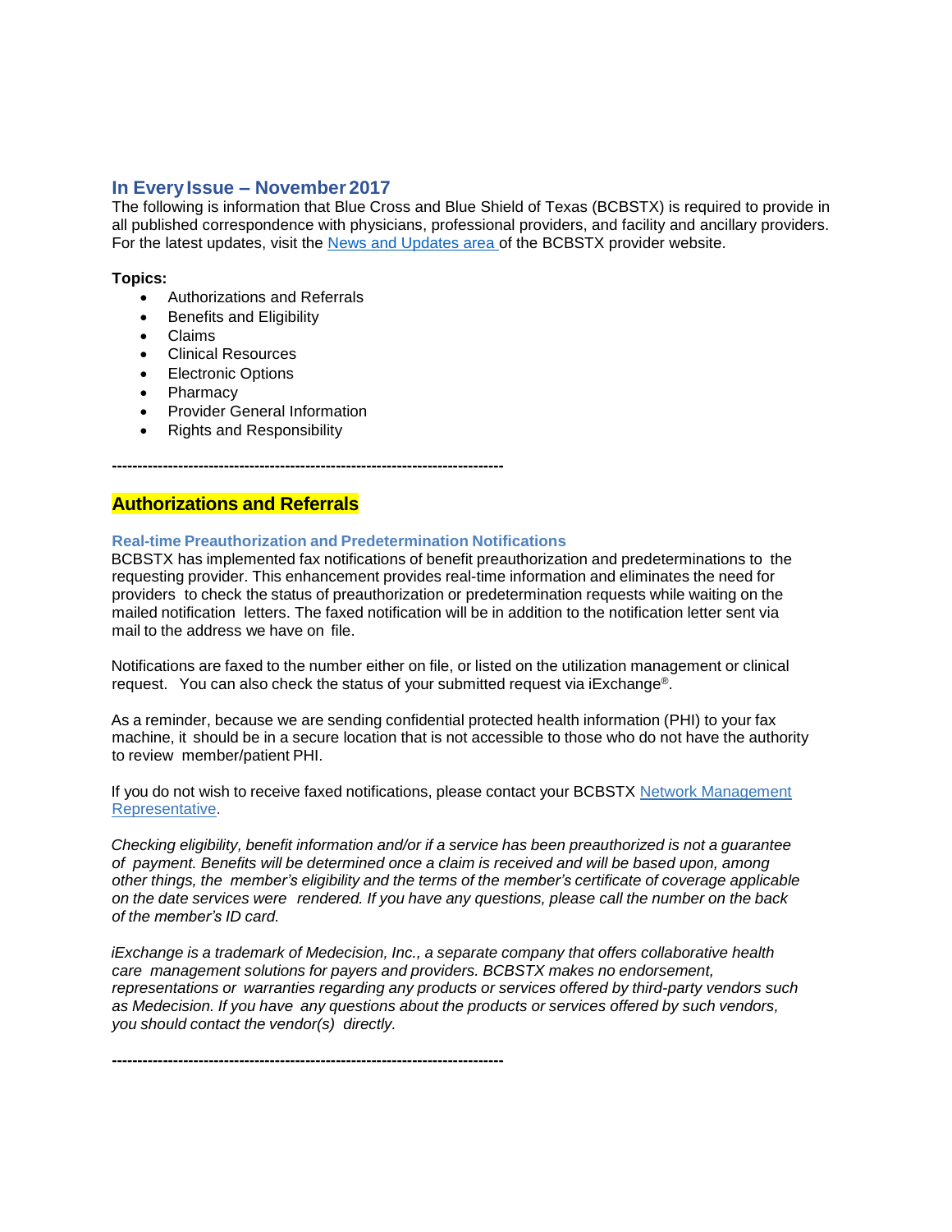## In Every Issue – November 2017

The following is information that Blue Cross and Blue Shield of Texas (BCBSTX) is required to provide in all published correspondence with physicians, professional providers, and facility and ancillary providers. For the latest updates, visit the News and Updates area of the BCBSTX provider website.

**Topics:**

- Authorizations and Referrals
- Benefits and Eligibility
- Claims
- Clinical Resources
- Electronic Options
- Pharmacy
- Provider General Information
- Rights and Responsibility

---

## Authorizations and Referrals

### Real-time Preauthorization and Predetermination Notifications

BCBSTX has implemented fax notifications of benefit preauthorization and predeterminations to the requesting provider. This enhancement provides real-time information and eliminates the need for providers to check the status of preauthorization or predetermination requests while waiting on the mailed notification letters. The faxed notification will be in addition to the notification letter sent via mail to the address we have on file.

Notifications are faxed to the number either on file, or listed on the utilization management or clinical request. You can also check the status of your submitted request via iExchange®.

As a reminder, because we are sending confidential protected health information (PHI) to your fax machine, it should be in a secure location that is not accessible to those who do not have the authority to review member/patient PHI.

If you do not wish to receive faxed notifications, please contact your BCBSTX Network Management Representative.

*Checking eligibility, benefit information and/or if a service has been preauthorized is not a guarantee of payment. Benefits will be determined once a claim is received and will be based upon, among other things, the member's eligibility and the terms of the member's certificate of coverage applicable on the date services were rendered. If you have any questions, please call the number on the back of the member's ID card.*

*iExchange is a trademark of Medecision, Inc., a separate company that offers collaborative health care management solutions for payers and providers. BCBSTX makes no endorsement, representations or warranties regarding any products or services offered by third-party vendors such as Medecision. If you have any questions about the products or services offered by such vendors, you should contact the vendor(s) directly.*

---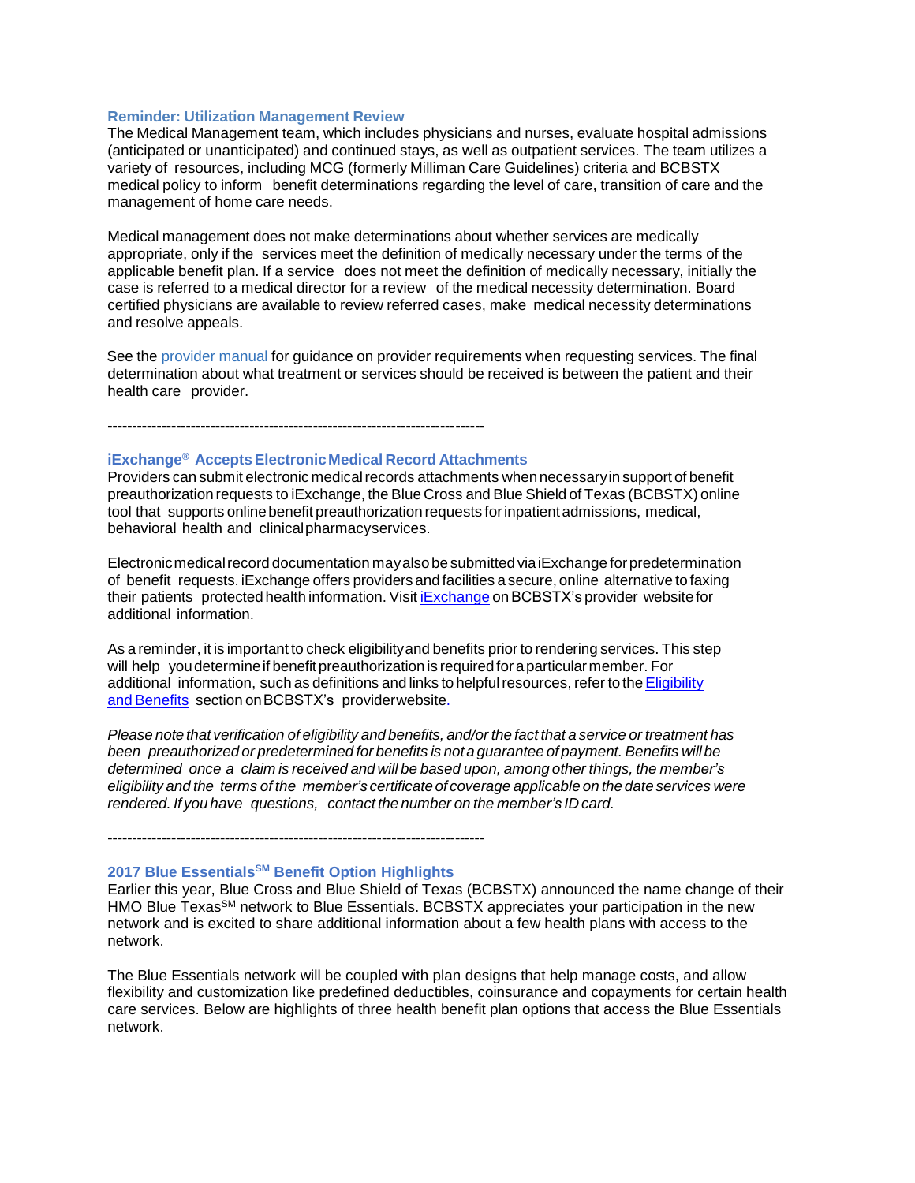### Reminder: Utilization Management Review

The Medical Management team, which includes physicians and nurses, evaluate hospital admissions (anticipated or unanticipated) and continued stays, as well as outpatient services. The team utilizes a variety of resources, including MCG (formerly Milliman Care Guidelines) criteria and BCBSTX medical policy to inform benefit determinations regarding the level of care, transition of care and the management of home care needs.

Medical management does not make determinations about whether services are medically appropriate, only if the services meet the definition of medically necessary under the terms of the applicable benefit plan. If a service does not meet the definition of medically necessary, initially the case is referred to a medical director for a review of the medical necessity determination. Board certified physicians are available to review referred cases, make medical necessity determinations and resolve appeals.

See the provider manual for guidance on provider requirements when requesting services. The final determination about what treatment or services should be received is between the patient and their health care provider.

-----------------------------------------------------------------------------

### iExchange® Accepts Electronic Medical Record Attachments

Providers can submit electronic medical records attachments when necessary in support of benefit preauthorization requests to iExchange, the Blue Cross and Blue Shield of Texas (BCBSTX) online tool that supports online benefit preauthorization requests for inpatient admissions, medical, behavioral health and clinical pharmacy services.

Electronic medical record documentation may also be submitted via iExchange for predetermination of benefit requests. iExchange offers providers and facilities a secure, online alternative to faxing their patients protected health information. Visit iExchange on BCBSTX's provider website for additional information.

As a reminder, it is important to check eligibility and benefits prior to rendering services. This step will help you determine if benefit preauthorization is required for a particular member. For additional information, such as definitions and links to helpful resources, refer to the Eligibility and Benefits section on BCBSTX's provider website.

*Please note that verification of eligibility and benefits, and/or the fact that a service or treatment has been preauthorized or predetermined for benefits is not a guarantee of payment. Benefits will be determined once a claim is received and will be based upon, among other things, the member's eligibility and the terms of the member's certificate of coverage applicable on the date services were rendered. If you have questions, contact the number on the member's ID card.*

-----------------------------------------------------------------------------

### 2017 Blue Essentials℠ Benefit Option Highlights

Earlier this year, Blue Cross and Blue Shield of Texas (BCBSTX) announced the name change of their HMO Blue Texas℠ network to Blue Essentials. BCBSTX appreciates your participation in the new network and is excited to share additional information about a few health plans with access to the network.

The Blue Essentials network will be coupled with plan designs that help manage costs, and allow flexibility and customization like predefined deductibles, coinsurance and copayments for certain health care services. Below are highlights of three health benefit plan options that access the Blue Essentials network.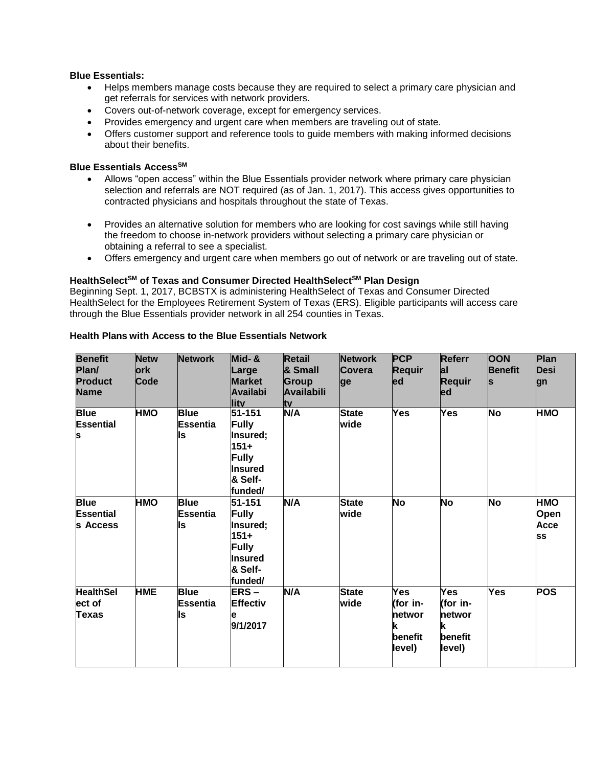**Blue Essentials:**

- Helps members manage costs because they are required to select a primary care physician and get referrals for services with network providers.
- Covers out-of-network coverage, except for emergency services.
- Provides emergency and urgent care when members are traveling out of state.
- Offers customer support and reference tools to guide members with making informed decisions about their benefits.

**Blue Essentials Access[SM]**

- Allows "open access" within the Blue Essentials provider network where primary care physician selection and referrals are NOT required (as of Jan. 1, 2017). This access gives opportunities to contracted physicians and hospitals throughout the state of Texas.
- Provides an alternative solution for members who are looking for cost savings while still having the freedom to choose in-network providers without selecting a primary care physician or obtaining a referral to see a specialist.
- Offers emergency and urgent care when members go out of network or are traveling out of state.

**HealthSelect[SM] of Texas and Consumer Directed HealthSelect[SM] Plan Design**

Beginning Sept. 1, 2017, BCBSTX is administering HealthSelect of Texas and Consumer Directed HealthSelect for the Employees Retirement System of Texas (ERS). Eligible participants will access care through the Blue Essentials provider network in all 254 counties in Texas.

**Health Plans with Access to the Blue Essentials Network**

| Benefit Plan/ Product Name | Network Code | Network | Mid- & Large Market Availability | Retail & Small Group Availability | Network Coverage | PCP Required | Referral Required | OON Benefits | Plan Design |
|---|---|---|---|---|---|---|---|---|---|
| Blue Essentials | HMO | Blue Essentials | 51-151 Fully Insured; 151+ Fully Insured & Self-funded/ | N/A | State wide | Yes | Yes | No | HMO |
| Blue Essentials Access | HMO | Blue Essentials | 51-151 Fully Insured; 151+ Fully Insured & Self-funded/ | N/A | State wide | No | No | No | HMO Open Access |
| HealthSelect of Texas | HME | Blue Essentials | ERS – Effective 9/1/2017 | N/A | State wide | Yes (for in-network benefit level) | Yes (for in-network benefit level) | Yes | POS |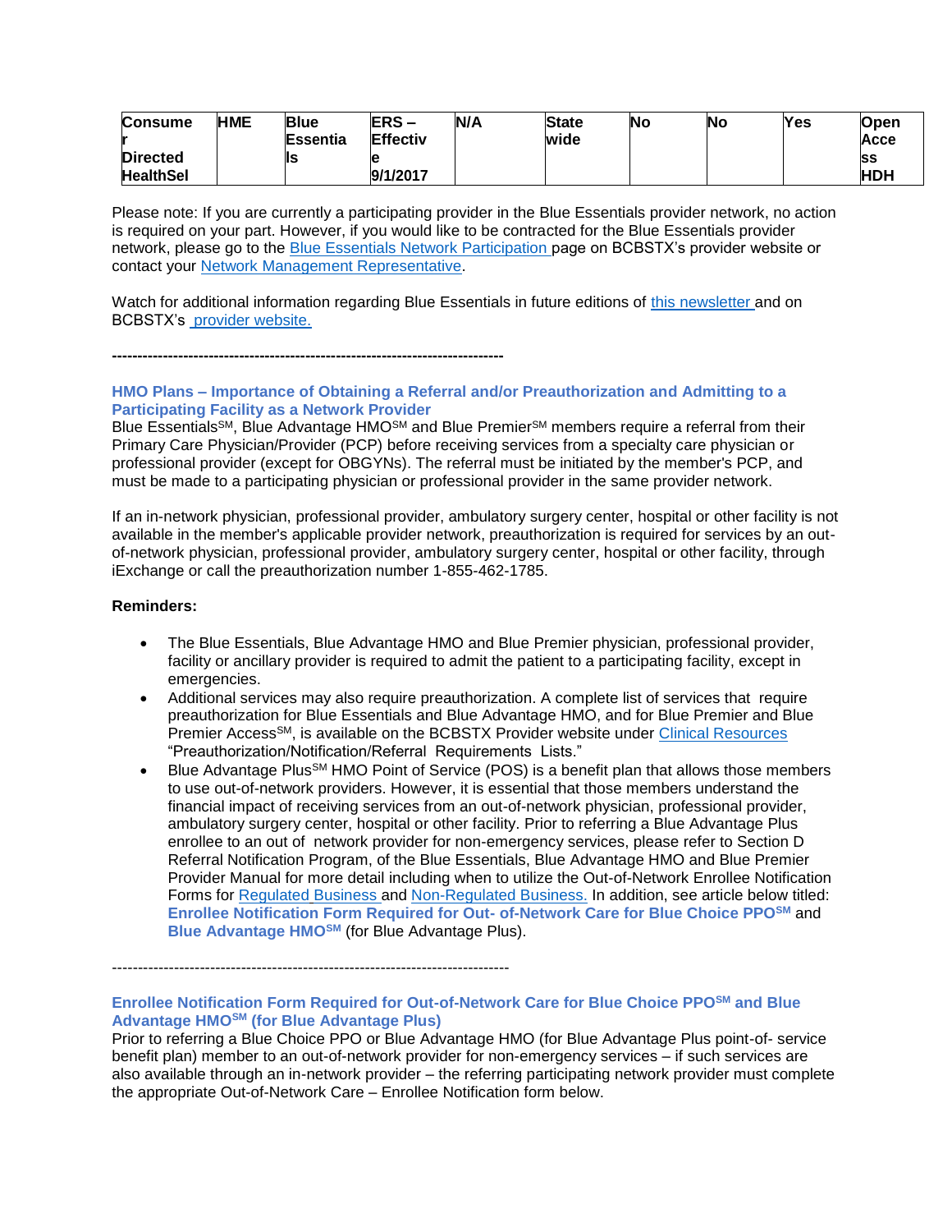| | | | | | | | | | |
|---|---|---|---|---|---|---|---|---|---|
| **Consumer Directed HealthSel** | **HME** | **Blue Essentials** | **ERS – Effective 9/1/2017** | **N/A** | **State wide** | **No** | **No** | **Yes** | **Open Access HDH** |

Please note: If you are currently a participating provider in the Blue Essentials provider network, no action is required on your part. However, if you would like to be contracted for the Blue Essentials provider network, please go to the Blue Essentials Network Participation page on BCBSTX's provider website or contact your Network Management Representative.

Watch for additional information regarding Blue Essentials in future editions of this newsletter and on BCBSTX's provider website.

---

### HMO Plans – Importance of Obtaining a Referral and/or Preauthorization and Admitting to a Participating Facility as a Network Provider

Blue Essentials[SM], Blue Advantage HMO[SM] and Blue Premier[SM] members require a referral from their Primary Care Physician/Provider (PCP) before receiving services from a specialty care physician or professional provider (except for OBGYNs). The referral must be initiated by the member's PCP, and must be made to a participating physician or professional provider in the same provider network.

If an in-network physician, professional provider, ambulatory surgery center, hospital or other facility is not available in the member's applicable provider network, preauthorization is required for services by an out-of-network physician, professional provider, ambulatory surgery center, hospital or other facility, through iExchange or call the preauthorization number 1-855-462-1785.

**Reminders:**

- The Blue Essentials, Blue Advantage HMO and Blue Premier physician, professional provider, facility or ancillary provider is required to admit the patient to a participating facility, except in emergencies.
- Additional services may also require preauthorization. A complete list of services that require preauthorization for Blue Essentials and Blue Advantage HMO, and for Blue Premier and Blue Premier Access[SM], is available on the BCBSTX Provider website under Clinical Resources "Preauthorization/Notification/Referral Requirements Lists."
- Blue Advantage Plus[SM] HMO Point of Service (POS) is a benefit plan that allows those members to use out-of-network providers. However, it is essential that those members understand the financial impact of receiving services from an out-of-network physician, professional provider, ambulatory surgery center, hospital or other facility. Prior to referring a Blue Advantage Plus enrollee to an out of network provider for non-emergency services, please refer to Section D Referral Notification Program, of the Blue Essentials, Blue Advantage HMO and Blue Premier Provider Manual for more detail including when to utilize the Out-of-Network Enrollee Notification Forms for Regulated Business and Non-Regulated Business. In addition, see article below titled: **Enrollee Notification Form Required for Out- of-Network Care for Blue Choice PPO[SM]** and **Blue Advantage HMO[SM]** (for Blue Advantage Plus).

---

### Enrollee Notification Form Required for Out-of-Network Care for Blue Choice PPO[SM] and Blue Advantage HMO[SM] (for Blue Advantage Plus)

Prior to referring a Blue Choice PPO or Blue Advantage HMO (for Blue Advantage Plus point-of- service benefit plan) member to an out-of-network provider for non-emergency services – if such services are also available through an in-network provider – the referring participating network provider must complete the appropriate Out-of-Network Care – Enrollee Notification form below.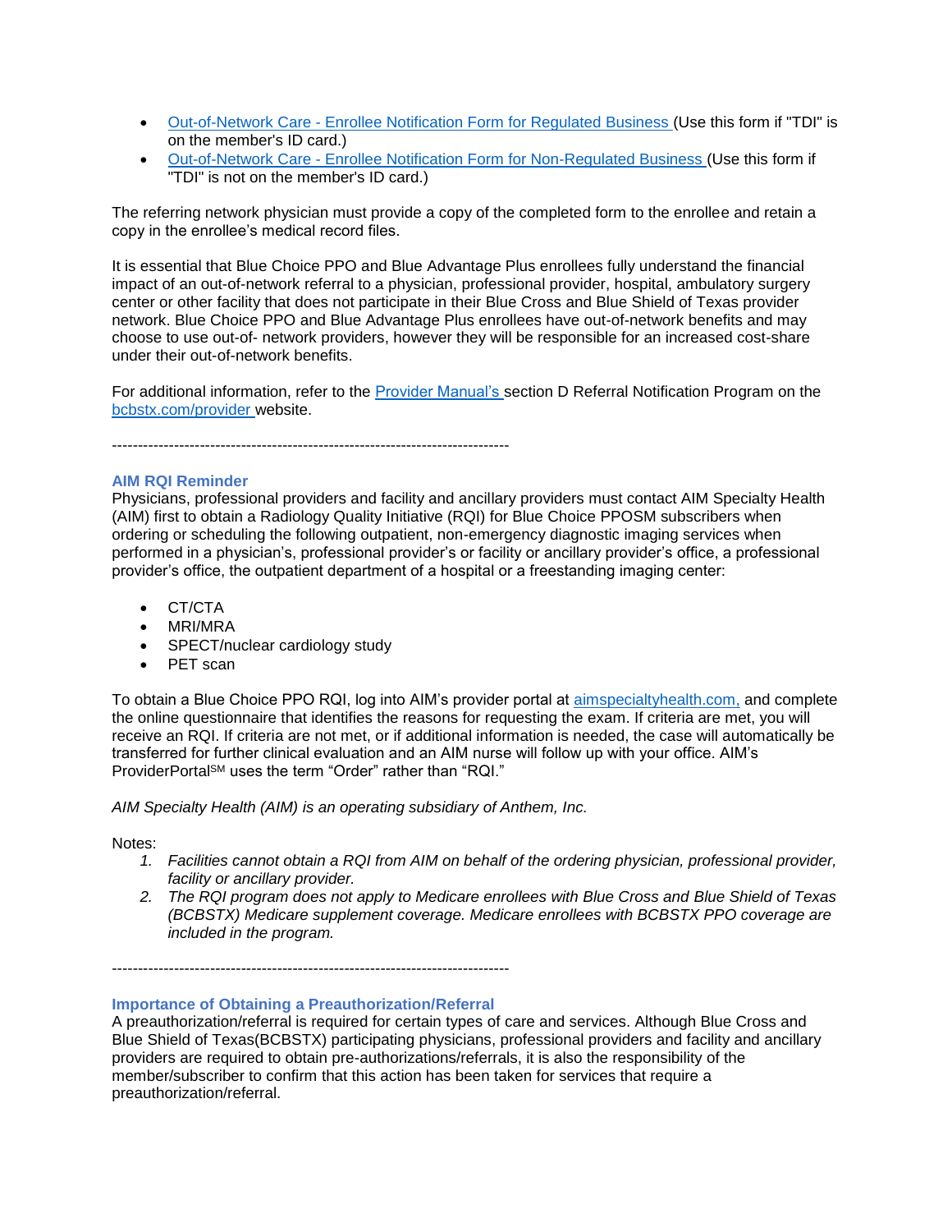- Out-of-Network Care - Enrollee Notification Form for Regulated Business (Use this form if "TDI" is on the member's ID card.)
- Out-of-Network Care - Enrollee Notification Form for Non-Regulated Business (Use this form if "TDI" is not on the member's ID card.)

The referring network physician must provide a copy of the completed form to the enrollee and retain a copy in the enrollee's medical record files.

It is essential that Blue Choice PPO and Blue Advantage Plus enrollees fully understand the financial impact of an out-of-network referral to a physician, professional provider, hospital, ambulatory surgery center or other facility that does not participate in their Blue Cross and Blue Shield of Texas provider network. Blue Choice PPO and Blue Advantage Plus enrollees have out-of-network benefits and may choose to use out-of- network providers, however they will be responsible for an increased cost-share under their out-of-network benefits.

For additional information, refer to the Provider Manual's section D Referral Notification Program on the bcbstx.com/provider website.

---

### AIM RQI Reminder

Physicians, professional providers and facility and ancillary providers must contact AIM Specialty Health (AIM) first to obtain a Radiology Quality Initiative (RQI) for Blue Choice PPOSM subscribers when ordering or scheduling the following outpatient, non-emergency diagnostic imaging services when performed in a physician's, professional provider's or facility or ancillary provider's office, a professional provider's office, the outpatient department of a hospital or a freestanding imaging center:

- CT/CTA
- MRI/MRA
- SPECT/nuclear cardiology study
- PET scan

To obtain a Blue Choice PPO RQI, log into AIM's provider portal at aimspecialtyhealth.com, and complete the online questionnaire that identifies the reasons for requesting the exam. If criteria are met, you will receive an RQI. If criteria are not met, or if additional information is needed, the case will automatically be transferred for further clinical evaluation and an AIM nurse will follow up with your office. AIM's ProviderPortalSM uses the term "Order" rather than "RQI."

*AIM Specialty Health (AIM) is an operating subsidiary of Anthem, Inc.*

Notes:

1. *Facilities cannot obtain a RQI from AIM on behalf of the ordering physician, professional provider, facility or ancillary provider.*
2. *The RQI program does not apply to Medicare enrollees with Blue Cross and Blue Shield of Texas (BCBSTX) Medicare supplement coverage. Medicare enrollees with BCBSTX PPO coverage are included in the program.*

---

### Importance of Obtaining a Preauthorization/Referral

A preauthorization/referral is required for certain types of care and services. Although Blue Cross and Blue Shield of Texas(BCBSTX) participating physicians, professional providers and facility and ancillary providers are required to obtain pre-authorizations/referrals, it is also the responsibility of the member/subscriber to confirm that this action has been taken for services that require a preauthorization/referral.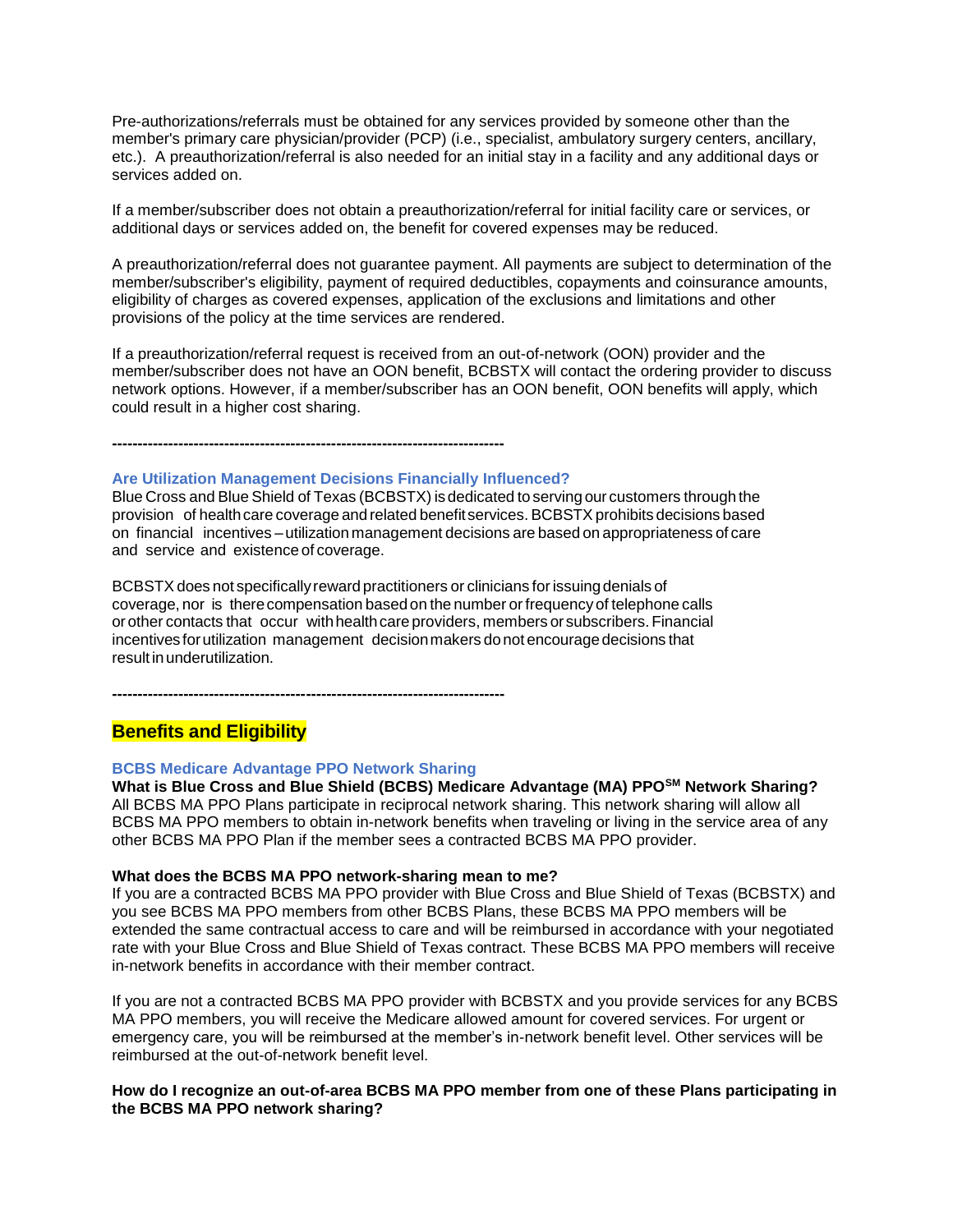Pre-authorizations/referrals must be obtained for any services provided by someone other than the member's primary care physician/provider (PCP) (i.e., specialist, ambulatory surgery centers, ancillary, etc.). A preauthorization/referral is also needed for an initial stay in a facility and any additional days or services added on.

If a member/subscriber does not obtain a preauthorization/referral for initial facility care or services, or additional days or services added on, the benefit for covered expenses may be reduced.

A preauthorization/referral does not guarantee payment. All payments are subject to determination of the member/subscriber's eligibility, payment of required deductibles, copayments and coinsurance amounts, eligibility of charges as covered expenses, application of the exclusions and limitations and other provisions of the policy at the time services are rendered.

If a preauthorization/referral request is received from an out-of-network (OON) provider and the member/subscriber does not have an OON benefit, BCBSTX will contact the ordering provider to discuss network options. However, if a member/subscriber has an OON benefit, OON benefits will apply, which could result in a higher cost sharing.

---

### Are Utilization Management Decisions Financially Influenced?

Blue Cross and Blue Shield of Texas (BCBSTX) is dedicated to serving our customers through the provision of health care coverage and related benefit services. BCBSTX prohibits decisions based on financial incentives – utilization management decisions are based on appropriateness of care and service and existence of coverage.

BCBSTX does not specifically reward practitioners or clinicians for issuing denials of coverage, nor is there compensation based on the number or frequency of telephone calls or other contacts that occur with health care providers, members or subscribers. Financial incentives for utilization management decision makers do not encourage decisions that result in underutilization.

---

## Benefits and Eligibility

### BCBS Medicare Advantage PPO Network Sharing

**What is Blue Cross and Blue Shield (BCBS) Medicare Advantage (MA) PPO℠ Network Sharing?**
All BCBS MA PPO Plans participate in reciprocal network sharing. This network sharing will allow all BCBS MA PPO members to obtain in-network benefits when traveling or living in the service area of any other BCBS MA PPO Plan if the member sees a contracted BCBS MA PPO provider.

**What does the BCBS MA PPO network-sharing mean to me?**
If you are a contracted BCBS MA PPO provider with Blue Cross and Blue Shield of Texas (BCBSTX) and you see BCBS MA PPO members from other BCBS Plans, these BCBS MA PPO members will be extended the same contractual access to care and will be reimbursed in accordance with your negotiated rate with your Blue Cross and Blue Shield of Texas contract. These BCBS MA PPO members will receive in-network benefits in accordance with their member contract.

If you are not a contracted BCBS MA PPO provider with BCBSTX and you provide services for any BCBS MA PPO members, you will receive the Medicare allowed amount for covered services. For urgent or emergency care, you will be reimbursed at the member's in-network benefit level. Other services will be reimbursed at the out-of-network benefit level.

**How do I recognize an out-of-area BCBS MA PPO member from one of these Plans participating in the BCBS MA PPO network sharing?**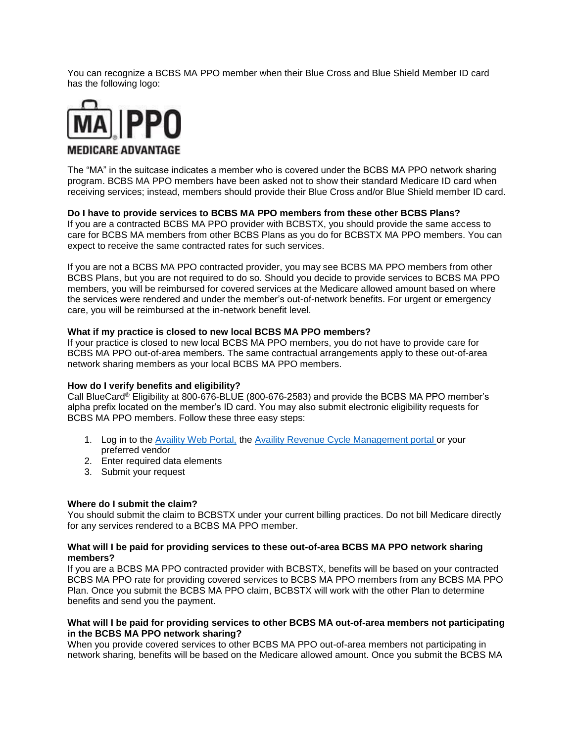You can recognize a BCBS MA PPO member when their Blue Cross and Blue Shield Member ID card has the following logo:

MA | PPO
MEDICARE ADVANTAGE

The "MA" in the suitcase indicates a member who is covered under the BCBS MA PPO network sharing program. BCBS MA PPO members have been asked not to show their standard Medicare ID card when receiving services; instead, members should provide their Blue Cross and/or Blue Shield member ID card.

**Do I have to provide services to BCBS MA PPO members from these other BCBS Plans?**
If you are a contracted BCBS MA PPO provider with BCBSTX, you should provide the same access to care for BCBS MA members from other BCBS Plans as you do for BCBSTX MA PPO members. You can expect to receive the same contracted rates for such services.

If you are not a BCBS MA PPO contracted provider, you may see BCBS MA PPO members from other BCBS Plans, but you are not required to do so. Should you decide to provide services to BCBS MA PPO members, you will be reimbursed for covered services at the Medicare allowed amount based on where the services were rendered and under the member's out-of-network benefits. For urgent or emergency care, you will be reimbursed at the in-network benefit level.

**What if my practice is closed to new local BCBS MA PPO members?**
If your practice is closed to new local BCBS MA PPO members, you do not have to provide care for BCBS MA PPO out-of-area members. The same contractual arrangements apply to these out-of-area network sharing members as your local BCBS MA PPO members.

**How do I verify benefits and eligibility?**
Call BlueCard® Eligibility at 800-676-BLUE (800-676-2583) and provide the BCBS MA PPO member's alpha prefix located on the member's ID card. You may also submit electronic eligibility requests for BCBS MA PPO members. Follow these three easy steps:

1. Log in to the Availity Web Portal, the Availity Revenue Cycle Management portal or your preferred vendor
2. Enter required data elements
3. Submit your request

**Where do I submit the claim?**
You should submit the claim to BCBSTX under your current billing practices. Do not bill Medicare directly for any services rendered to a BCBS MA PPO member.

**What will I be paid for providing services to these out-of-area BCBS MA PPO network sharing members?**
If you are a BCBS MA PPO contracted provider with BCBSTX, benefits will be based on your contracted BCBS MA PPO rate for providing covered services to BCBS MA PPO members from any BCBS MA PPO Plan. Once you submit the BCBS MA PPO claim, BCBSTX will work with the other Plan to determine benefits and send you the payment.

**What will I be paid for providing services to other BCBS MA out-of-area members not participating in the BCBS MA PPO network sharing?**
When you provide covered services to other BCBS MA PPO out-of-area members not participating in network sharing, benefits will be based on the Medicare allowed amount. Once you submit the BCBS MA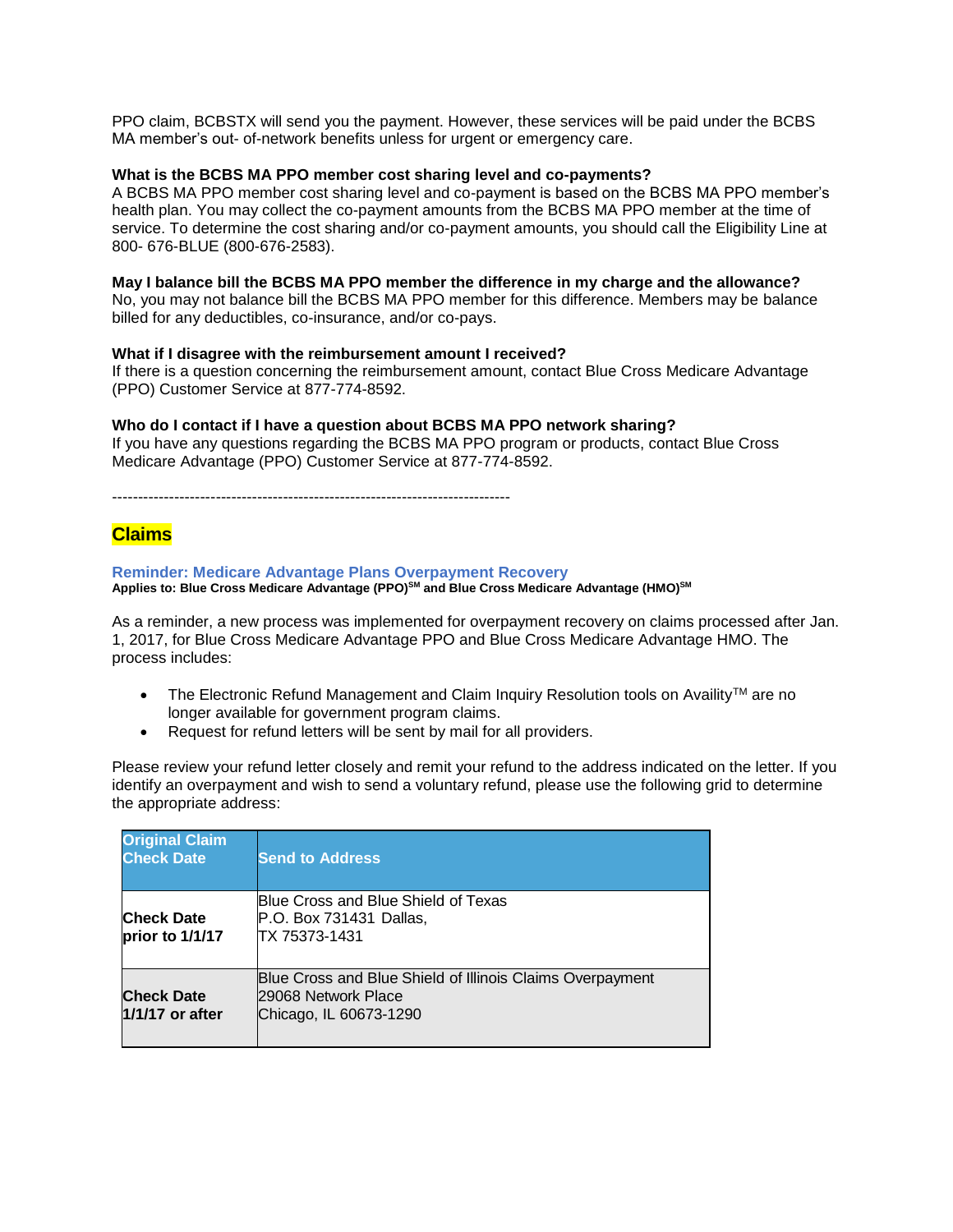PPO claim, BCBSTX will send you the payment. However, these services will be paid under the BCBS MA member's out- of-network benefits unless for urgent or emergency care.

**What is the BCBS MA PPO member cost sharing level and co-payments?**
A BCBS MA PPO member cost sharing level and co-payment is based on the BCBS MA PPO member's health plan. You may collect the co-payment amounts from the BCBS MA PPO member at the time of service. To determine the cost sharing and/or co-payment amounts, you should call the Eligibility Line at 800- 676-BLUE (800-676-2583).

**May I balance bill the BCBS MA PPO member the difference in my charge and the allowance?**
No, you may not balance bill the BCBS MA PPO member for this difference. Members may be balance billed for any deductibles, co-insurance, and/or co-pays.

**What if I disagree with the reimbursement amount I received?**
If there is a question concerning the reimbursement amount, contact Blue Cross Medicare Advantage (PPO) Customer Service at 877-774-8592.

**Who do I contact if I have a question about BCBS MA PPO network sharing?**
If you have any questions regarding the BCBS MA PPO program or products, contact Blue Cross Medicare Advantage (PPO) Customer Service at 877-774-8592.

-----------------------------------------------------------------------------

## Claims

### Reminder: Medicare Advantage Plans Overpayment Recovery

**Applies to: Blue Cross Medicare Advantage (PPO)SM and Blue Cross Medicare Advantage (HMO)SM**

As a reminder, a new process was implemented for overpayment recovery on claims processed after Jan. 1, 2017, for Blue Cross Medicare Advantage PPO and Blue Cross Medicare Advantage HMO. The process includes:

- The Electronic Refund Management and Claim Inquiry Resolution tools on Availity™ are no longer available for government program claims.
- Request for refund letters will be sent by mail for all providers.

Please review your refund letter closely and remit your refund to the address indicated on the letter. If you identify an overpayment and wish to send a voluntary refund, please use the following grid to determine the appropriate address:

| Original Claim Check Date | Send to Address |
|---|---|
| **Check Date prior to 1/1/17** | Blue Cross and Blue Shield of Texas<br>P.O. Box 731431 Dallas,<br>TX 75373-1431 |
| **Check Date 1/1/17 or after** | Blue Cross and Blue Shield of Illinois Claims Overpayment<br>29068 Network Place<br>Chicago, IL 60673-1290 |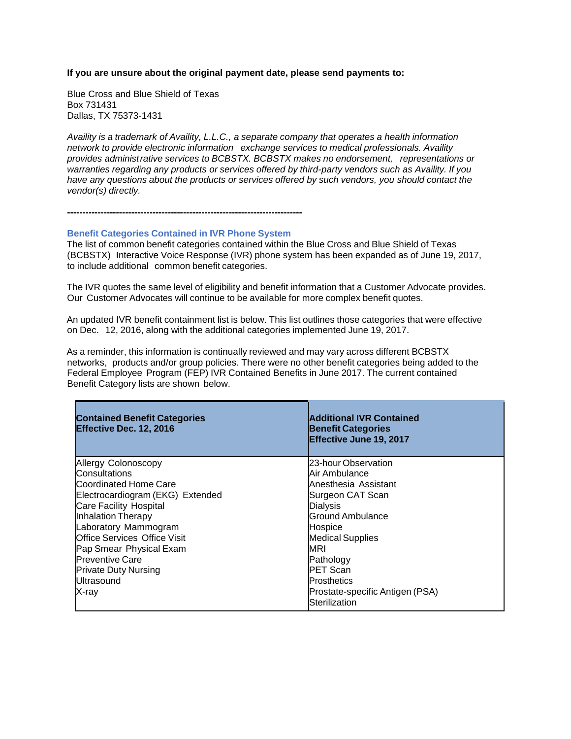**If you are unsure about the original payment date, please send payments to:**

Blue Cross and Blue Shield of Texas
Box 731431
Dallas, TX 75373-1431

*Availity is a trademark of Availity, L.L.C., a separate company that operates a health information network to provide electronic information exchange services to medical professionals. Availity provides administrative services to BCBSTX. BCBSTX makes no endorsement, representations or warranties regarding any products or services offered by third-party vendors such as Availity. If you have any questions about the products or services offered by such vendors, you should contact the vendor(s) directly.*

---

### Benefit Categories Contained in IVR Phone System

The list of common benefit categories contained within the Blue Cross and Blue Shield of Texas (BCBSTX) Interactive Voice Response (IVR) phone system has been expanded as of June 19, 2017, to include additional common benefit categories.

The IVR quotes the same level of eligibility and benefit information that a Customer Advocate provides. Our Customer Advocates will continue to be available for more complex benefit quotes.

An updated IVR benefit containment list is below. This list outlines those categories that were effective on Dec. 12, 2016, along with the additional categories implemented June 19, 2017.

As a reminder, this information is continually reviewed and may vary across different BCBSTX networks, products and/or group policies. There were no other benefit categories being added to the Federal Employee Program (FEP) IVR Contained Benefits in June 2017. The current contained Benefit Category lists are shown below.

| **Contained Benefit Categories Effective Dec. 12, 2016** | **Additional IVR Contained Benefit Categories Effective June 19, 2017** |
|---|---|
| Allergy Colonoscopy<br>Consultations<br>Coordinated Home Care<br>Electrocardiogram (EKG) Extended<br>Care Facility Hospital<br>Inhalation Therapy<br>Laboratory Mammogram<br>Office Services Office Visit<br>Pap Smear Physical Exam<br>Preventive Care<br>Private Duty Nursing<br>Ultrasound<br>X-ray | 23-hour Observation<br>Air Ambulance<br>Anesthesia Assistant<br>Surgeon CAT Scan<br>Dialysis<br>Ground Ambulance<br>Hospice<br>Medical Supplies<br>MRI<br>Pathology<br>PET Scan<br>Prosthetics<br>Prostate-specific Antigen (PSA)<br>Sterilization |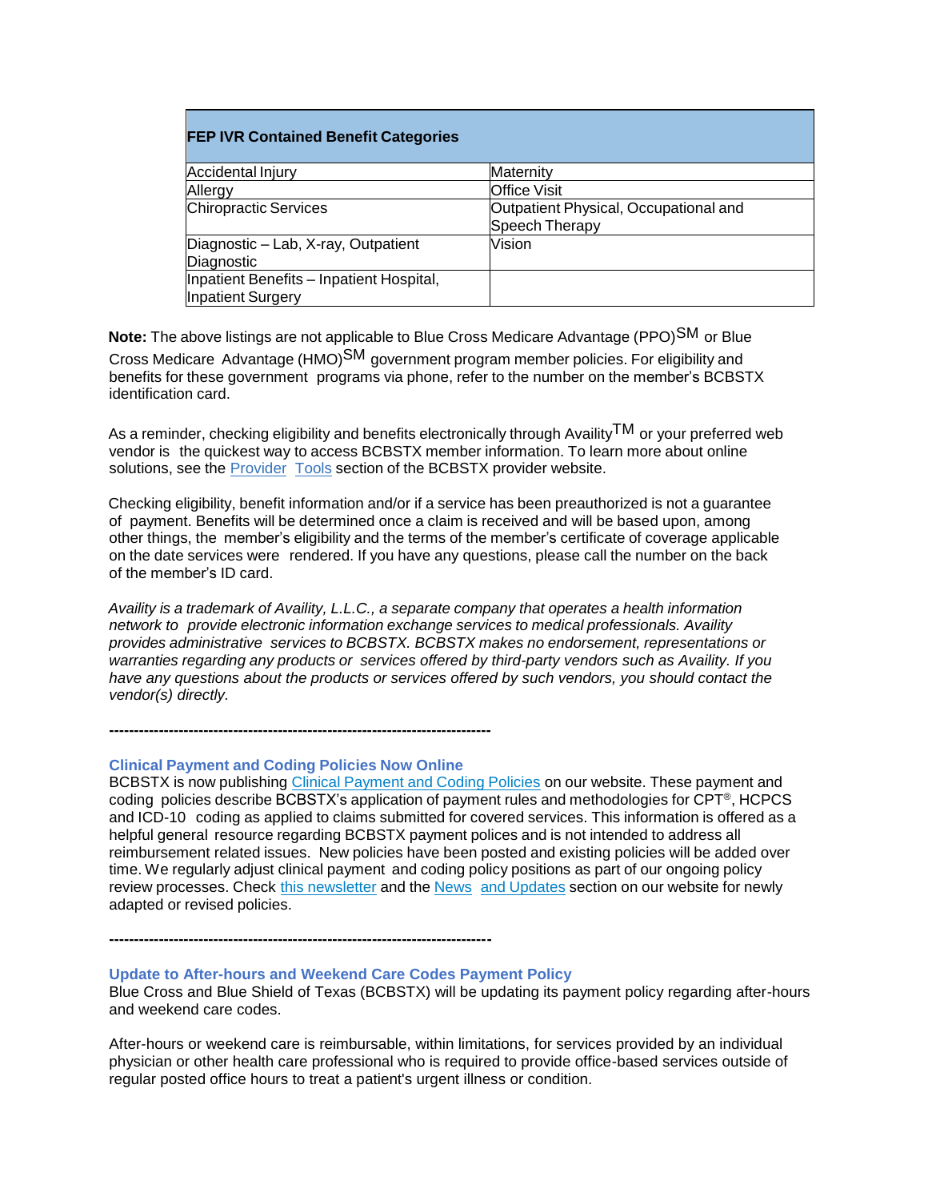| FEP IVR Contained Benefit Categories | |
|---|---|
| Accidental Injury | Maternity |
| Allergy | Office Visit |
| Chiropractic Services | Outpatient Physical, Occupational and Speech Therapy |
| Diagnostic – Lab, X-ray, Outpatient Diagnostic | Vision |
| Inpatient Benefits – Inpatient Hospital, Inpatient Surgery | |

**Note:** The above listings are not applicable to Blue Cross Medicare Advantage (PPO)SM or Blue Cross Medicare Advantage (HMO)SM government program member policies. For eligibility and benefits for these government programs via phone, refer to the number on the member's BCBSTX identification card.

As a reminder, checking eligibility and benefits electronically through AvailityTM or your preferred web vendor is the quickest way to access BCBSTX member information. To learn more about online solutions, see the Provider Tools section of the BCBSTX provider website.

Checking eligibility, benefit information and/or if a service has been preauthorized is not a guarantee of payment. Benefits will be determined once a claim is received and will be based upon, among other things, the member's eligibility and the terms of the member's certificate of coverage applicable on the date services were rendered. If you have any questions, please call the number on the back of the member's ID card.

*Availity is a trademark of Availity, L.L.C., a separate company that operates a health information network to provide electronic information exchange services to medical professionals. Availity provides administrative services to BCBSTX. BCBSTX makes no endorsement, representations or warranties regarding any products or services offered by third-party vendors such as Availity. If you have any questions about the products or services offered by such vendors, you should contact the vendor(s) directly.*

-----------------------------------------------------------------------------

### Clinical Payment and Coding Policies Now Online

BCBSTX is now publishing Clinical Payment and Coding Policies on our website. These payment and coding policies describe BCBSTX's application of payment rules and methodologies for CPT®, HCPCS and ICD-10 coding as applied to claims submitted for covered services. This information is offered as a helpful general resource regarding BCBSTX payment polices and is not intended to address all reimbursement related issues. New policies have been posted and existing policies will be added over time. We regularly adjust clinical payment and coding policy positions as part of our ongoing policy review processes. Check this newsletter and the News and Updates section on our website for newly adapted or revised policies.

-----------------------------------------------------------------------------

### Update to After-hours and Weekend Care Codes Payment Policy

Blue Cross and Blue Shield of Texas (BCBSTX) will be updating its payment policy regarding after-hours and weekend care codes.

After-hours or weekend care is reimbursable, within limitations, for services provided by an individual physician or other health care professional who is required to provide office-based services outside of regular posted office hours to treat a patient's urgent illness or condition.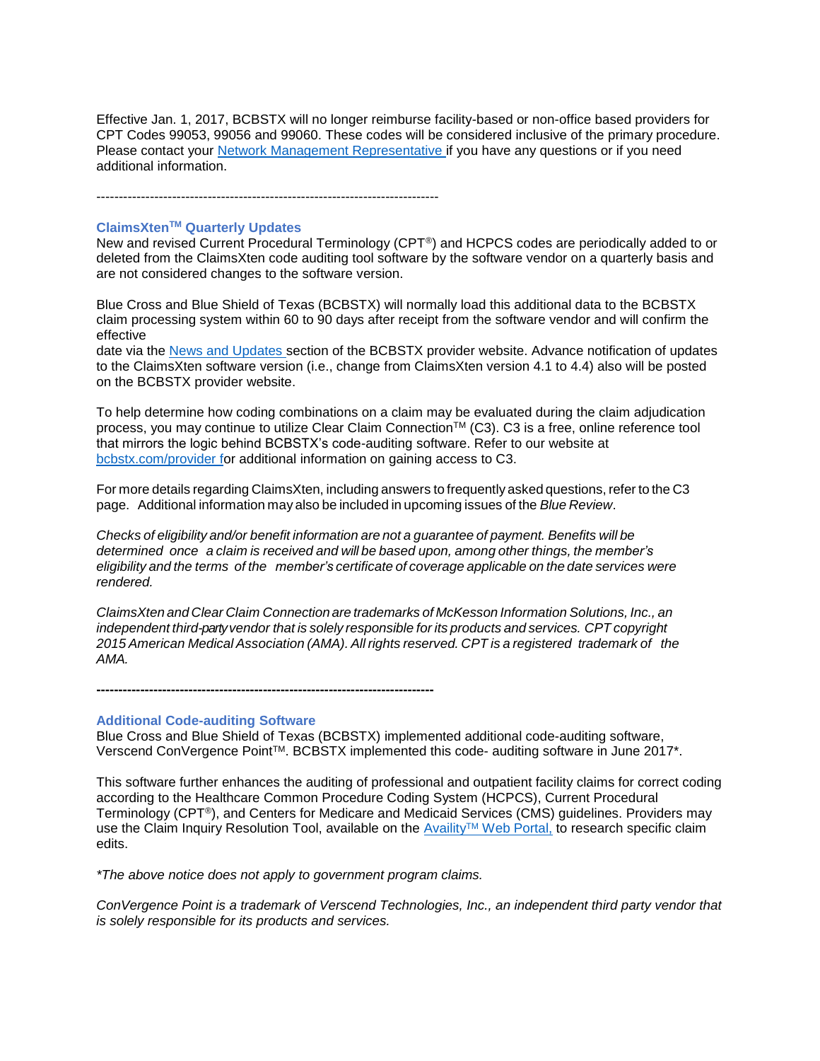Effective Jan. 1, 2017, BCBSTX will no longer reimburse facility-based or non-office based providers for CPT Codes 99053, 99056 and 99060. These codes will be considered inclusive of the primary procedure. Please contact your [Network Management Representative](#) if you have any questions or if you need additional information.

-----------------------------------------------------------------------------

### ClaimsXten™ Quarterly Updates

New and revised Current Procedural Terminology (CPT®) and HCPCS codes are periodically added to or deleted from the ClaimsXten code auditing tool software by the software vendor on a quarterly basis and are not considered changes to the software version.

Blue Cross and Blue Shield of Texas (BCBSTX) will normally load this additional data to the BCBSTX claim processing system within 60 to 90 days after receipt from the software vendor and will confirm the effective date via the [News and Updates](#) section of the BCBSTX provider website. Advance notification of updates to the ClaimsXten software version (i.e., change from ClaimsXten version 4.1 to 4.4) also will be posted on the BCBSTX provider website.

To help determine how coding combinations on a claim may be evaluated during the claim adjudication process, you may continue to utilize Clear Claim Connection™ (C3). C3 is a free, online reference tool that mirrors the logic behind BCBSTX's code-auditing software. Refer to our website at [bcbstx.com/provider](#) for additional information on gaining access to C3.

For more details regarding ClaimsXten, including answers to frequently asked questions, refer to the C3 page. Additional information may also be included in upcoming issues of the *Blue Review*.

*Checks of eligibility and/or benefit information are not a guarantee of payment. Benefits will be determined once a claim is received and will be based upon, among other things, the member's eligibility and the terms of the member's certificate of coverage applicable on the date services were rendered.*

*ClaimsXten and Clear Claim Connection are trademarks of McKesson Information Solutions, Inc., an independent third-party vendor that is solely responsible for its products and services. CPT copyright 2015 American Medical Association (AMA). All rights reserved. CPT is a registered trademark of the AMA.*

-----------------------------------------------------------------------------

### Additional Code-auditing Software

Blue Cross and Blue Shield of Texas (BCBSTX) implemented additional code-auditing software, Verscend ConVergence Point™. BCBSTX implemented this code- auditing software in June 2017*.

This software further enhances the auditing of professional and outpatient facility claims for correct coding according to the Healthcare Common Procedure Coding System (HCPCS), Current Procedural Terminology (CPT®), and Centers for Medicare and Medicaid Services (CMS) guidelines. Providers may use the Claim Inquiry Resolution Tool, available on the [Availity™ Web Portal,](#) to research specific claim edits.

**The above notice does not apply to government program claims.*

*ConVergence Point is a trademark of Verscend Technologies, Inc., an independent third party vendor that is solely responsible for its products and services.*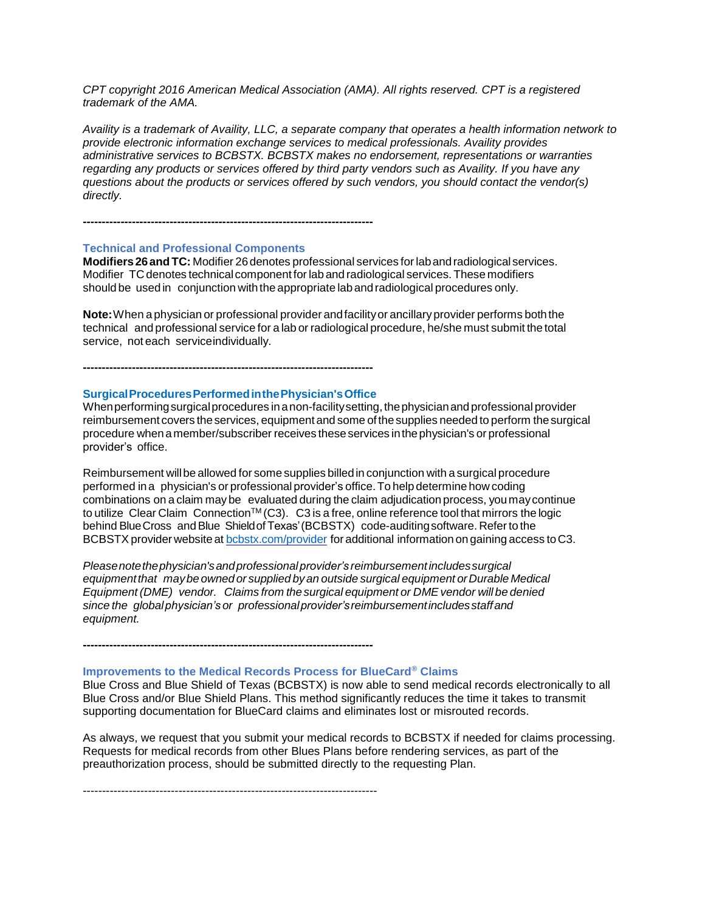*CPT copyright 2016 American Medical Association (AMA). All rights reserved. CPT is a registered trademark of the AMA.*

*Availity is a trademark of Availity, LLC, a separate company that operates a health information network to provide electronic information exchange services to medical professionals. Availity provides administrative services to BCBSTX. BCBSTX makes no endorsement, representations or warranties regarding any products or services offered by third party vendors such as Availity. If you have any questions about the products or services offered by such vendors, you should contact the vendor(s) directly.*

---

### Technical and Professional Components

**Modifiers 26 and TC:** Modifier 26 denotes professional services for lab and radiological services. Modifier TC denotes technical component for lab and radiological services. These modifiers should be used in conjunction with the appropriate lab and radiological procedures only.

**Note:** When a physician or professional provider and facility or ancillary provider performs both the technical and professional service for a lab or radiological procedure, he/she must submit the total service, not each service individually.

---

### Surgical Procedures Performed in the Physician's Office

When performing surgical procedures in a non-facility setting, the physician and professional provider reimbursement covers the services, equipment and some of the supplies needed to perform the surgical procedure when a member/subscriber receives these services in the physician's or professional provider's office.

Reimbursement will be allowed for some supplies billed in conjunction with a surgical procedure performed in a physician's or professional provider's office. To help determine how coding combinations on a claim may be evaluated during the claim adjudication process, you may continue to utilize Clear Claim Connection™ (C3). C3 is a free, online reference tool that mirrors the logic behind Blue Cross and Blue Shield of Texas' (BCBSTX) code-auditing software. Refer to the BCBSTX provider website at bcbstx.com/provider for additional information on gaining access to C3.

*Please note the physician's and professional provider's reimbursement includes surgical equipment that may be owned or supplied by an outside surgical equipment or Durable Medical Equipment (DME) vendor. Claims from the surgical equipment or DME vendor will be denied since the global physician's or professional provider's reimbursement includes staff and equipment.*

---

### Improvements to the Medical Records Process for BlueCard® Claims

Blue Cross and Blue Shield of Texas (BCBSTX) is now able to send medical records electronically to all Blue Cross and/or Blue Shield Plans. This method significantly reduces the time it takes to transmit supporting documentation for BlueCard claims and eliminates lost or misrouted records.

As always, we request that you submit your medical records to BCBSTX if needed for claims processing. Requests for medical records from other Blues Plans before rendering services, as part of the preauthorization process, should be submitted directly to the requesting Plan.

---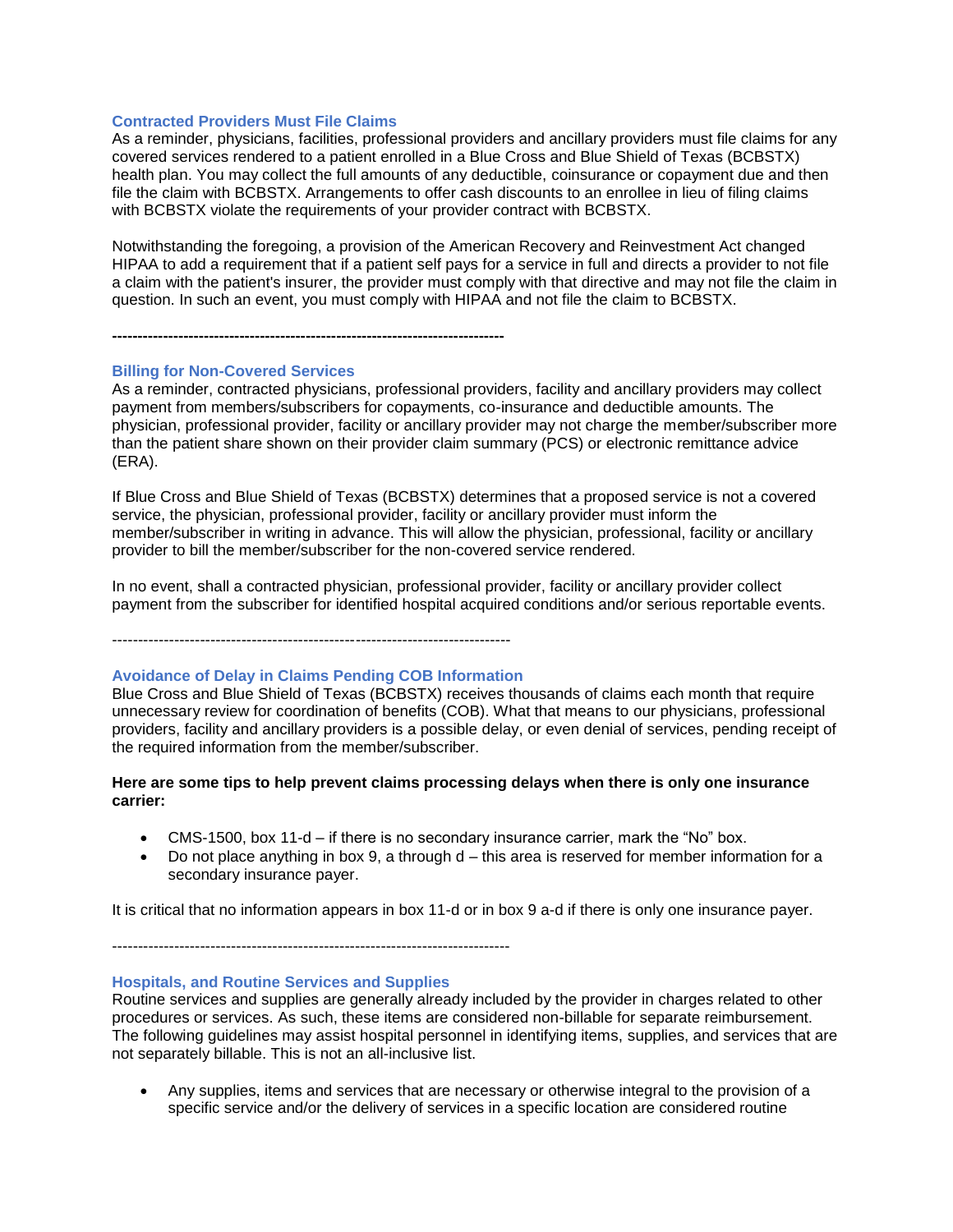### Contracted Providers Must File Claims

As a reminder, physicians, facilities, professional providers and ancillary providers must file claims for any covered services rendered to a patient enrolled in a Blue Cross and Blue Shield of Texas (BCBSTX) health plan. You may collect the full amounts of any deductible, coinsurance or copayment due and then file the claim with BCBSTX. Arrangements to offer cash discounts to an enrollee in lieu of filing claims with BCBSTX violate the requirements of your provider contract with BCBSTX.

Notwithstanding the foregoing, a provision of the American Recovery and Reinvestment Act changed HIPAA to add a requirement that if a patient self pays for a service in full and directs a provider to not file a claim with the patient's insurer, the provider must comply with that directive and may not file the claim in question. In such an event, you must comply with HIPAA and not file the claim to BCBSTX.

**----------------------------------------------------------------------------**

### Billing for Non-Covered Services

As a reminder, contracted physicians, professional providers, facility and ancillary providers may collect payment from members/subscribers for copayments, co-insurance and deductible amounts. The physician, professional provider, facility or ancillary provider may not charge the member/subscriber more than the patient share shown on their provider claim summary (PCS) or electronic remittance advice (ERA).

If Blue Cross and Blue Shield of Texas (BCBSTX) determines that a proposed service is not a covered service, the physician, professional provider, facility or ancillary provider must inform the member/subscriber in writing in advance. This will allow the physician, professional, facility or ancillary provider to bill the member/subscriber for the non-covered service rendered.

In no event, shall a contracted physician, professional provider, facility or ancillary provider collect payment from the subscriber for identified hospital acquired conditions and/or serious reportable events.

----------------------------------------------------------------------------

### Avoidance of Delay in Claims Pending COB Information

Blue Cross and Blue Shield of Texas (BCBSTX) receives thousands of claims each month that require unnecessary review for coordination of benefits (COB). What that means to our physicians, professional providers, facility and ancillary providers is a possible delay, or even denial of services, pending receipt of the required information from the member/subscriber.

**Here are some tips to help prevent claims processing delays when there is only one insurance carrier:**

- CMS-1500, box 11-d – if there is no secondary insurance carrier, mark the "No" box.
- Do not place anything in box 9, a through d – this area is reserved for member information for a secondary insurance payer.

It is critical that no information appears in box 11-d or in box 9 a-d if there is only one insurance payer.

----------------------------------------------------------------------------

### Hospitals, and Routine Services and Supplies

Routine services and supplies are generally already included by the provider in charges related to other procedures or services. As such, these items are considered non-billable for separate reimbursement. The following guidelines may assist hospital personnel in identifying items, supplies, and services that are not separately billable. This is not an all-inclusive list.

- Any supplies, items and services that are necessary or otherwise integral to the provision of a specific service and/or the delivery of services in a specific location are considered routine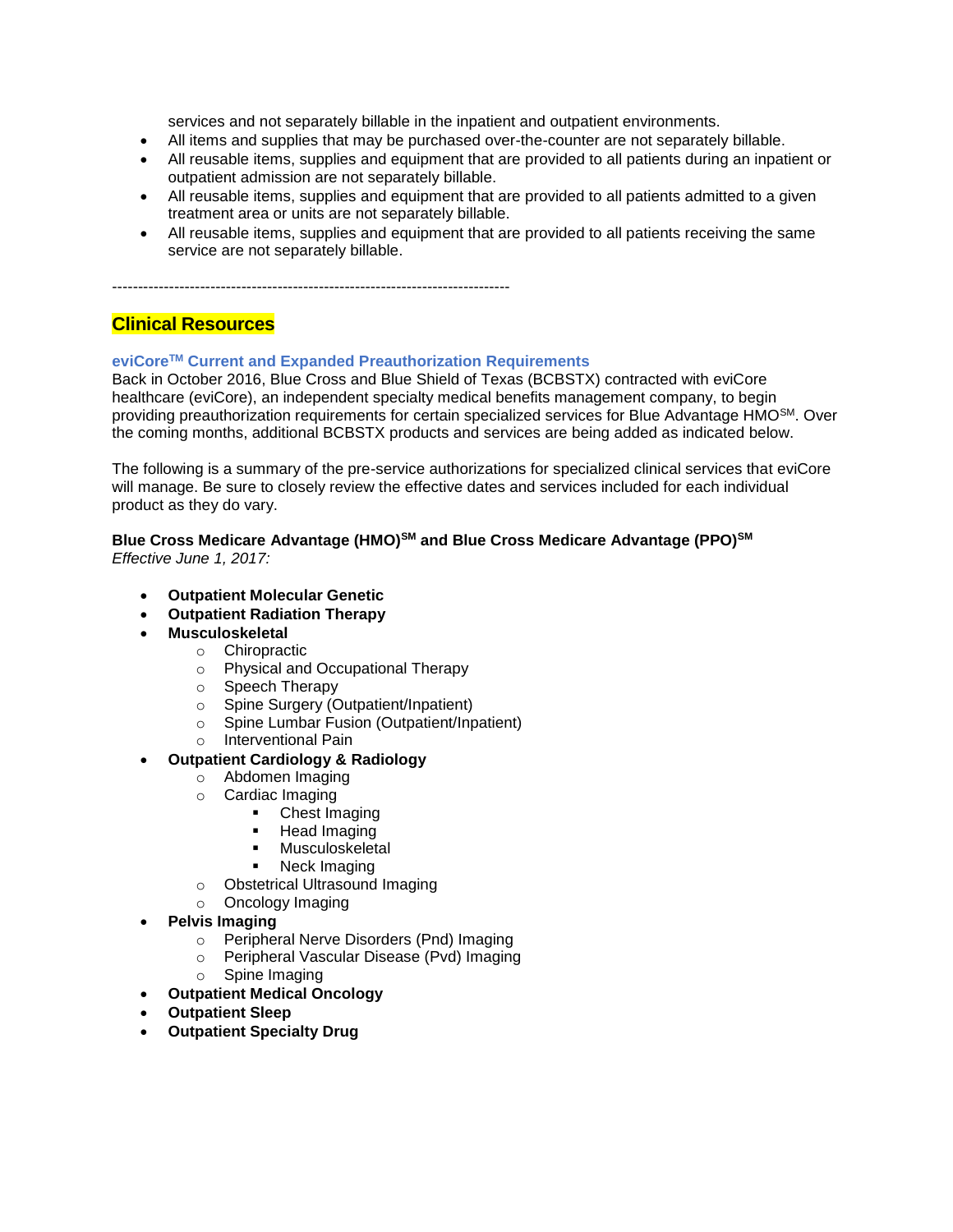services and not separately billable in the inpatient and outpatient environments.

- All items and supplies that may be purchased over-the-counter are not separately billable.
- All reusable items, supplies and equipment that are provided to all patients during an inpatient or outpatient admission are not separately billable.
- All reusable items, supplies and equipment that are provided to all patients admitted to a given treatment area or units are not separately billable.
- All reusable items, supplies and equipment that are provided to all patients receiving the same service are not separately billable.

------------------------------------------------------------------------------

## Clinical Resources

### eviCore[TM] Current and Expanded Preauthorization Requirements

Back in October 2016, Blue Cross and Blue Shield of Texas (BCBSTX) contracted with eviCore healthcare (eviCore), an independent specialty medical benefits management company, to begin providing preauthorization requirements for certain specialized services for Blue Advantage HMO[SM]. Over the coming months, additional BCBSTX products and services are being added as indicated below.

The following is a summary of the pre-service authorizations for specialized clinical services that eviCore will manage. Be sure to closely review the effective dates and services included for each individual product as they do vary.

**Blue Cross Medicare Advantage (HMO)[SM] and Blue Cross Medicare Advantage (PPO)[SM]**
*Effective June 1, 2017:*

- **Outpatient Molecular Genetic**
- **Outpatient Radiation Therapy**
- **Musculoskeletal**
  - Chiropractic
  - Physical and Occupational Therapy
  - Speech Therapy
  - Spine Surgery (Outpatient/Inpatient)
  - Spine Lumbar Fusion (Outpatient/Inpatient)
  - Interventional Pain
- **Outpatient Cardiology & Radiology**
  - Abdomen Imaging
  - Cardiac Imaging
    - Chest Imaging
    - Head Imaging
    - Musculoskeletal
    - Neck Imaging
  - Obstetrical Ultrasound Imaging
  - Oncology Imaging
- **Pelvis Imaging**
  - Peripheral Nerve Disorders (Pnd) Imaging
  - Peripheral Vascular Disease (Pvd) Imaging
  - Spine Imaging
- **Outpatient Medical Oncology**
- **Outpatient Sleep**
- **Outpatient Specialty Drug**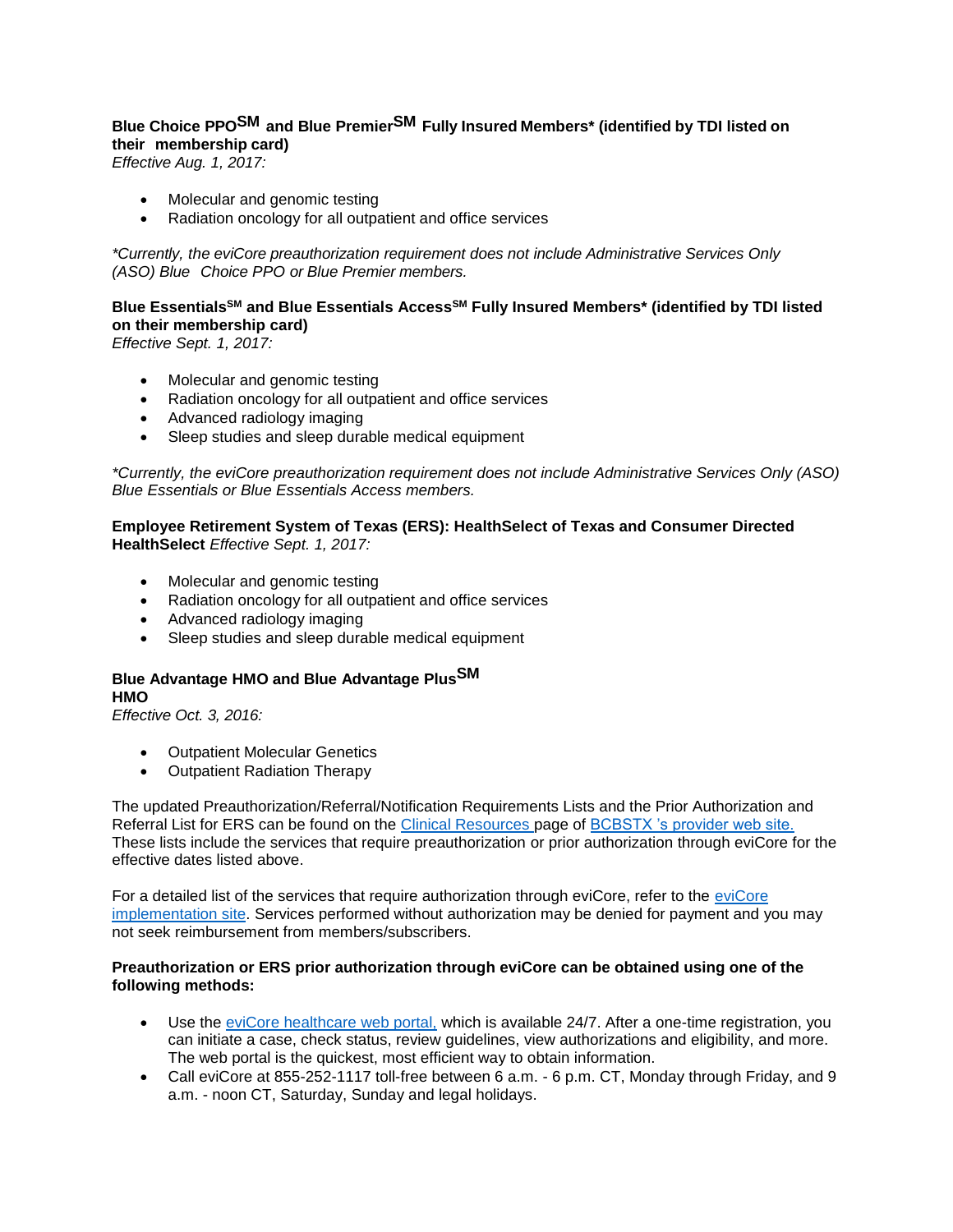**Blue Choice PPO℠ and Blue Premier℠ Fully Insured Members* (identified by TDI listed on their membership card)**
*Effective Aug. 1, 2017:*

- Molecular and genomic testing
- Radiation oncology for all outpatient and office services

*\*Currently, the eviCore preauthorization requirement does not include Administrative Services Only (ASO) Blue Choice PPO or Blue Premier members.*

**Blue Essentials℠ and Blue Essentials Access℠ Fully Insured Members* (identified by TDI listed on their membership card)**
*Effective Sept. 1, 2017:*

- Molecular and genomic testing
- Radiation oncology for all outpatient and office services
- Advanced radiology imaging
- Sleep studies and sleep durable medical equipment

*\*Currently, the eviCore preauthorization requirement does not include Administrative Services Only (ASO) Blue Essentials or Blue Essentials Access members.*

**Employee Retirement System of Texas (ERS): HealthSelect of Texas and Consumer Directed HealthSelect** *Effective Sept. 1, 2017:*

- Molecular and genomic testing
- Radiation oncology for all outpatient and office services
- Advanced radiology imaging
- Sleep studies and sleep durable medical equipment

**Blue Advantage HMO and Blue Advantage Plus℠ HMO**
*Effective Oct. 3, 2016:*

- Outpatient Molecular Genetics
- Outpatient Radiation Therapy

The updated Preauthorization/Referral/Notification Requirements Lists and the Prior Authorization and Referral List for ERS can be found on the Clinical Resources page of BCBSTX 's provider web site. These lists include the services that require preauthorization or prior authorization through eviCore for the effective dates listed above.

For a detailed list of the services that require authorization through eviCore, refer to the eviCore implementation site. Services performed without authorization may be denied for payment and you may not seek reimbursement from members/subscribers.

**Preauthorization or ERS prior authorization through eviCore can be obtained using one of the following methods:**

- Use the eviCore healthcare web portal, which is available 24/7. After a one-time registration, you can initiate a case, check status, review guidelines, view authorizations and eligibility, and more. The web portal is the quickest, most efficient way to obtain information.
- Call eviCore at 855-252-1117 toll-free between 6 a.m. - 6 p.m. CT, Monday through Friday, and 9 a.m. - noon CT, Saturday, Sunday and legal holidays.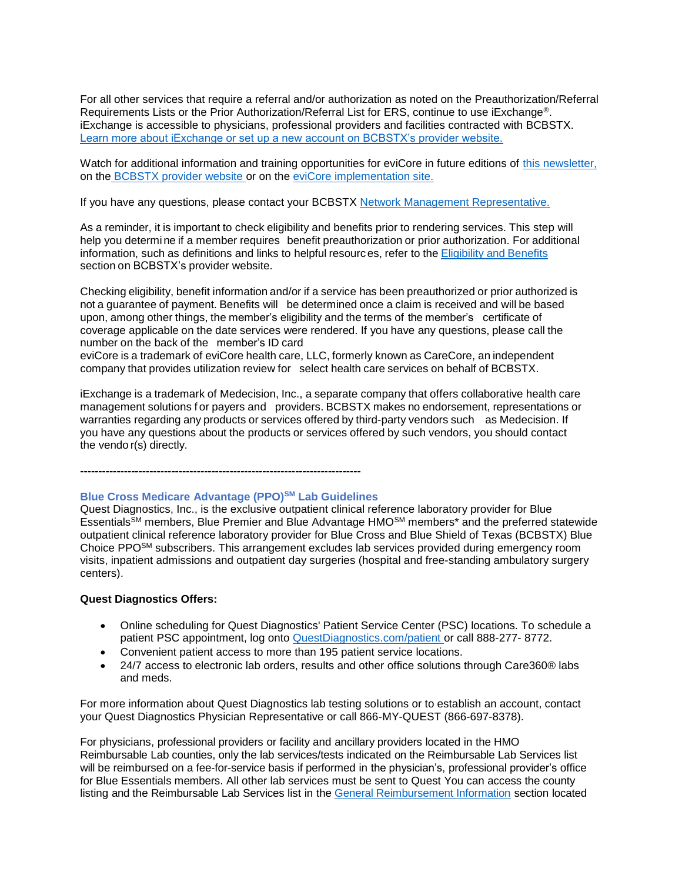For all other services that require a referral and/or authorization as noted on the Preauthorization/Referral Requirements Lists or the Prior Authorization/Referral List for ERS, continue to use iExchange®. iExchange is accessible to physicians, professional providers and facilities contracted with BCBSTX. Learn more about iExchange or set up a new account on BCBSTX's provider website.

Watch for additional information and training opportunities for eviCore in future editions of this newsletter, on the BCBSTX provider website or on the eviCore implementation site.

If you have any questions, please contact your BCBSTX Network Management Representative.

As a reminder, it is important to check eligibility and benefits prior to rendering services. This step will help you determine if a member requires benefit preauthorization or prior authorization. For additional information, such as definitions and links to helpful resources, refer to the Eligibility and Benefits section on BCBSTX's provider website.

Checking eligibility, benefit information and/or if a service has been preauthorized or prior authorized is not a guarantee of payment. Benefits will be determined once a claim is received and will be based upon, among other things, the member's eligibility and the terms of the member's certificate of coverage applicable on the date services were rendered. If you have any questions, please call the number on the back of the member's ID card
eviCore is a trademark of eviCore health care, LLC, formerly known as CareCore, an independent company that provides utilization review for select health care services on behalf of BCBSTX.

iExchange is a trademark of Medecision, Inc., a separate company that offers collaborative health care management solutions for payers and providers. BCBSTX makes no endorsement, representations or warranties regarding any products or services offered by third-party vendors such as Medecision. If you have any questions about the products or services offered by such vendors, you should contact the vendor(s) directly.

-----------------------------------------------------------------------------

### Blue Cross Medicare Advantage (PPO)SM Lab Guidelines

Quest Diagnostics, Inc., is the exclusive outpatient clinical reference laboratory provider for Blue EssentialsSM members, Blue Premier and Blue Advantage HMOSM members* and the preferred statewide outpatient clinical reference laboratory provider for Blue Cross and Blue Shield of Texas (BCBSTX) Blue Choice PPOSM subscribers. This arrangement excludes lab services provided during emergency room visits, inpatient admissions and outpatient day surgeries (hospital and free-standing ambulatory surgery centers).

**Quest Diagnostics Offers:**

- Online scheduling for Quest Diagnostics' Patient Service Center (PSC) locations. To schedule a patient PSC appointment, log onto QuestDiagnostics.com/patient or call 888-277- 8772.
- Convenient patient access to more than 195 patient service locations.
- 24/7 access to electronic lab orders, results and other office solutions through Care360® labs and meds.

For more information about Quest Diagnostics lab testing solutions or to establish an account, contact your Quest Diagnostics Physician Representative or call 866-MY-QUEST (866-697-8378).

For physicians, professional providers or facility and ancillary providers located in the HMO Reimbursable Lab counties, only the lab services/tests indicated on the Reimbursable Lab Services list will be reimbursed on a fee-for-service basis if performed in the physician's, professional provider's office for Blue Essentials members. All other lab services must be sent to Quest You can access the county listing and the Reimbursable Lab Services list in the General Reimbursement Information section located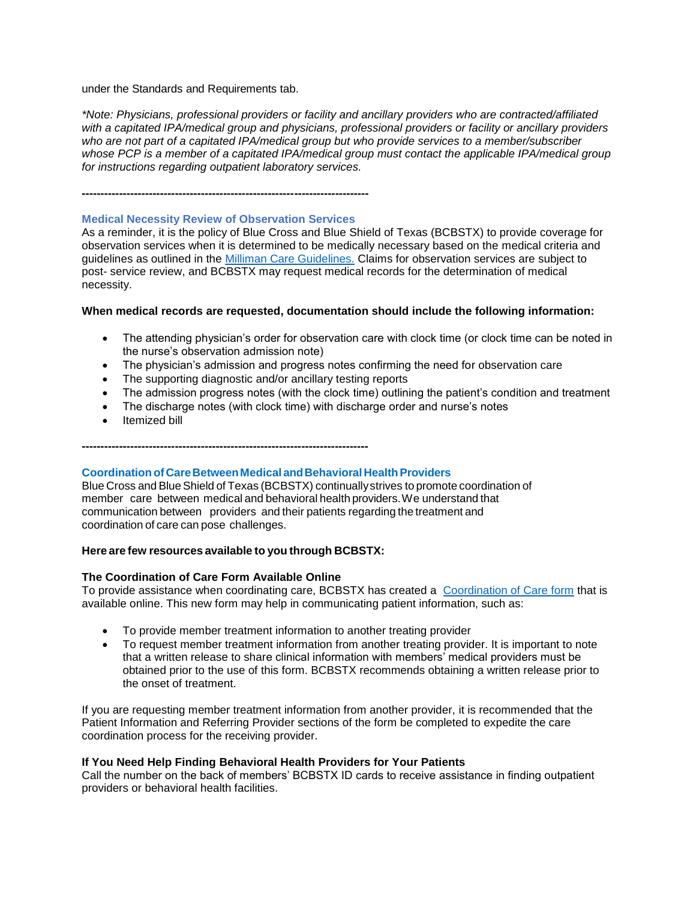under the Standards and Requirements tab.

*\*Note: Physicians, professional providers or facility and ancillary providers who are contracted/affiliated with a capitated IPA/medical group and physicians, professional providers or facility or ancillary providers who are not part of a capitated IPA/medical group but who provide services to a member/subscriber whose PCP is a member of a capitated IPA/medical group must contact the applicable IPA/medical group for instructions regarding outpatient laboratory services.*

-----------------------------------------------------------------------------

### Medical Necessity Review of Observation Services

As a reminder, it is the policy of Blue Cross and Blue Shield of Texas (BCBSTX) to provide coverage for observation services when it is determined to be medically necessary based on the medical criteria and guidelines as outlined in the Milliman Care Guidelines. Claims for observation services are subject to post- service review, and BCBSTX may request medical records for the determination of medical necessity.

**When medical records are requested, documentation should include the following information:**

- The attending physician's order for observation care with clock time (or clock time can be noted in the nurse's observation admission note)
- The physician's admission and progress notes confirming the need for observation care
- The supporting diagnostic and/or ancillary testing reports
- The admission progress notes (with the clock time) outlining the patient's condition and treatment
- The discharge notes (with clock time) with discharge order and nurse's notes
- Itemized bill

-----------------------------------------------------------------------------

### Coordination of Care Between Medical and Behavioral Health Providers

Blue Cross and Blue Shield of Texas (BCBSTX) continually strives to promote coordination of member care between medical and behavioral health providers. We understand that communication between providers and their patients regarding the treatment and coordination of care can pose challenges.

**Here are few resources available to you through BCBSTX:**

**The Coordination of Care Form Available Online**

To provide assistance when coordinating care, BCBSTX has created a Coordination of Care form that is available online. This new form may help in communicating patient information, such as:

- To provide member treatment information to another treating provider
- To request member treatment information from another treating provider. It is important to note that a written release to share clinical information with members' medical providers must be obtained prior to the use of this form. BCBSTX recommends obtaining a written release prior to the onset of treatment.

If you are requesting member treatment information from another provider, it is recommended that the Patient Information and Referring Provider sections of the form be completed to expedite the care coordination process for the receiving provider.

**If You Need Help Finding Behavioral Health Providers for Your Patients**

Call the number on the back of members' BCBSTX ID cards to receive assistance in finding outpatient providers or behavioral health facilities.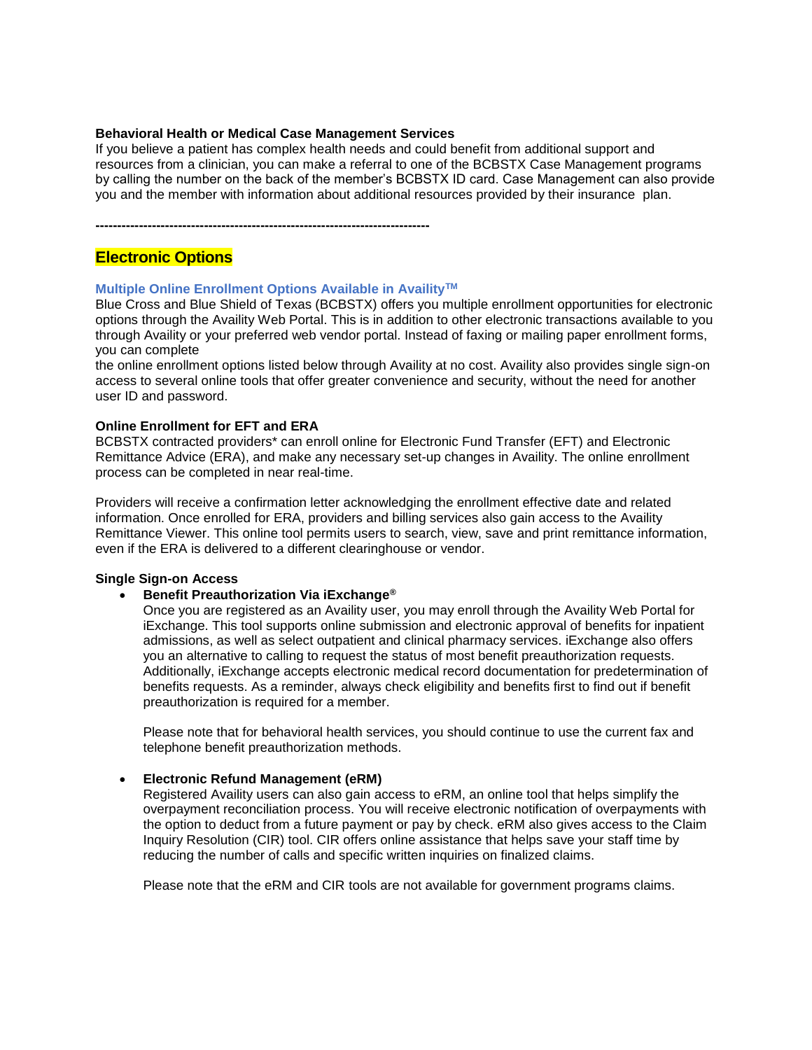**Behavioral Health or Medical Case Management Services**

If you believe a patient has complex health needs and could benefit from additional support and resources from a clinician, you can make a referral to one of the BCBSTX Case Management programs by calling the number on the back of the member's BCBSTX ID card. Case Management can also provide you and the member with information about additional resources provided by their insurance plan.

------------------------------------------------------------------------------

## Electronic Options

### Multiple Online Enrollment Options Available in Availity™

Blue Cross and Blue Shield of Texas (BCBSTX) offers you multiple enrollment opportunities for electronic options through the Availity Web Portal. This is in addition to other electronic transactions available to you through Availity or your preferred web vendor portal. Instead of faxing or mailing paper enrollment forms, you can complete the online enrollment options listed below through Availity at no cost. Availity also provides single sign-on access to several online tools that offer greater convenience and security, without the need for another user ID and password.

**Online Enrollment for EFT and ERA**

BCBSTX contracted providers* can enroll online for Electronic Fund Transfer (EFT) and Electronic Remittance Advice (ERA), and make any necessary set-up changes in Availity. The online enrollment process can be completed in near real-time.

Providers will receive a confirmation letter acknowledging the enrollment effective date and related information. Once enrolled for ERA, providers and billing services also gain access to the Availity Remittance Viewer. This online tool permits users to search, view, save and print remittance information, even if the ERA is delivered to a different clearinghouse or vendor.

**Single Sign-on Access**

- **Benefit Preauthorization Via iExchange®**

  Once you are registered as an Availity user, you may enroll through the Availity Web Portal for iExchange. This tool supports online submission and electronic approval of benefits for inpatient admissions, as well as select outpatient and clinical pharmacy services. iExchange also offers you an alternative to calling to request the status of most benefit preauthorization requests. Additionally, iExchange accepts electronic medical record documentation for predetermination of benefits requests. As a reminder, always check eligibility and benefits first to find out if benefit preauthorization is required for a member.

  Please note that for behavioral health services, you should continue to use the current fax and telephone benefit preauthorization methods.

- **Electronic Refund Management (eRM)**

  Registered Availity users can also gain access to eRM, an online tool that helps simplify the overpayment reconciliation process. You will receive electronic notification of overpayments with the option to deduct from a future payment or pay by check. eRM also gives access to the Claim Inquiry Resolution (CIR) tool. CIR offers online assistance that helps save your staff time by reducing the number of calls and specific written inquiries on finalized claims.

  Please note that the eRM and CIR tools are not available for government programs claims.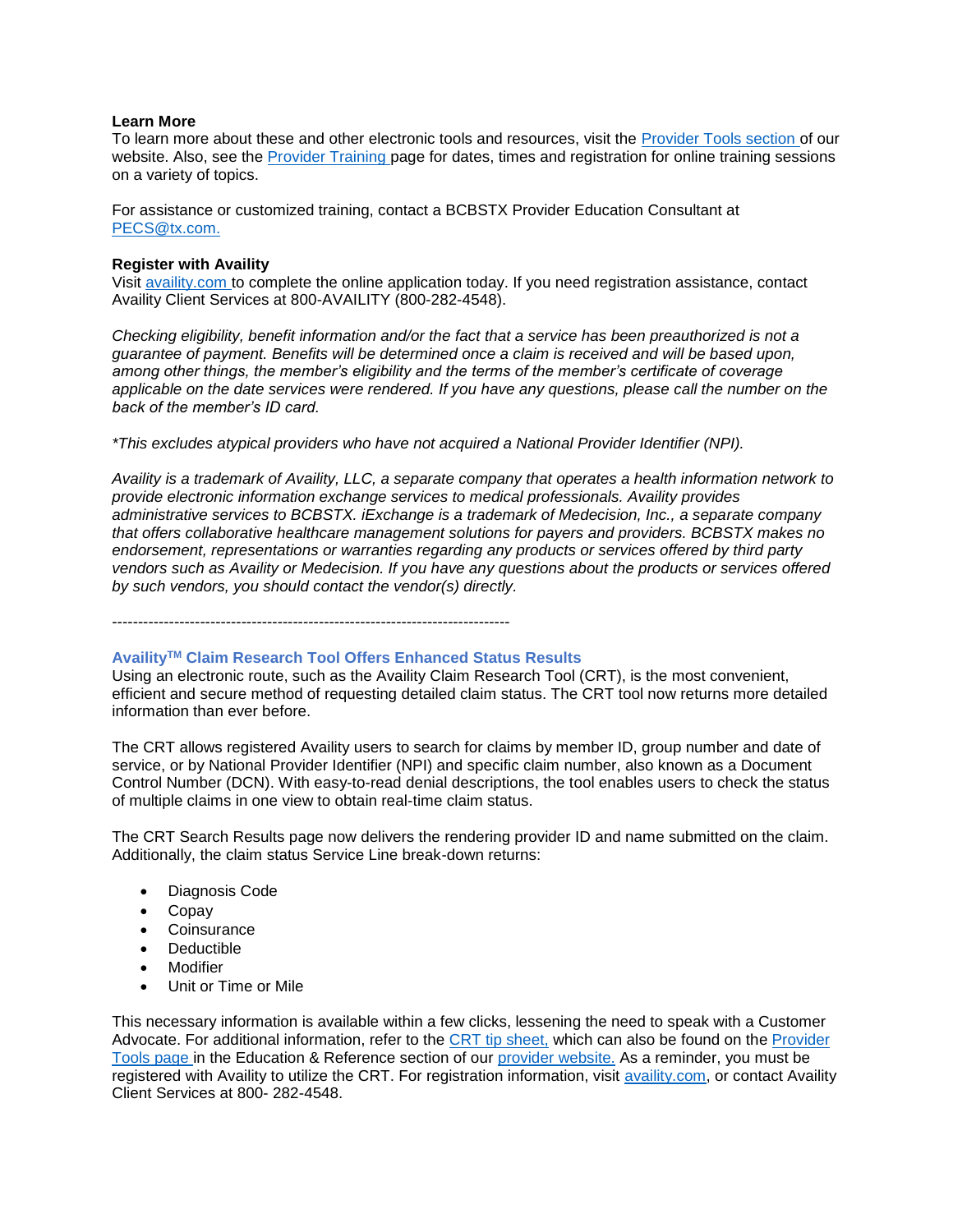**Learn More**
To learn more about these and other electronic tools and resources, visit the Provider Tools section of our website. Also, see the Provider Training page for dates, times and registration for online training sessions on a variety of topics.

For assistance or customized training, contact a BCBSTX Provider Education Consultant at PECS@tx.com.

**Register with Availity**
Visit availity.com to complete the online application today. If you need registration assistance, contact Availity Client Services at 800-AVAILITY (800-282-4548).

*Checking eligibility, benefit information and/or the fact that a service has been preauthorized is not a guarantee of payment. Benefits will be determined once a claim is received and will be based upon, among other things, the member's eligibility and the terms of the member's certificate of coverage applicable on the date services were rendered. If you have any questions, please call the number on the back of the member's ID card.*

**This excludes atypical providers who have not acquired a National Provider Identifier (NPI).*

*Availity is a trademark of Availity, LLC, a separate company that operates a health information network to provide electronic information exchange services to medical professionals. Availity provides administrative services to BCBSTX. iExchange is a trademark of Medecision, Inc., a separate company that offers collaborative healthcare management solutions for payers and providers. BCBSTX makes no endorsement, representations or warranties regarding any products or services offered by third party vendors such as Availity or Medecision. If you have any questions about the products or services offered by such vendors, you should contact the vendor(s) directly.*

----------------------------------------------------------------------------

### Availity™ Claim Research Tool Offers Enhanced Status Results

Using an electronic route, such as the Availity Claim Research Tool (CRT), is the most convenient, efficient and secure method of requesting detailed claim status. The CRT tool now returns more detailed information than ever before.

The CRT allows registered Availity users to search for claims by member ID, group number and date of service, or by National Provider Identifier (NPI) and specific claim number, also known as a Document Control Number (DCN). With easy-to-read denial descriptions, the tool enables users to check the status of multiple claims in one view to obtain real-time claim status.

The CRT Search Results page now delivers the rendering provider ID and name submitted on the claim. Additionally, the claim status Service Line break-down returns:

- Diagnosis Code
- Copay
- Coinsurance
- Deductible
- Modifier
- Unit or Time or Mile

This necessary information is available within a few clicks, lessening the need to speak with a Customer Advocate. For additional information, refer to the CRT tip sheet, which can also be found on the Provider Tools page in the Education & Reference section of our provider website. As a reminder, you must be registered with Availity to utilize the CRT. For registration information, visit availity.com, or contact Availity Client Services at 800- 282-4548.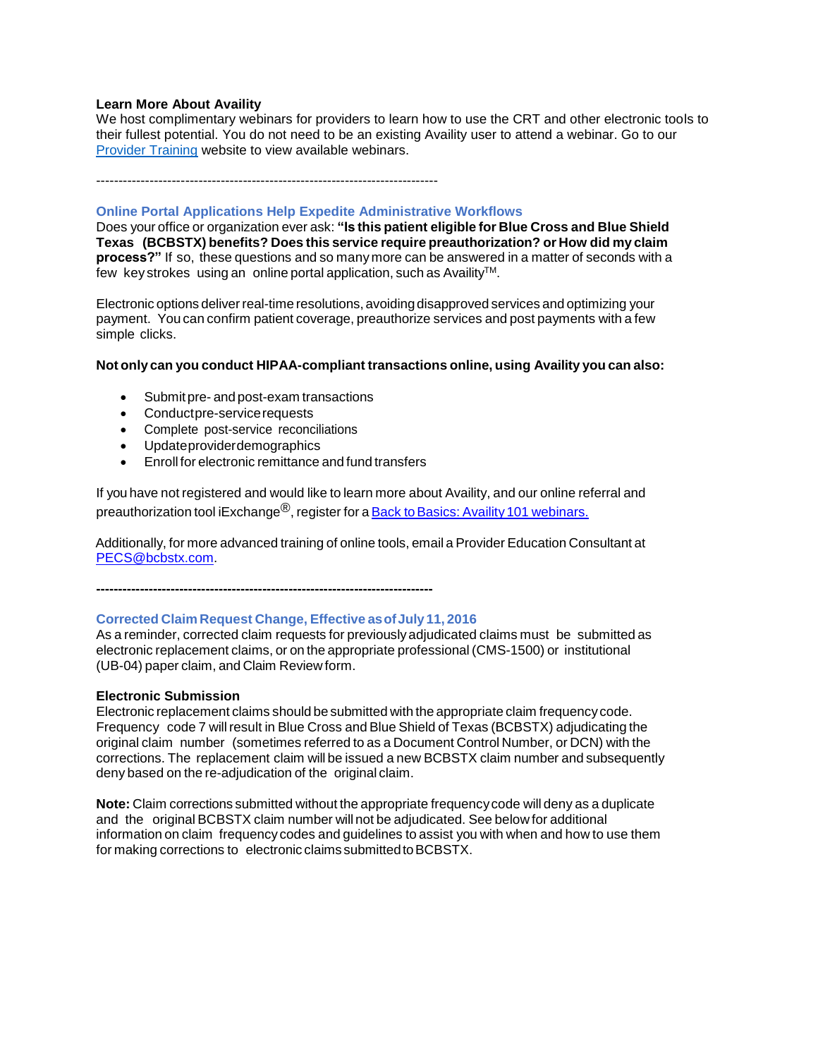**Learn More About Availity**

We host complimentary webinars for providers to learn how to use the CRT and other electronic tools to their fullest potential. You do not need to be an existing Availity user to attend a webinar. Go to our Provider Training website to view available webinars.

---

### Online Portal Applications Help Expedite Administrative Workflows

Does your office or organization ever ask: **"Is this patient eligible for Blue Cross and Blue Shield Texas (BCBSTX) benefits? Does this service require preauthorization? or How did my claim process?"** If so, these questions and so many more can be answered in a matter of seconds with a few key strokes using an online portal application, such as Availity™.

Electronic options deliver real-time resolutions, avoiding disapproved services and optimizing your payment. You can confirm patient coverage, preauthorize services and post payments with a few simple clicks.

**Not only can you conduct HIPAA-compliant transactions online, using Availity you can also:**

- Submit pre- and post-exam transactions
- Conduct pre-service requests
- Complete post-service reconciliations
- Update provider demographics
- Enroll for electronic remittance and fund transfers

If you have not registered and would like to learn more about Availity, and our online referral and preauthorization tool iExchange®, register for a Back to Basics: Availity 101 webinars.

Additionally, for more advanced training of online tools, email a Provider Education Consultant at PECS@bcbstx.com.

---

### Corrected Claim Request Change, Effective as of July 11, 2016

As a reminder, corrected claim requests for previously adjudicated claims must be submitted as electronic replacement claims, or on the appropriate professional (CMS-1500) or institutional (UB-04) paper claim, and Claim Review form.

**Electronic Submission**

Electronic replacement claims should be submitted with the appropriate claim frequency code. Frequency code 7 will result in Blue Cross and Blue Shield of Texas (BCBSTX) adjudicating the original claim number (sometimes referred to as a Document Control Number, or DCN) with the corrections. The replacement claim will be issued a new BCBSTX claim number and subsequently deny based on the re-adjudication of the original claim.

**Note:** Claim corrections submitted without the appropriate frequency code will deny as a duplicate and the original BCBSTX claim number will not be adjudicated. See below for additional information on claim frequency codes and guidelines to assist you with when and how to use them for making corrections to electronic claims submitted to BCBSTX.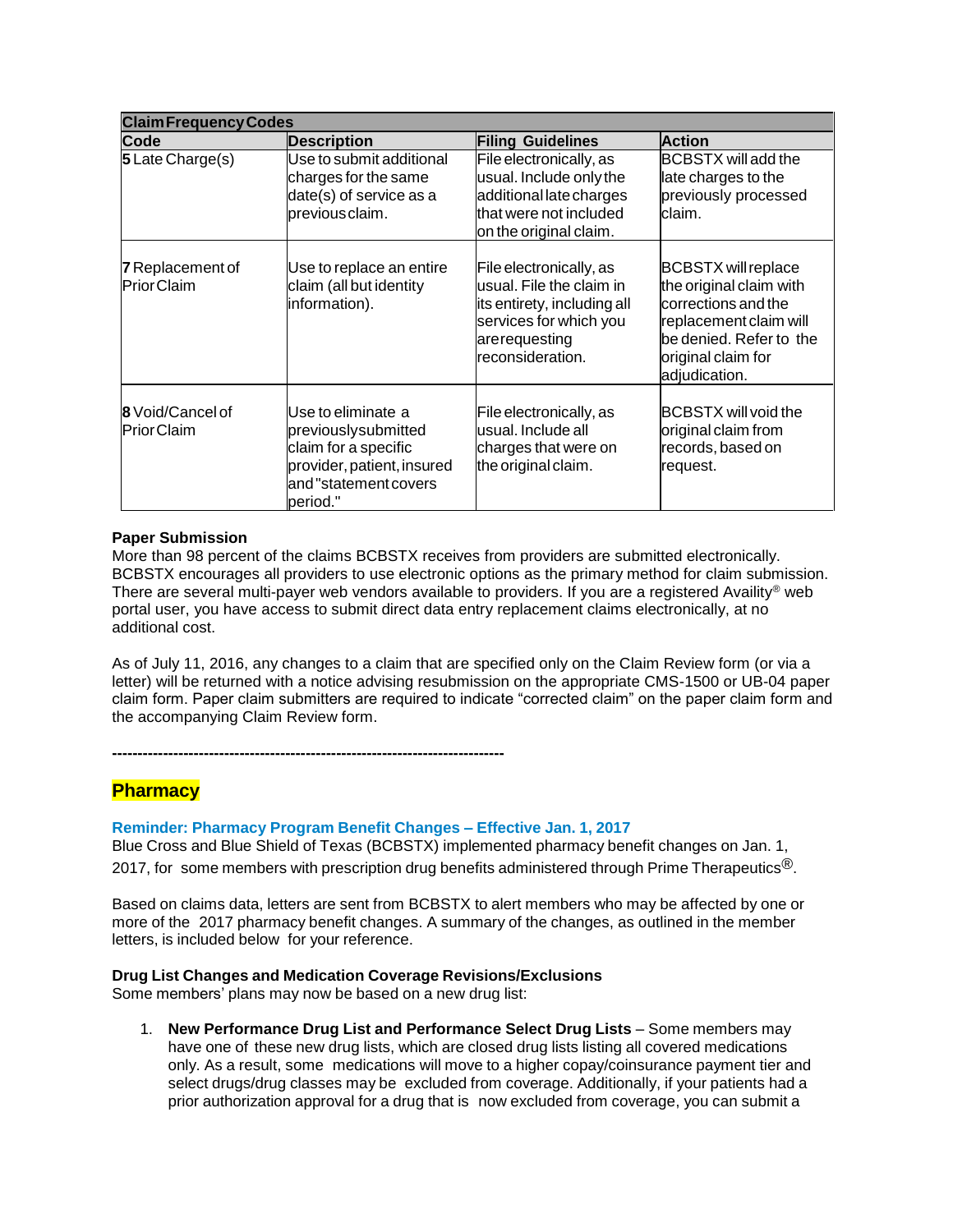| Claim Frequency Codes | | | |
|---|---|---|---|
| **Code** | **Description** | **Filing Guidelines** | **Action** |
| **5** Late Charge(s) | Use to submit additional charges for the same date(s) of service as a previous claim. | File electronically, as usual. Include only the additional late charges that were not included on the original claim. | BCBSTX will add the late charges to the previously processed claim. |
| **7** Replacement of Prior Claim | Use to replace an entire claim (all but identity information). | File electronically, as usual. File the claim in its entirety, including all services for which you are requesting reconsideration. | BCBSTX will replace the original claim with corrections and the replacement claim will be denied. Refer to the original claim for adjudication. |
| **8** Void/Cancel of Prior Claim | Use to eliminate a previously submitted claim for a specific provider, patient, insured and "statement covers period." | File electronically, as usual. Include all charges that were on the original claim. | BCBSTX will void the original claim from records, based on request. |

**Paper Submission**

More than 98 percent of the claims BCBSTX receives from providers are submitted electronically. BCBSTX encourages all providers to use electronic options as the primary method for claim submission. There are several multi-payer web vendors available to providers. If you are a registered Availity® web portal user, you have access to submit direct data entry replacement claims electronically, at no additional cost.

As of July 11, 2016, any changes to a claim that are specified only on the Claim Review form (or via a letter) will be returned with a notice advising resubmission on the appropriate CMS-1500 or UB-04 paper claim form. Paper claim submitters are required to indicate "corrected claim" on the paper claim form and the accompanying Claim Review form.

-----------------------------------------------------------------------------

## Pharmacy

### Reminder: Pharmacy Program Benefit Changes – Effective Jan. 1, 2017

Blue Cross and Blue Shield of Texas (BCBSTX) implemented pharmacy benefit changes on Jan. 1, 2017, for some members with prescription drug benefits administered through Prime Therapeutics®.

Based on claims data, letters are sent from BCBSTX to alert members who may be affected by one or more of the 2017 pharmacy benefit changes. A summary of the changes, as outlined in the member letters, is included below for your reference.

**Drug List Changes and Medication Coverage Revisions/Exclusions**

Some members' plans may now be based on a new drug list:

1. **New Performance Drug List and Performance Select Drug Lists** – Some members may have one of these new drug lists, which are closed drug lists listing all covered medications only. As a result, some medications will move to a higher copay/coinsurance payment tier and select drugs/drug classes may be excluded from coverage. Additionally, if your patients had a prior authorization approval for a drug that is now excluded from coverage, you can submit a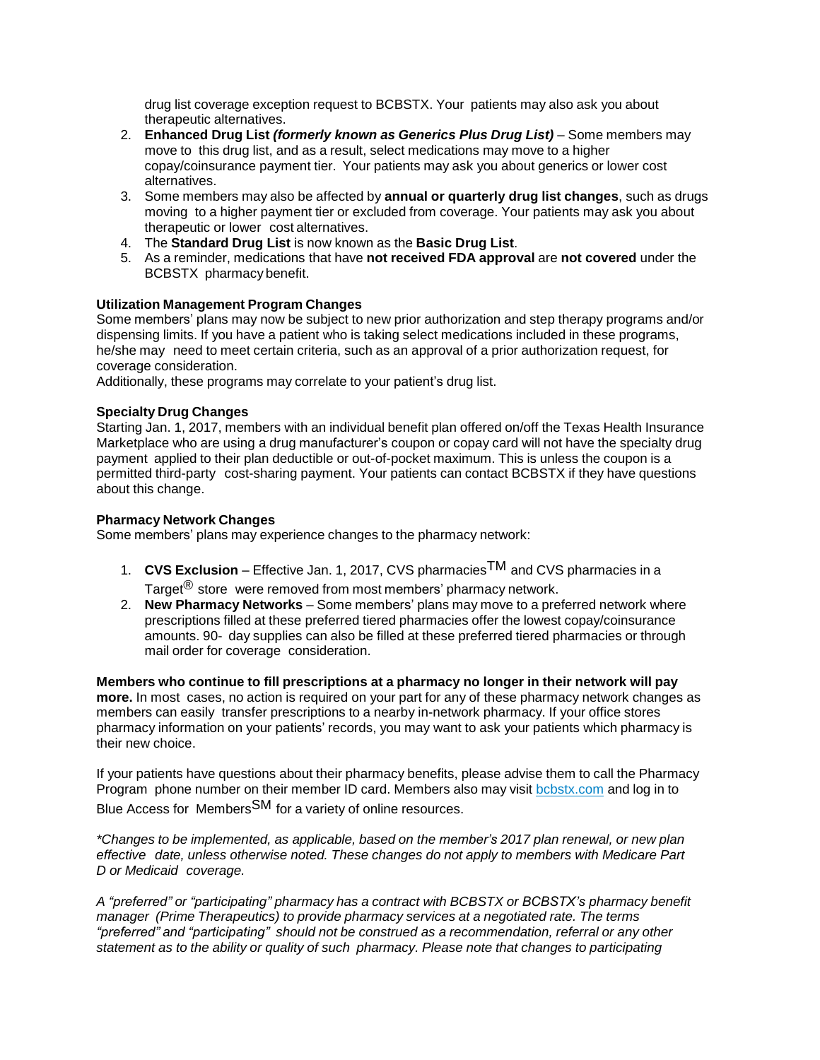drug list coverage exception request to BCBSTX. Your patients may also ask you about therapeutic alternatives.

2. **Enhanced Drug List *(formerly known as Generics Plus Drug List)*** – Some members may move to this drug list, and as a result, select medications may move to a higher copay/coinsurance payment tier. Your patients may ask you about generics or lower cost alternatives.
3. Some members may also be affected by **annual or quarterly drug list changes**, such as drugs moving to a higher payment tier or excluded from coverage. Your patients may ask you about therapeutic or lower cost alternatives.
4. The **Standard Drug List** is now known as the **Basic Drug List**.
5. As a reminder, medications that have **not received FDA approval** are **not covered** under the BCBSTX pharmacy benefit.

**Utilization Management Program Changes**

Some members' plans may now be subject to new prior authorization and step therapy programs and/or dispensing limits. If you have a patient who is taking select medications included in these programs, he/she may need to meet certain criteria, such as an approval of a prior authorization request, for coverage consideration.

Additionally, these programs may correlate to your patient's drug list.

**Specialty Drug Changes**

Starting Jan. 1, 2017, members with an individual benefit plan offered on/off the Texas Health Insurance Marketplace who are using a drug manufacturer's coupon or copay card will not have the specialty drug payment applied to their plan deductible or out-of-pocket maximum. This is unless the coupon is a permitted third-party cost-sharing payment. Your patients can contact BCBSTX if they have questions about this change.

**Pharmacy Network Changes**

Some members' plans may experience changes to the pharmacy network:

1. **CVS Exclusion** – Effective Jan. 1, 2017, CVS pharmacies™ and CVS pharmacies in a Target® store were removed from most members' pharmacy network.
2. **New Pharmacy Networks** – Some members' plans may move to a preferred network where prescriptions filled at these preferred tiered pharmacies offer the lowest copay/coinsurance amounts. 90- day supplies can also be filled at these preferred tiered pharmacies or through mail order for coverage consideration.

**Members who continue to fill prescriptions at a pharmacy no longer in their network will pay more.** In most cases, no action is required on your part for any of these pharmacy network changes as members can easily transfer prescriptions to a nearby in-network pharmacy. If your office stores pharmacy information on your patients' records, you may want to ask your patients which pharmacy is their new choice.

If your patients have questions about their pharmacy benefits, please advise them to call the Pharmacy Program phone number on their member ID card. Members also may visit bcbstx.com and log in to Blue Access for Members℠ for a variety of online resources.

*\*Changes to be implemented, as applicable, based on the member's 2017 plan renewal, or new plan effective date, unless otherwise noted. These changes do not apply to members with Medicare Part D or Medicaid coverage.*

*A "preferred" or "participating" pharmacy has a contract with BCBSTX or BCBSTX's pharmacy benefit manager (Prime Therapeutics) to provide pharmacy services at a negotiated rate. The terms "preferred" and "participating" should not be construed as a recommendation, referral or any other statement as to the ability or quality of such pharmacy. Please note that changes to participating*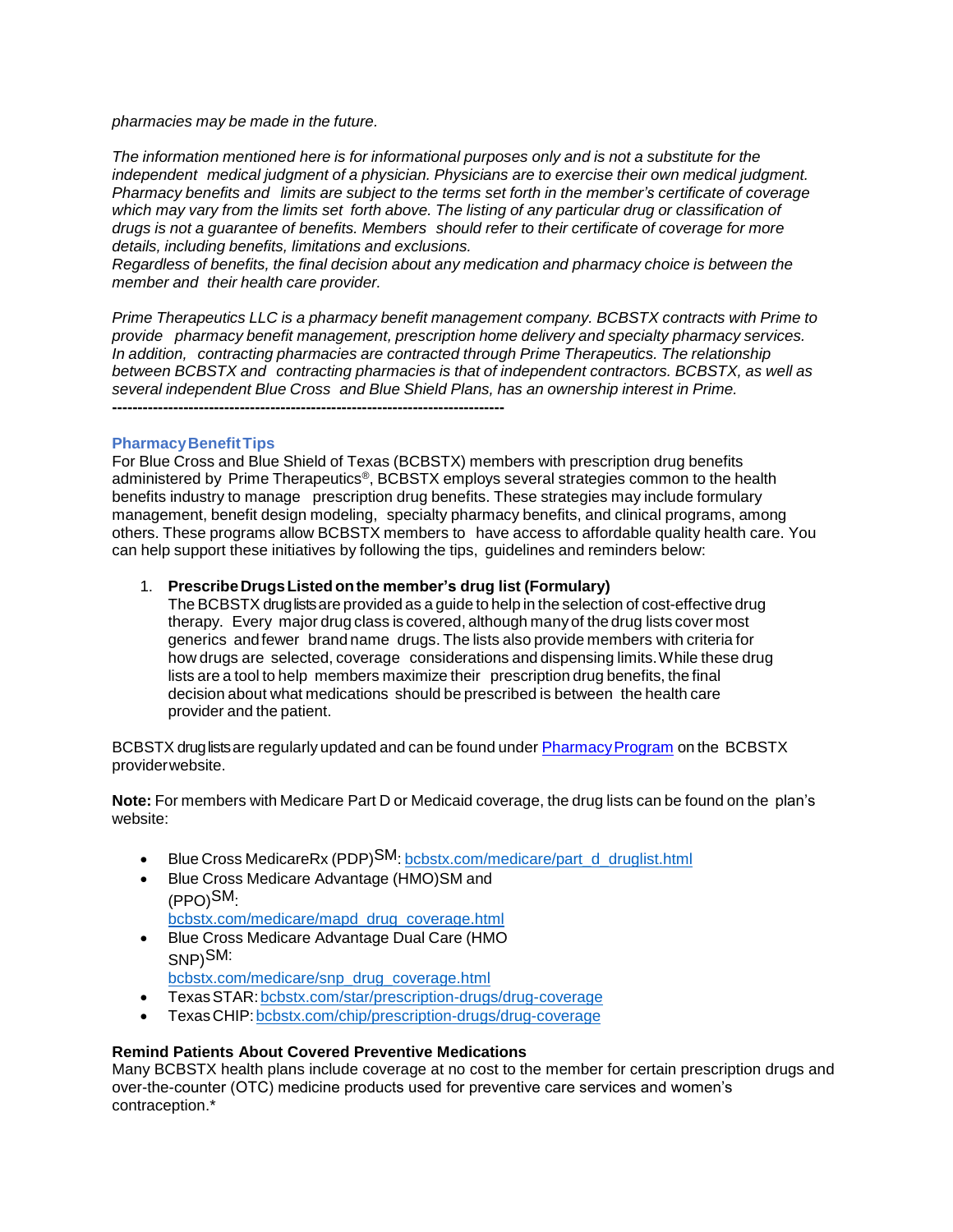*pharmacies may be made in the future.*

*The information mentioned here is for informational purposes only and is not a substitute for the independent medical judgment of a physician. Physicians are to exercise their own medical judgment. Pharmacy benefits and limits are subject to the terms set forth in the member's certificate of coverage which may vary from the limits set forth above. The listing of any particular drug or classification of drugs is not a guarantee of benefits. Members should refer to their certificate of coverage for more details, including benefits, limitations and exclusions.*
*Regardless of benefits, the final decision about any medication and pharmacy choice is between the member and their health care provider.*

*Prime Therapeutics LLC is a pharmacy benefit management company. BCBSTX contracts with Prime to provide pharmacy benefit management, prescription home delivery and specialty pharmacy services. In addition, contracting pharmacies are contracted through Prime Therapeutics. The relationship between BCBSTX and contracting pharmacies is that of independent contractors. BCBSTX, as well as several independent Blue Cross and Blue Shield Plans, has an ownership interest in Prime.*
**----------------------------------------------------------------------------**

### Pharmacy Benefit Tips

For Blue Cross and Blue Shield of Texas (BCBSTX) members with prescription drug benefits administered by Prime Therapeutics®, BCBSTX employs several strategies common to the health benefits industry to manage prescription drug benefits. These strategies may include formulary management, benefit design modeling, specialty pharmacy benefits, and clinical programs, among others. These programs allow BCBSTX members to have access to affordable quality health care. You can help support these initiatives by following the tips, guidelines and reminders below:

1. **Prescribe Drugs Listed on the member's drug list (Formulary)**
   The BCBSTX drug lists are provided as a guide to help in the selection of cost-effective drug therapy. Every major drug class is covered, although many of the drug lists cover most generics and fewer brand name drugs. The lists also provide members with criteria for how drugs are selected, coverage considerations and dispensing limits. While these drug lists are a tool to help members maximize their prescription drug benefits, the final decision about what medications should be prescribed is between the health care provider and the patient.

BCBSTX drug lists are regularly updated and can be found under Pharmacy Program on the BCBSTX provider website.

**Note:** For members with Medicare Part D or Medicaid coverage, the drug lists can be found on the plan's website:

- Blue Cross MedicareRx (PDP)SM: bcbstx.com/medicare/part_d_druglist.html
- Blue Cross Medicare Advantage (HMO)SM and (PPO)SM: bcbstx.com/medicare/mapd_drug_coverage.html
- Blue Cross Medicare Advantage Dual Care (HMO SNP)SM: bcbstx.com/medicare/snp_drug_coverage.html
- Texas STAR: bcbstx.com/star/prescription-drugs/drug-coverage
- Texas CHIP: bcbstx.com/chip/prescription-drugs/drug-coverage

**Remind Patients About Covered Preventive Medications**
Many BCBSTX health plans include coverage at no cost to the member for certain prescription drugs and over-the-counter (OTC) medicine products used for preventive care services and women's contraception.*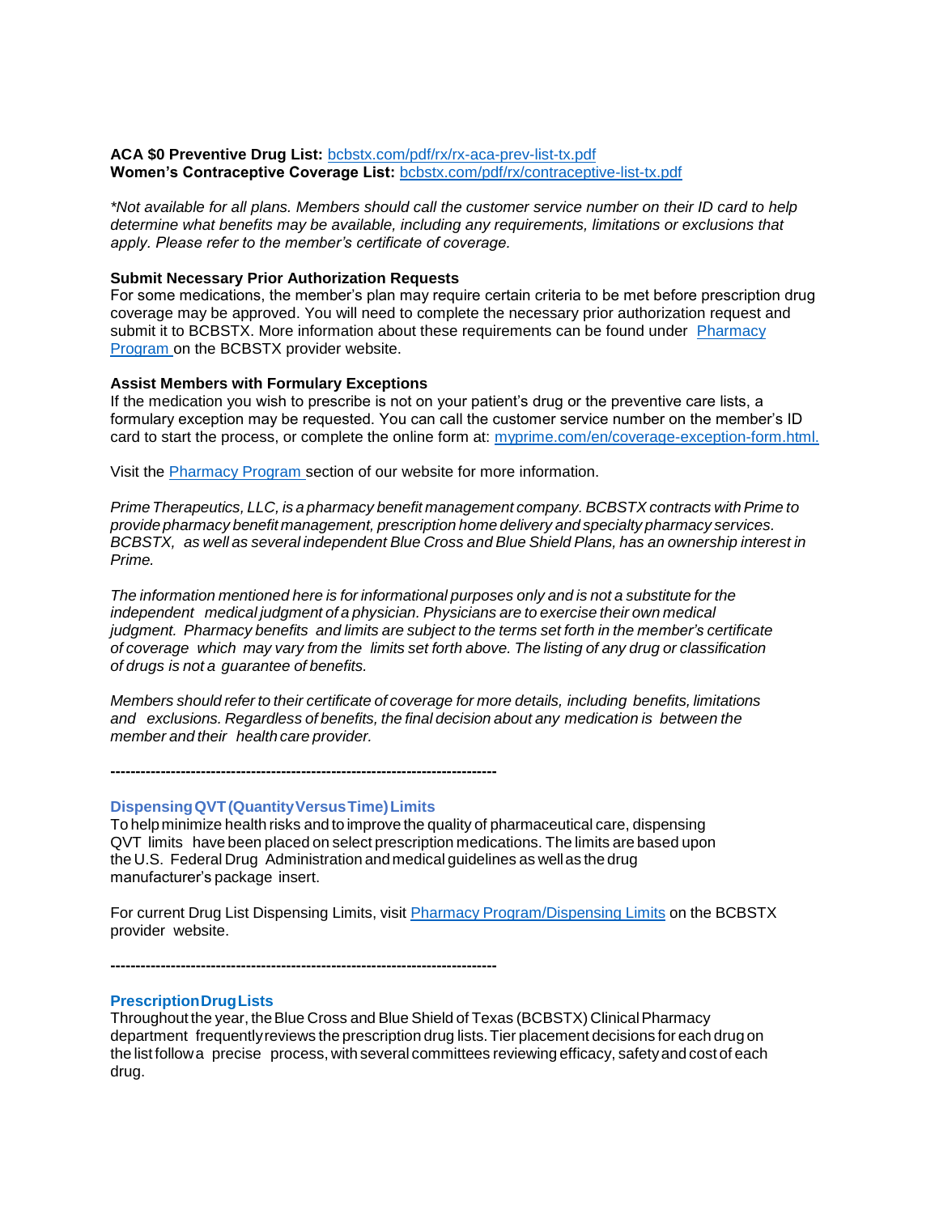**ACA $0 Preventive Drug List:** bcbstx.com/pdf/rx/rx-aca-prev-list-tx.pdf
**Women's Contraceptive Coverage List:** bcbstx.com/pdf/rx/contraceptive-list-tx.pdf

*\*Not available for all plans. Members should call the customer service number on their ID card to help determine what benefits may be available, including any requirements, limitations or exclusions that apply. Please refer to the member's certificate of coverage.*

**Submit Necessary Prior Authorization Requests**
For some medications, the member's plan may require certain criteria to be met before prescription drug coverage may be approved. You will need to complete the necessary prior authorization request and submit it to BCBSTX. More information about these requirements can be found under Pharmacy Program on the BCBSTX provider website.

**Assist Members with Formulary Exceptions**
If the medication you wish to prescribe is not on your patient's drug or the preventive care lists, a formulary exception may be requested. You can call the customer service number on the member's ID card to start the process, or complete the online form at: myprime.com/en/coverage-exception-form.html.

Visit the Pharmacy Program section of our website for more information.

*Prime Therapeutics, LLC, is a pharmacy benefit management company. BCBSTX contracts with Prime to provide pharmacy benefit management, prescription home delivery and specialty pharmacy services. BCBSTX, as well as several independent Blue Cross and Blue Shield Plans, has an ownership interest in Prime.*

*The information mentioned here is for informational purposes only and is not a substitute for the independent medical judgment of a physician. Physicians are to exercise their own medical judgment. Pharmacy benefits and limits are subject to the terms set forth in the member's certificate of coverage which may vary from the limits set forth above. The listing of any drug or classification of drugs is not a guarantee of benefits.*

*Members should refer to their certificate of coverage for more details, including benefits, limitations and exclusions. Regardless of benefits, the final decision about any medication is between the member and their health care provider.*

---

## Dispensing QVT (Quantity Versus Time) Limits

To help minimize health risks and to improve the quality of pharmaceutical care, dispensing QVT limits have been placed on select prescription medications. The limits are based upon the U.S. Federal Drug Administration and medical guidelines as well as the drug manufacturer's package insert.

For current Drug List Dispensing Limits, visit Pharmacy Program/Dispensing Limits on the BCBSTX provider website.

---

## Prescription Drug Lists

Throughout the year, the Blue Cross and Blue Shield of Texas (BCBSTX) Clinical Pharmacy department frequently reviews the prescription drug lists. Tier placement decisions for each drug on the list follow a precise process, with several committees reviewing efficacy, safety and cost of each drug.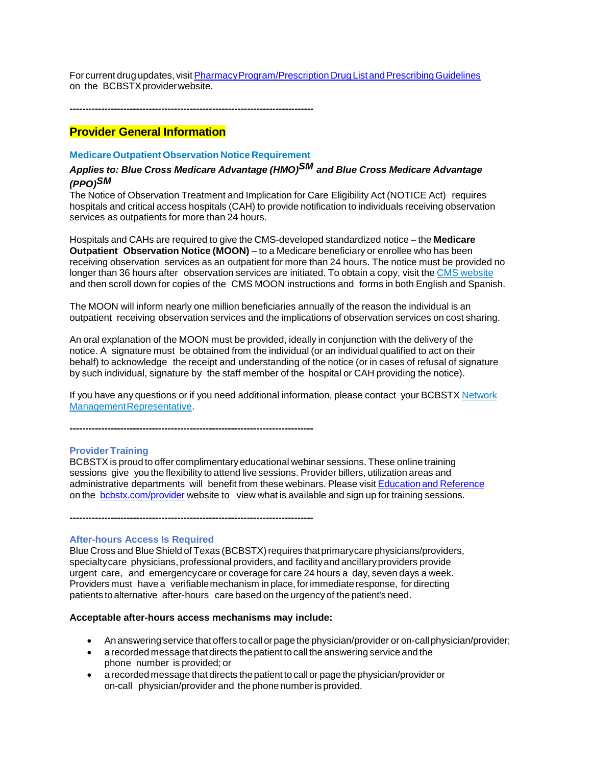For current drug updates, visit Pharmacy Program/Prescription Drug List and Prescribing Guidelines on the BCBSTX provider website.

---------------------------------------------------------------------------

## Provider General Information

### Medicare Outpatient Observation Notice Requirement

***Applies to: Blue Cross Medicare Advantage (HMO)SM and Blue Cross Medicare Advantage (PPO)SM***

The Notice of Observation Treatment and Implication for Care Eligibility Act (NOTICE Act) requires hospitals and critical access hospitals (CAH) to provide notification to individuals receiving observation services as outpatients for more than 24 hours.

Hospitals and CAHs are required to give the CMS-developed standardized notice – the **Medicare Outpatient Observation Notice (MOON)** – to a Medicare beneficiary or enrollee who has been receiving observation services as an outpatient for more than 24 hours. The notice must be provided no longer than 36 hours after observation services are initiated. To obtain a copy, visit the CMS website and then scroll down for copies of the CMS MOON instructions and forms in both English and Spanish.

The MOON will inform nearly one million beneficiaries annually of the reason the individual is an outpatient receiving observation services and the implications of observation services on cost sharing.

An oral explanation of the MOON must be provided, ideally in conjunction with the delivery of the notice. A signature must be obtained from the individual (or an individual qualified to act on their behalf) to acknowledge the receipt and understanding of the notice (or in cases of refusal of signature by such individual, signature by the staff member of the hospital or CAH providing the notice).

If you have any questions or if you need additional information, please contact your BCBSTX Network Management Representative.

---------------------------------------------------------------------------

### Provider Training

BCBSTX is proud to offer complimentary educational webinar sessions. These online training sessions give you the flexibility to attend live sessions. Provider billers, utilization areas and administrative departments will benefit from these webinars. Please visit Education and Reference on the bcbstx.com/provider website to view what is available and sign up for training sessions.

---------------------------------------------------------------------------

### After-hours Access Is Required

Blue Cross and Blue Shield of Texas (BCBSTX) requires that primary care physicians/providers, specialty care physicians, professional providers, and facility and ancillary providers provide urgent care, and emergency care or coverage for care 24 hours a day, seven days a week. Providers must have a verifiable mechanism in place, for immediate response, for directing patients to alternative after-hours care based on the urgency of the patient's need.

**Acceptable after-hours access mechanisms may include:**

- An answering service that offers to call or page the physician/provider or on-call physician/provider;
- a recorded message that directs the patient to call the answering service and the phone number is provided; or
- a recorded message that directs the patient to call or page the physician/provider or on-call physician/provider and the phone number is provided.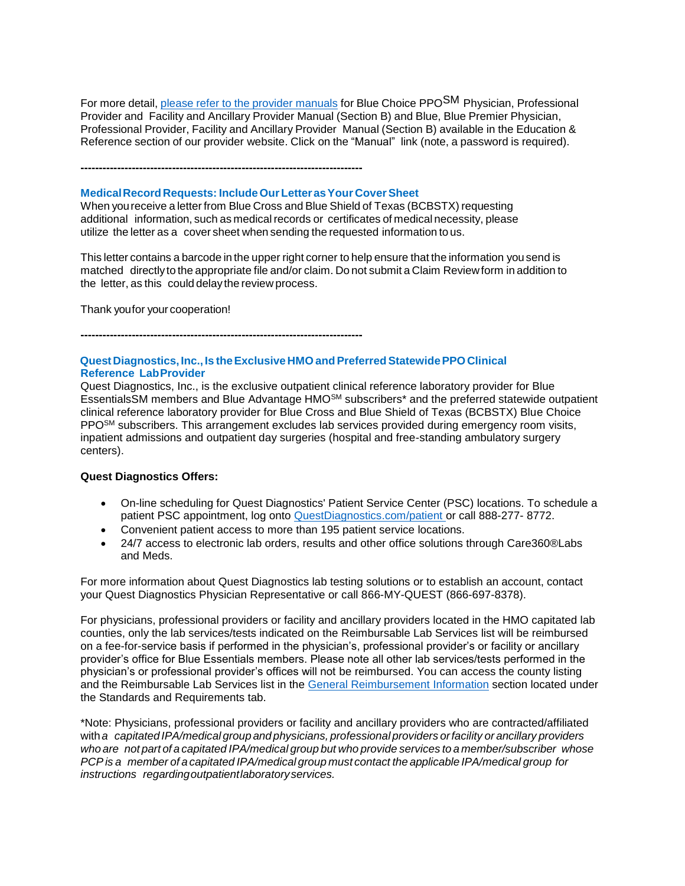For more detail, [please refer to the provider manuals](#) for Blue Choice PPO[SM] Physician, Professional Provider and Facility and Ancillary Provider Manual (Section B) and Blue, Blue Premier Physician, Professional Provider, Facility and Ancillary Provider Manual (Section B) available in the Education & Reference section of our provider website. Click on the “Manual” link (note, a password is required).

---

### Medical Record Requests: Include Our Letter as Your Cover Sheet

When you receive a letter from Blue Cross and Blue Shield of Texas (BCBSTX) requesting additional information, such as medical records or certificates of medical necessity, please utilize the letter as a cover sheet when sending the requested information to us.

This letter contains a barcode in the upper right corner to help ensure that the information you send is matched directly to the appropriate file and/or claim. Do not submit a Claim Review form in addition to the letter, as this could delay the review process.

Thank you for your cooperation!

---

### Quest Diagnostics, Inc., Is the Exclusive HMO and Preferred Statewide PPO Clinical Reference Lab Provider

Quest Diagnostics, Inc., is the exclusive outpatient clinical reference laboratory provider for Blue EssentialsSM members and Blue Advantage HMO[SM] subscribers* and the preferred statewide outpatient clinical reference laboratory provider for Blue Cross and Blue Shield of Texas (BCBSTX) Blue Choice PPO[SM] subscribers. This arrangement excludes lab services provided during emergency room visits, inpatient admissions and outpatient day surgeries (hospital and free-standing ambulatory surgery centers).

**Quest Diagnostics Offers:**

- On-line scheduling for Quest Diagnostics' Patient Service Center (PSC) locations. To schedule a patient PSC appointment, log onto [QuestDiagnostics.com/patient](#) or call 888-277- 8772.
- Convenient patient access to more than 195 patient service locations.
- 24/7 access to electronic lab orders, results and other office solutions through Care360®Labs and Meds.

For more information about Quest Diagnostics lab testing solutions or to establish an account, contact your Quest Diagnostics Physician Representative or call 866-MY-QUEST (866-697-8378).

For physicians, professional providers or facility and ancillary providers located in the HMO capitated lab counties, only the lab services/tests indicated on the Reimbursable Lab Services list will be reimbursed on a fee-for-service basis if performed in the physician’s, professional provider’s or facility or ancillary provider’s office for Blue Essentials members. Please note all other lab services/tests performed in the physician’s or professional provider’s offices will not be reimbursed. You can access the county listing and the Reimbursable Lab Services list in the [General Reimbursement Information](#) section located under the Standards and Requirements tab.

*Note: Physicians, professional providers or facility and ancillary providers who are contracted/affiliated with *a capitated IPA/medical group and physicians, professional providers or facility or ancillary providers who are not part of a capitated IPA/medical group but who provide services to a member/subscriber whose PCP is a member of a capitated IPA/medical group must contact the applicable IPA/medical group for instructions regarding outpatient laboratory services.*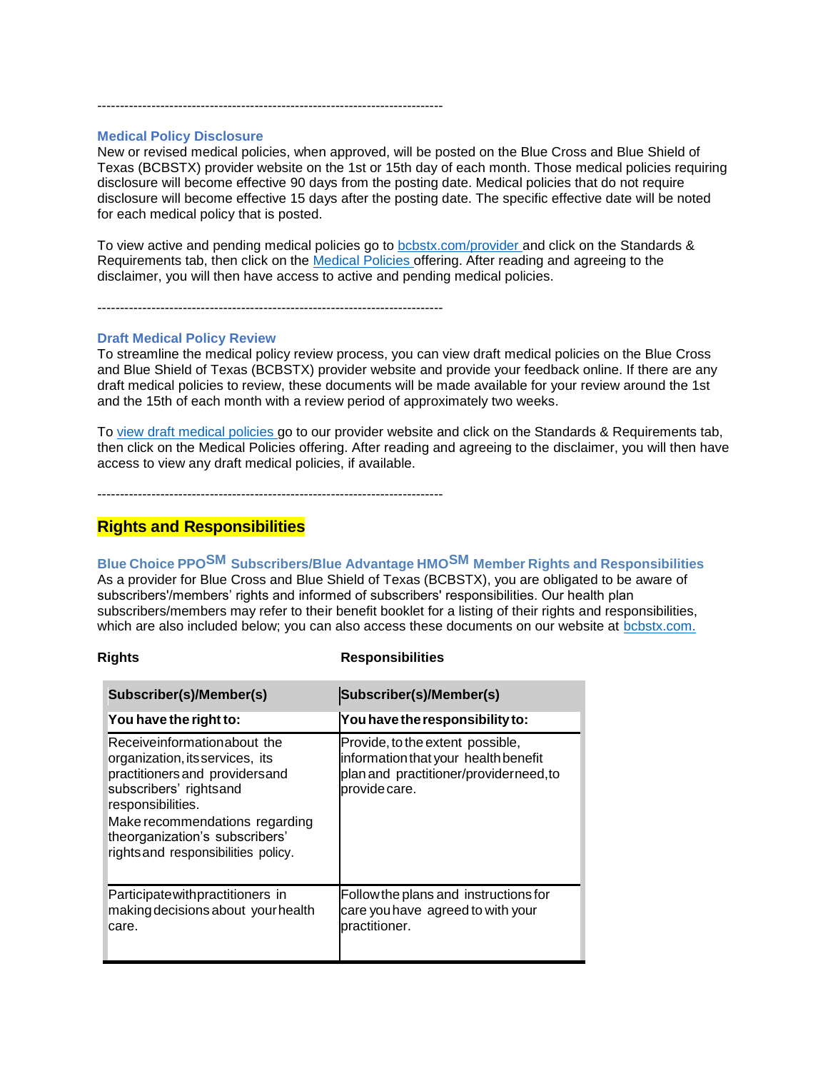---

### Medical Policy Disclosure

New or revised medical policies, when approved, will be posted on the Blue Cross and Blue Shield of Texas (BCBSTX) provider website on the 1st or 15th day of each month. Those medical policies requiring disclosure will become effective 90 days from the posting date. Medical policies that do not require disclosure will become effective 15 days after the posting date. The specific effective date will be noted for each medical policy that is posted.

To view active and pending medical policies go to bcbstx.com/provider and click on the Standards & Requirements tab, then click on the Medical Policies offering. After reading and agreeing to the disclaimer, you will then have access to active and pending medical policies.

---

### Draft Medical Policy Review

To streamline the medical policy review process, you can view draft medical policies on the Blue Cross and Blue Shield of Texas (BCBSTX) provider website and provide your feedback online. If there are any draft medical policies to review, these documents will be made available for your review around the 1st and the 15th of each month with a review period of approximately two weeks.

To view draft medical policies go to our provider website and click on the Standards & Requirements tab, then click on the Medical Policies offering. After reading and agreeing to the disclaimer, you will then have access to view any draft medical policies, if available.

---

## Rights and Responsibilities

### Blue Choice PPO[SM] Subscribers/Blue Advantage HMO[SM] Member Rights and Responsibilities

As a provider for Blue Cross and Blue Shield of Texas (BCBSTX), you are obligated to be aware of subscribers'/members' rights and informed of subscribers' responsibilities. Our health plan subscribers/members may refer to their benefit booklet for a listing of their rights and responsibilities, which are also included below; you can also access these documents on our website at bcbstx.com.

**Rights** | **Responsibilities**

| Subscriber(s)/Member(s) | Subscriber(s)/Member(s) |
|---|---|
| **You have the right to:** | **You have the responsibility to:** |
| Receive information about the organization, its services, its practitioners and providers and subscribers' rights and responsibilities.<br>Make recommendations regarding the organization's subscribers' rights and responsibilities policy. | Provide, to the extent possible, information that your health benefit plan and practitioner/provider need, to provide care. |
| Participate with practitioners in making decisions about your health care. | Follow the plans and instructions for care you have agreed to with your practitioner. |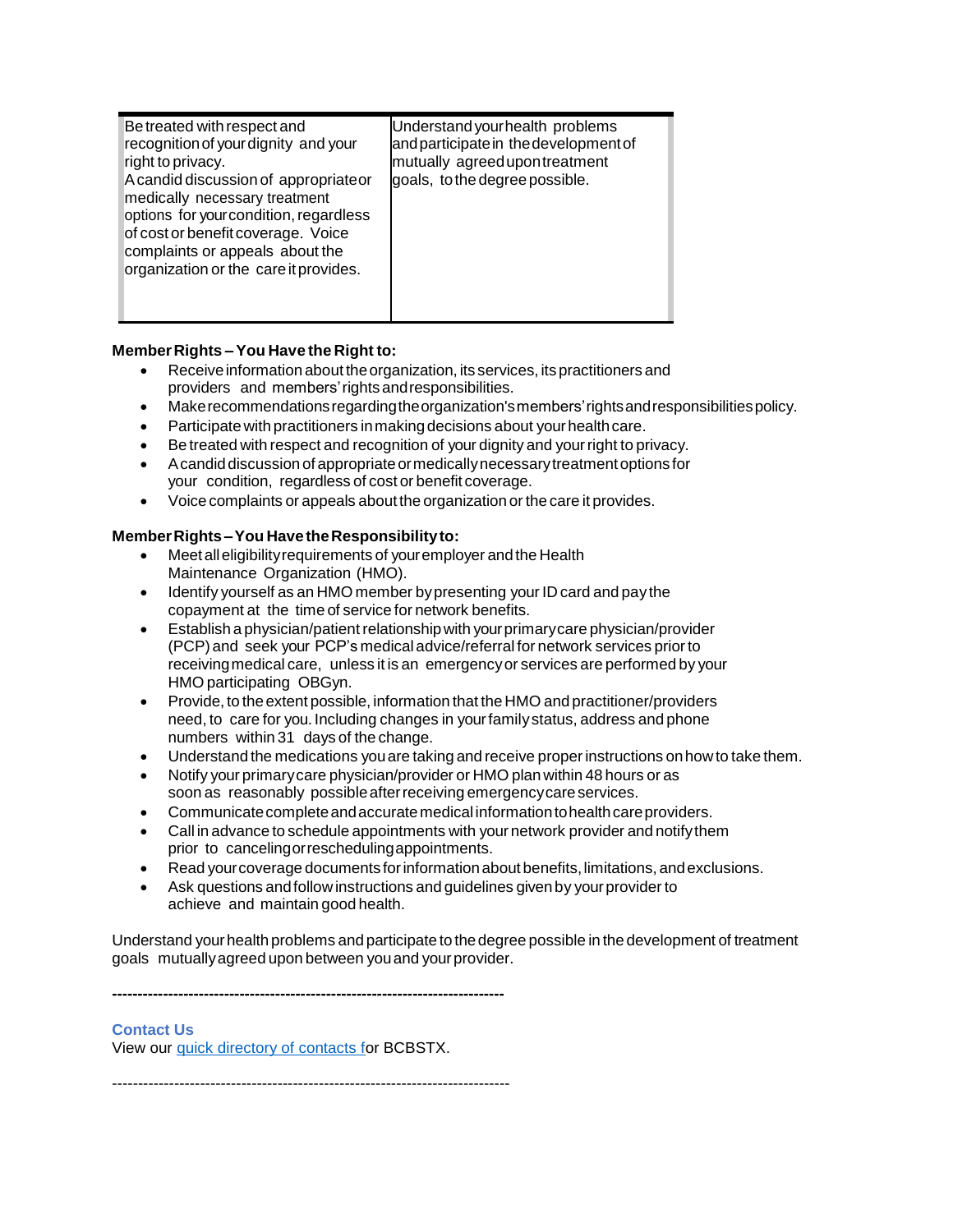| | |
|---|---|
| Be treated with respect and recognition of your dignity and your right to privacy.<br>A candid discussion of appropriate or medically necessary treatment options for your condition, regardless of cost or benefit coverage. Voice complaints or appeals about the organization or the care it provides. | Understand your health problems and participate in the development of mutually agreed upon treatment goals, to the degree possible. |

**Member Rights – You Have the Right to:**

- Receive information about the organization, its services, its practitioners and providers and members' rights and responsibilities.
- Make recommendations regarding the organization's members' rights and responsibilities policy.
- Participate with practitioners in making decisions about your health care.
- Be treated with respect and recognition of your dignity and your right to privacy.
- A candid discussion of appropriate or medically necessary treatment options for your condition, regardless of cost or benefit coverage.
- Voice complaints or appeals about the organization or the care it provides.

**Member Rights – You Have the Responsibility to:**

- Meet all eligibility requirements of your employer and the Health Maintenance Organization (HMO).
- Identify yourself as an HMO member by presenting your ID card and pay the copayment at the time of service for network benefits.
- Establish a physician/patient relationship with your primary care physician/provider (PCP) and seek your PCP's medical advice/referral for network services prior to receiving medical care, unless it is an emergency or services are performed by your HMO participating OBGyn.
- Provide, to the extent possible, information that the HMO and practitioner/providers need, to care for you. Including changes in your family status, address and phone numbers within 31 days of the change.
- Understand the medications you are taking and receive proper instructions on how to take them.
- Notify your primary care physician/provider or HMO plan within 48 hours or as soon as reasonably possible after receiving emergency care services.
- Communicate complete and accurate medical information to health care providers.
- Call in advance to schedule appointments with your network provider and notify them prior to canceling or rescheduling appointments.
- Read your coverage documents for information about benefits, limitations, and exclusions.
- Ask questions and follow instructions and guidelines given by your provider to achieve and maintain good health.

Understand your health problems and participate to the degree possible in the development of treatment goals mutually agreed upon between you and your provider.

**---------------------------------------------------------------------------**

**Contact Us**

View our quick directory of contacts for BCBSTX.

---------------------------------------------------------------------------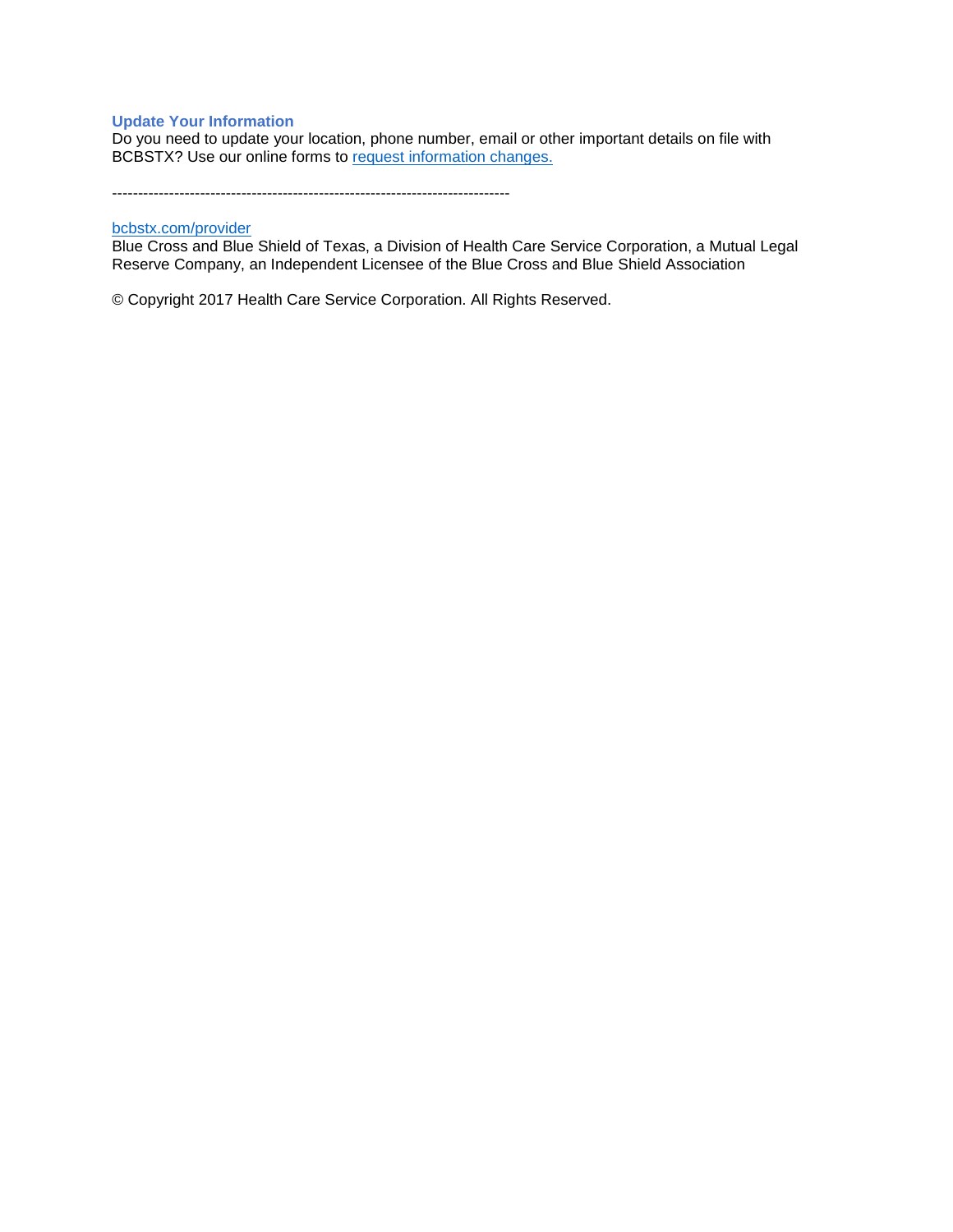### Update Your Information

Do you need to update your location, phone number, email or other important details on file with BCBSTX? Use our online forms to request information changes.

----------------------------------------------------------------------------

bcbstx.com/provider

Blue Cross and Blue Shield of Texas, a Division of Health Care Service Corporation, a Mutual Legal Reserve Company, an Independent Licensee of the Blue Cross and Blue Shield Association

© Copyright 2017 Health Care Service Corporation. All Rights Reserved.